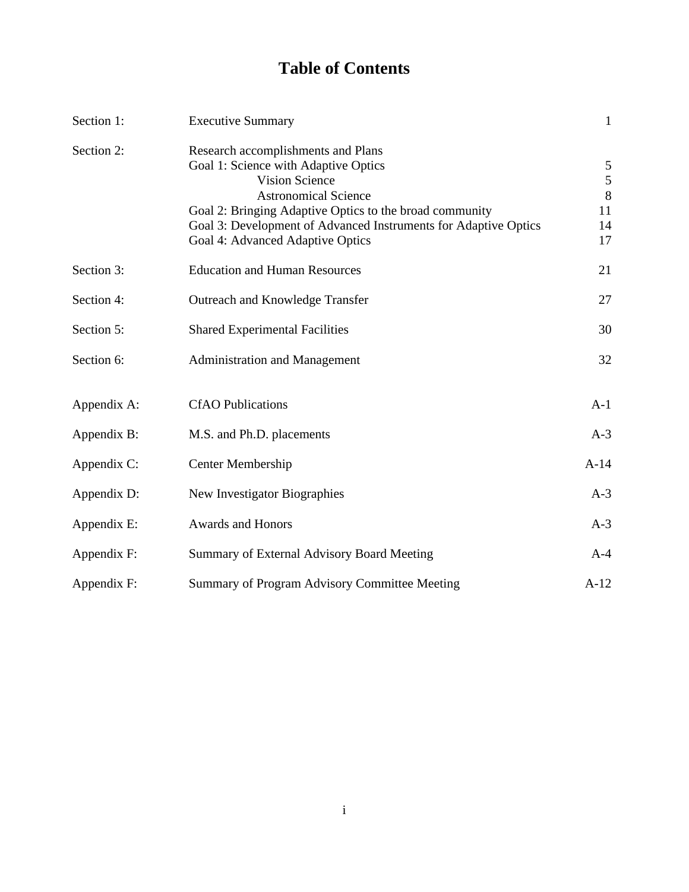# Table of Contents

| | | |
|---|---|---|
| Section 1: | Executive Summary | 1 |
| Section 2: | Research accomplishments and Plans | |
| | Goal 1: Science with Adaptive Optics | 5 |
| | Vision Science | 5 |
| | Astronomical Science | 8 |
| | Goal 2: Bringing Adaptive Optics to the broad community | 11 |
| | Goal 3: Development of Advanced Instruments for Adaptive Optics | 14 |
| | Goal 4: Advanced Adaptive Optics | 17 |
| Section 3: | Education and Human Resources | 21 |
| Section 4: | Outreach and Knowledge Transfer | 27 |
| Section 5: | Shared Experimental Facilities | 30 |
| Section 6: | Administration and Management | 32 |
| Appendix A: | CfAO Publications | A-1 |
| Appendix B: | M.S. and Ph.D. placements | A-3 |
| Appendix C: | Center Membership | A-14 |
| Appendix D: | New Investigator Biographies | A-3 |
| Appendix E: | Awards and Honors | A-3 |
| Appendix F: | Summary of External Advisory Board Meeting | A-4 |
| Appendix F: | Summary of Program Advisory Committee Meeting | A-12 |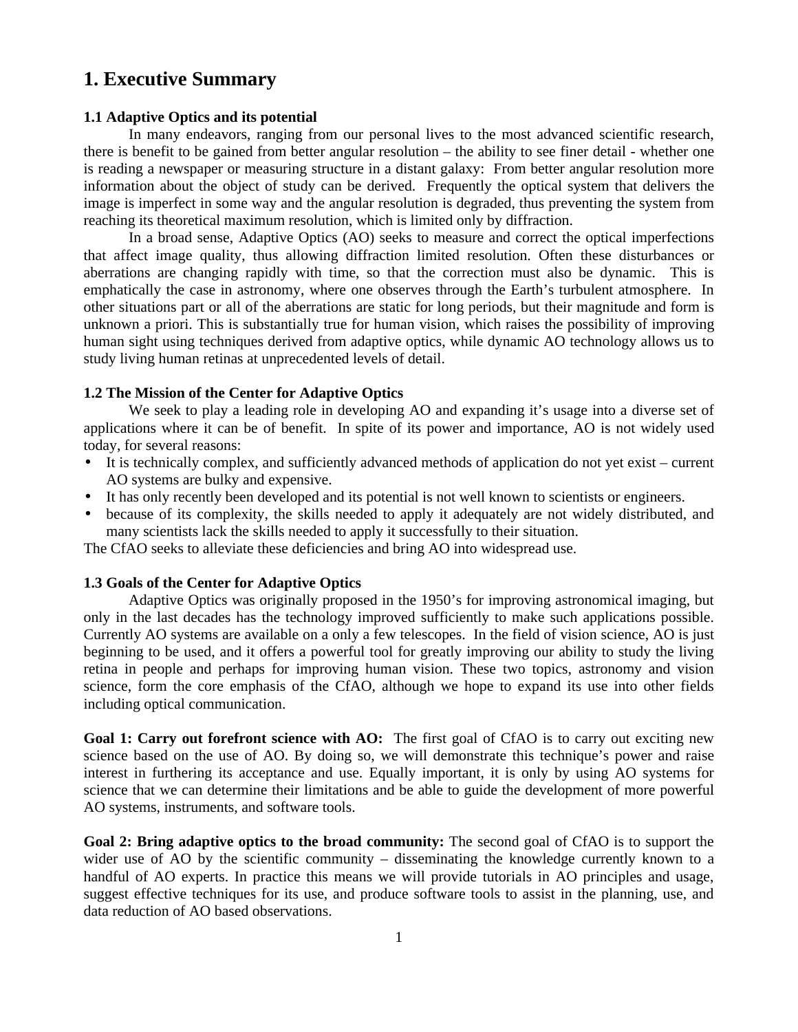# 1. Executive Summary

### 1.1 Adaptive Optics and its potential

In many endeavors, ranging from our personal lives to the most advanced scientific research, there is benefit to be gained from better angular resolution – the ability to see finer detail - whether one is reading a newspaper or measuring structure in a distant galaxy: From better angular resolution more information about the object of study can be derived. Frequently the optical system that delivers the image is imperfect in some way and the angular resolution is degraded, thus preventing the system from reaching its theoretical maximum resolution, which is limited only by diffraction.

In a broad sense, Adaptive Optics (AO) seeks to measure and correct the optical imperfections that affect image quality, thus allowing diffraction limited resolution. Often these disturbances or aberrations are changing rapidly with time, so that the correction must also be dynamic. This is emphatically the case in astronomy, where one observes through the Earth's turbulent atmosphere. In other situations part or all of the aberrations are static for long periods, but their magnitude and form is unknown a priori. This is substantially true for human vision, which raises the possibility of improving human sight using techniques derived from adaptive optics, while dynamic AO technology allows us to study living human retinas at unprecedented levels of detail.

### 1.2 The Mission of the Center for Adaptive Optics

We seek to play a leading role in developing AO and expanding it's usage into a diverse set of applications where it can be of benefit. In spite of its power and importance, AO is not widely used today, for several reasons:

- It is technically complex, and sufficiently advanced methods of application do not yet exist – current AO systems are bulky and expensive.
- It has only recently been developed and its potential is not well known to scientists or engineers.
- because of its complexity, the skills needed to apply it adequately are not widely distributed, and many scientists lack the skills needed to apply it successfully to their situation.

The CfAO seeks to alleviate these deficiencies and bring AO into widespread use.

### 1.3 Goals of the Center for Adaptive Optics

Adaptive Optics was originally proposed in the 1950's for improving astronomical imaging, but only in the last decades has the technology improved sufficiently to make such applications possible. Currently AO systems are available on a only a few telescopes. In the field of vision science, AO is just beginning to be used, and it offers a powerful tool for greatly improving our ability to study the living retina in people and perhaps for improving human vision. These two topics, astronomy and vision science, form the core emphasis of the CfAO, although we hope to expand its use into other fields including optical communication.

**Goal 1: Carry out forefront science with AO:** The first goal of CfAO is to carry out exciting new science based on the use of AO. By doing so, we will demonstrate this technique's power and raise interest in furthering its acceptance and use. Equally important, it is only by using AO systems for science that we can determine their limitations and be able to guide the development of more powerful AO systems, instruments, and software tools.

**Goal 2: Bring adaptive optics to the broad community:** The second goal of CfAO is to support the wider use of AO by the scientific community – disseminating the knowledge currently known to a handful of AO experts. In practice this means we will provide tutorials in AO principles and usage, suggest effective techniques for its use, and produce software tools to assist in the planning, use, and data reduction of AO based observations.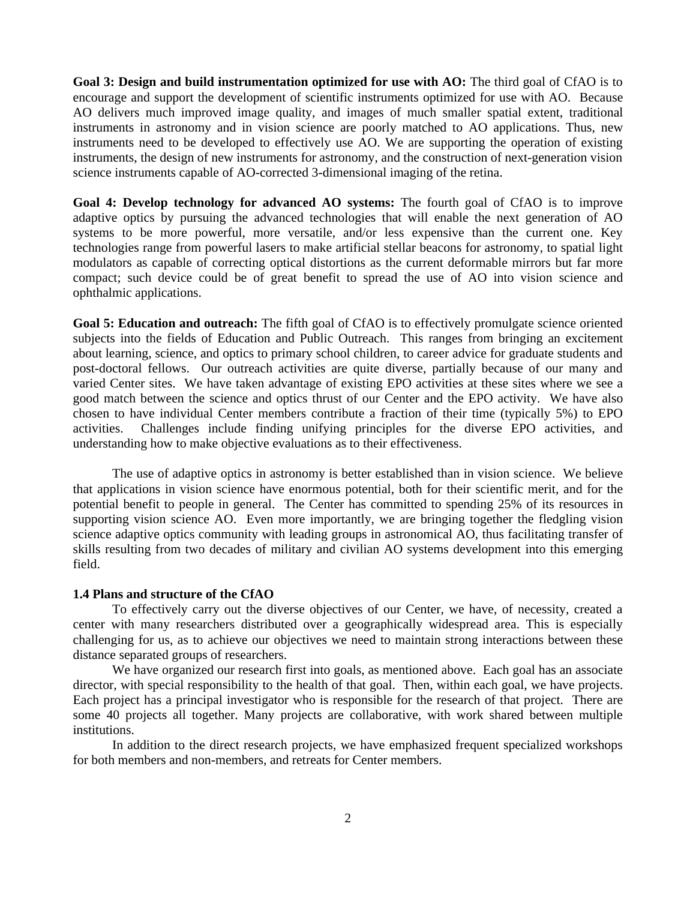**Goal 3: Design and build instrumentation optimized for use with AO:** The third goal of CfAO is to encourage and support the development of scientific instruments optimized for use with AO. Because AO delivers much improved image quality, and images of much smaller spatial extent, traditional instruments in astronomy and in vision science are poorly matched to AO applications. Thus, new instruments need to be developed to effectively use AO. We are supporting the operation of existing instruments, the design of new instruments for astronomy, and the construction of next-generation vision science instruments capable of AO-corrected 3-dimensional imaging of the retina.

**Goal 4: Develop technology for advanced AO systems:** The fourth goal of CfAO is to improve adaptive optics by pursuing the advanced technologies that will enable the next generation of AO systems to be more powerful, more versatile, and/or less expensive than the current one. Key technologies range from powerful lasers to make artificial stellar beacons for astronomy, to spatial light modulators as capable of correcting optical distortions as the current deformable mirrors but far more compact; such device could be of great benefit to spread the use of AO into vision science and ophthalmic applications.

**Goal 5: Education and outreach:** The fifth goal of CfAO is to effectively promulgate science oriented subjects into the fields of Education and Public Outreach. This ranges from bringing an excitement about learning, science, and optics to primary school children, to career advice for graduate students and post-doctoral fellows. Our outreach activities are quite diverse, partially because of our many and varied Center sites. We have taken advantage of existing EPO activities at these sites where we see a good match between the science and optics thrust of our Center and the EPO activity. We have also chosen to have individual Center members contribute a fraction of their time (typically 5%) to EPO activities. Challenges include finding unifying principles for the diverse EPO activities, and understanding how to make objective evaluations as to their effectiveness.

The use of adaptive optics in astronomy is better established than in vision science. We believe that applications in vision science have enormous potential, both for their scientific merit, and for the potential benefit to people in general. The Center has committed to spending 25% of its resources in supporting vision science AO. Even more importantly, we are bringing together the fledgling vision science adaptive optics community with leading groups in astronomical AO, thus facilitating transfer of skills resulting from two decades of military and civilian AO systems development into this emerging field.

### 1.4 Plans and structure of the CfAO

To effectively carry out the diverse objectives of our Center, we have, of necessity, created a center with many researchers distributed over a geographically widespread area. This is especially challenging for us, as to achieve our objectives we need to maintain strong interactions between these distance separated groups of researchers.

We have organized our research first into goals, as mentioned above. Each goal has an associate director, with special responsibility to the health of that goal. Then, within each goal, we have projects. Each project has a principal investigator who is responsible for the research of that project. There are some 40 projects all together. Many projects are collaborative, with work shared between multiple institutions.

In addition to the direct research projects, we have emphasized frequent specialized workshops for both members and non-members, and retreats for Center members.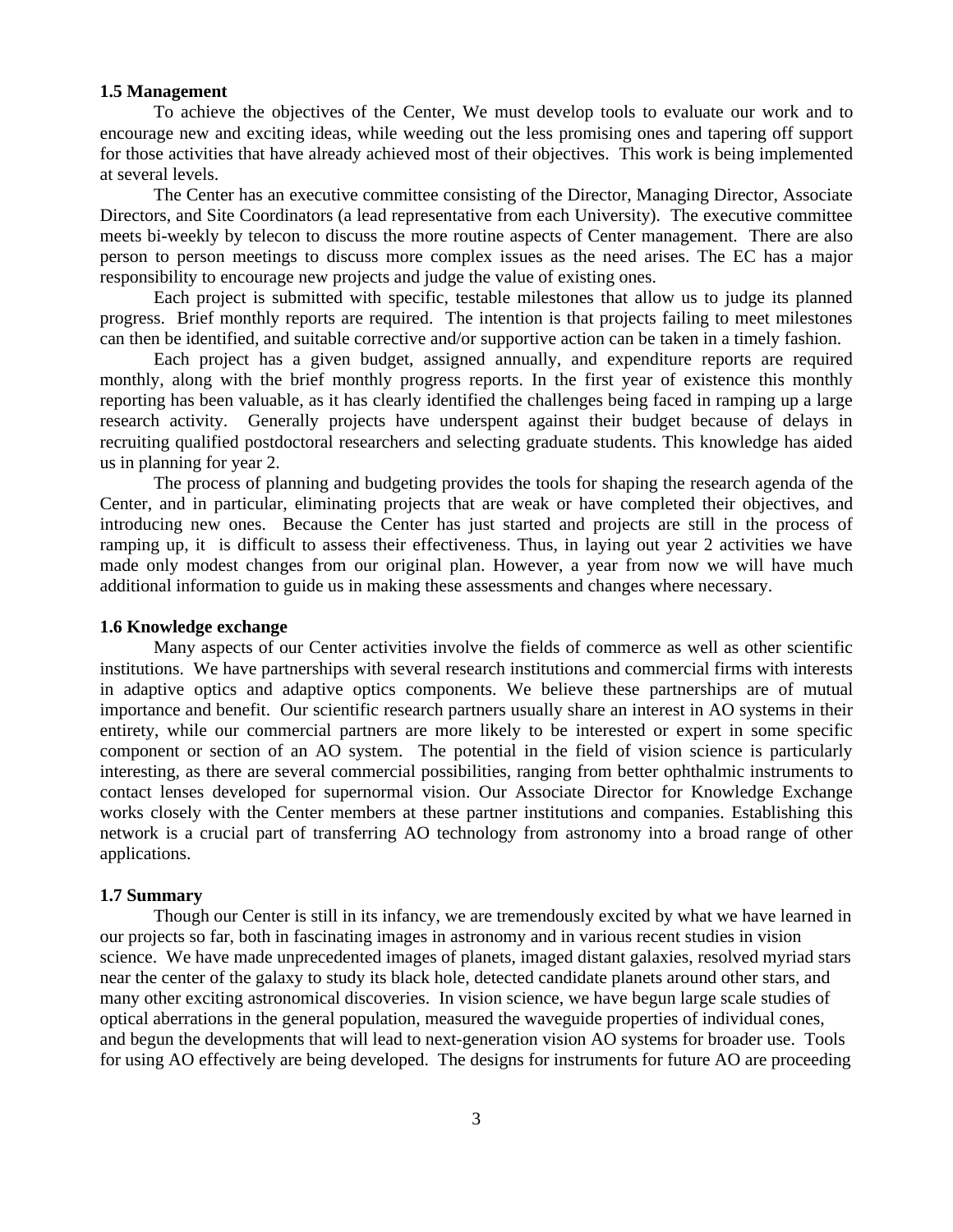### 1.5 Management

To achieve the objectives of the Center, We must develop tools to evaluate our work and to encourage new and exciting ideas, while weeding out the less promising ones and tapering off support for those activities that have already achieved most of their objectives. This work is being implemented at several levels.

The Center has an executive committee consisting of the Director, Managing Director, Associate Directors, and Site Coordinators (a lead representative from each University). The executive committee meets bi-weekly by telecon to discuss the more routine aspects of Center management. There are also person to person meetings to discuss more complex issues as the need arises. The EC has a major responsibility to encourage new projects and judge the value of existing ones.

Each project is submitted with specific, testable milestones that allow us to judge its planned progress. Brief monthly reports are required. The intention is that projects failing to meet milestones can then be identified, and suitable corrective and/or supportive action can be taken in a timely fashion.

Each project has a given budget, assigned annually, and expenditure reports are required monthly, along with the brief monthly progress reports. In the first year of existence this monthly reporting has been valuable, as it has clearly identified the challenges being faced in ramping up a large research activity. Generally projects have underspent against their budget because of delays in recruiting qualified postdoctoral researchers and selecting graduate students. This knowledge has aided us in planning for year 2.

The process of planning and budgeting provides the tools for shaping the research agenda of the Center, and in particular, eliminating projects that are weak or have completed their objectives, and introducing new ones. Because the Center has just started and projects are still in the process of ramping up, it is difficult to assess their effectiveness. Thus, in laying out year 2 activities we have made only modest changes from our original plan. However, a year from now we will have much additional information to guide us in making these assessments and changes where necessary.

### 1.6 Knowledge exchange

Many aspects of our Center activities involve the fields of commerce as well as other scientific institutions. We have partnerships with several research institutions and commercial firms with interests in adaptive optics and adaptive optics components. We believe these partnerships are of mutual importance and benefit. Our scientific research partners usually share an interest in AO systems in their entirety, while our commercial partners are more likely to be interested or expert in some specific component or section of an AO system. The potential in the field of vision science is particularly interesting, as there are several commercial possibilities, ranging from better ophthalmic instruments to contact lenses developed for supernormal vision. Our Associate Director for Knowledge Exchange works closely with the Center members at these partner institutions and companies. Establishing this network is a crucial part of transferring AO technology from astronomy into a broad range of other applications.

### 1.7 Summary

Though our Center is still in its infancy, we are tremendously excited by what we have learned in our projects so far, both in fascinating images in astronomy and in various recent studies in vision science. We have made unprecedented images of planets, imaged distant galaxies, resolved myriad stars near the center of the galaxy to study its black hole, detected candidate planets around other stars, and many other exciting astronomical discoveries. In vision science, we have begun large scale studies of optical aberrations in the general population, measured the waveguide properties of individual cones, and begun the developments that will lead to next-generation vision AO systems for broader use. Tools for using AO effectively are being developed. The designs for instruments for future AO are proceeding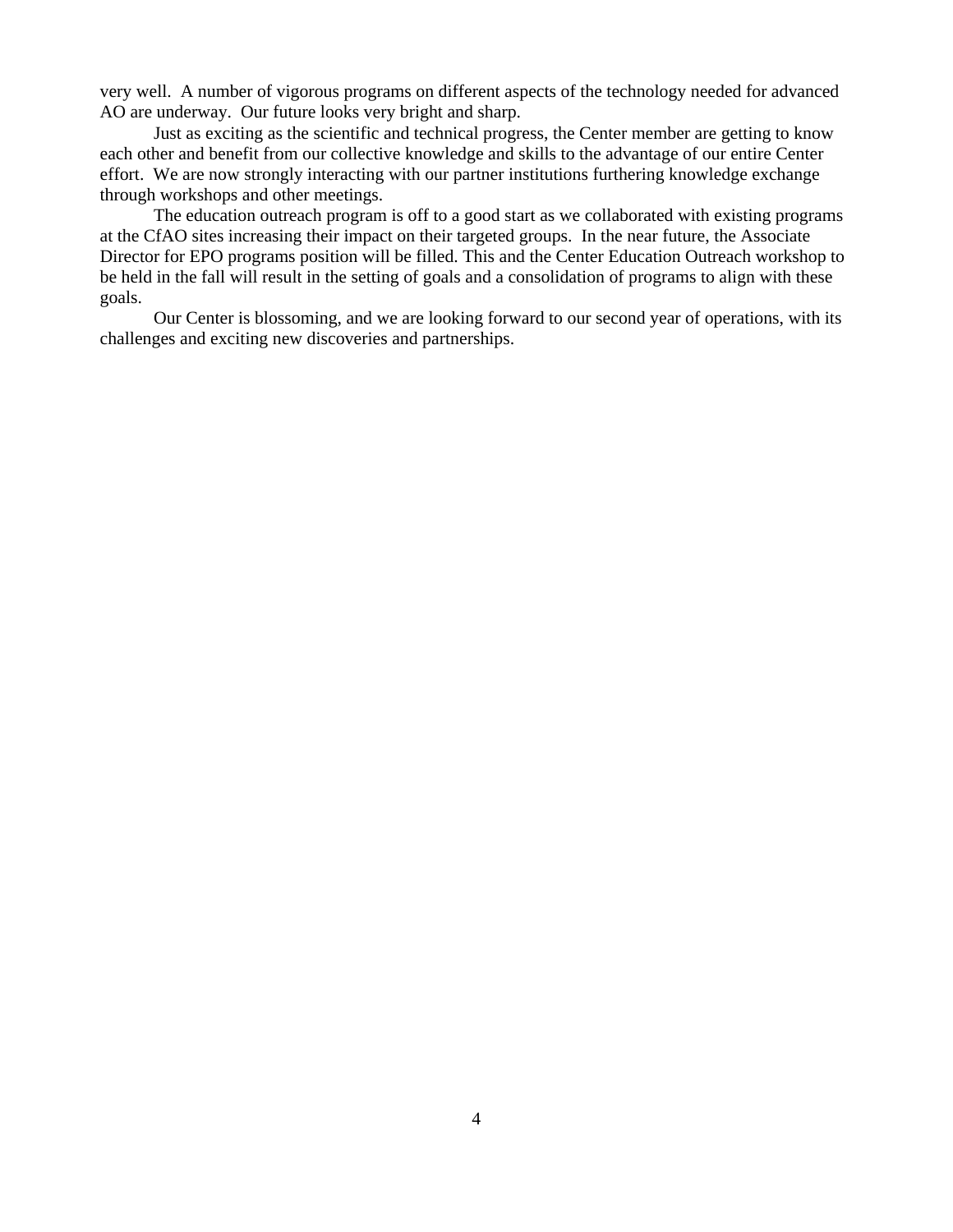very well. A number of vigorous programs on different aspects of the technology needed for advanced AO are underway. Our future looks very bright and sharp.

Just as exciting as the scientific and technical progress, the Center member are getting to know each other and benefit from our collective knowledge and skills to the advantage of our entire Center effort. We are now strongly interacting with our partner institutions furthering knowledge exchange through workshops and other meetings.

The education outreach program is off to a good start as we collaborated with existing programs at the CfAO sites increasing their impact on their targeted groups. In the near future, the Associate Director for EPO programs position will be filled. This and the Center Education Outreach workshop to be held in the fall will result in the setting of goals and a consolidation of programs to align with these goals.

Our Center is blossoming, and we are looking forward to our second year of operations, with its challenges and exciting new discoveries and partnerships.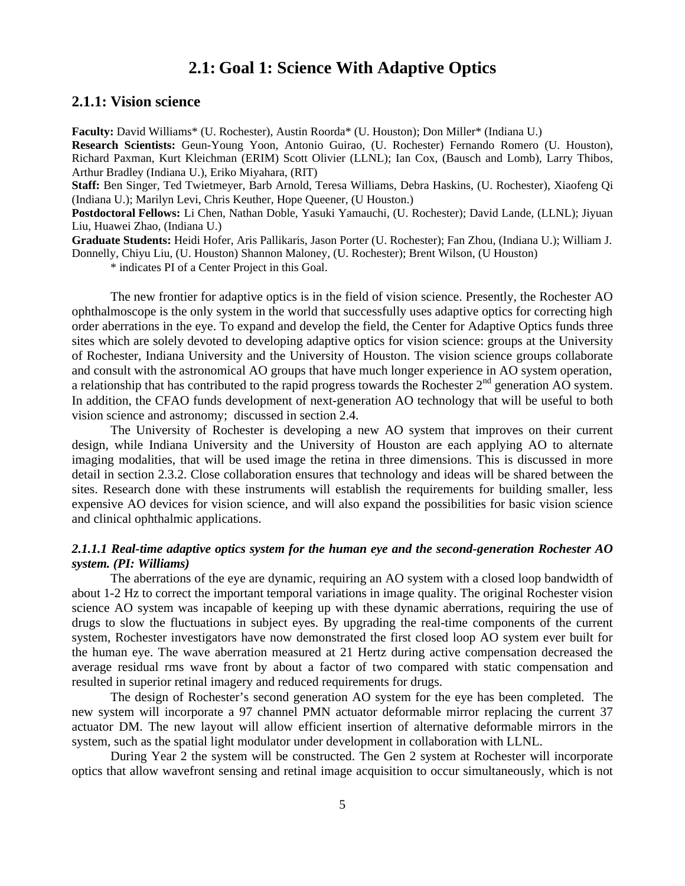## 2.1: Goal 1: Science With Adaptive Optics

### 2.1.1: Vision science

**Faculty:** David Williams* (U. Rochester), Austin Roorda* (U. Houston); Don Miller* (Indiana U.)
**Research Scientists:** Geun-Young Yoon, Antonio Guirao, (U. Rochester) Fernando Romero (U. Houston), Richard Paxman, Kurt Kleichman (ERIM) Scott Olivier (LLNL); Ian Cox, (Bausch and Lomb), Larry Thibos, Arthur Bradley (Indiana U.), Eriko Miyahara, (RIT)
**Staff:** Ben Singer, Ted Twietmeyer, Barb Arnold, Teresa Williams, Debra Haskins, (U. Rochester), Xiaofeng Qi (Indiana U.); Marilyn Levi, Chris Keuther, Hope Queener, (U Houston.)
**Postdoctoral Fellows:** Li Chen, Nathan Doble, Yasuki Yamauchi, (U. Rochester); David Lande, (LLNL); Jiyuan Liu, Huawei Zhao, (Indiana U.)
**Graduate Students:** Heidi Hofer, Aris Pallikaris, Jason Porter (U. Rochester); Fan Zhou, (Indiana U.); William J. Donnelly, Chiyu Liu, (U. Houston) Shannon Maloney, (U. Rochester); Brent Wilson, (U Houston)
\* indicates PI of a Center Project in this Goal.

The new frontier for adaptive optics is in the field of vision science. Presently, the Rochester AO ophthalmoscope is the only system in the world that successfully uses adaptive optics for correcting high order aberrations in the eye. To expand and develop the field, the Center for Adaptive Optics funds three sites which are solely devoted to developing adaptive optics for vision science: groups at the University of Rochester, Indiana University and the University of Houston. The vision science groups collaborate and consult with the astronomical AO groups that have much longer experience in AO system operation, a relationship that has contributed to the rapid progress towards the Rochester 2nd generation AO system. In addition, the CFAO funds development of next-generation AO technology that will be useful to both vision science and astronomy; discussed in section 2.4.

The University of Rochester is developing a new AO system that improves on their current design, while Indiana University and the University of Houston are each applying AO to alternate imaging modalities, that will be used image the retina in three dimensions. This is discussed in more detail in section 2.3.2. Close collaboration ensures that technology and ideas will be shared between the sites. Research done with these instruments will establish the requirements for building smaller, less expensive AO devices for vision science, and will also expand the possibilities for basic vision science and clinical ophthalmic applications.

#### *2.1.1.1 Real-time adaptive optics system for the human eye and the second-generation Rochester AO system. (PI: Williams)*

The aberrations of the eye are dynamic, requiring an AO system with a closed loop bandwidth of about 1-2 Hz to correct the important temporal variations in image quality. The original Rochester vision science AO system was incapable of keeping up with these dynamic aberrations, requiring the use of drugs to slow the fluctuations in subject eyes. By upgrading the real-time components of the current system, Rochester investigators have now demonstrated the first closed loop AO system ever built for the human eye. The wave aberration measured at 21 Hertz during active compensation decreased the average residual rms wave front by about a factor of two compared with static compensation and resulted in superior retinal imagery and reduced requirements for drugs.

The design of Rochester's second generation AO system for the eye has been completed. The new system will incorporate a 97 channel PMN actuator deformable mirror replacing the current 37 actuator DM. The new layout will allow efficient insertion of alternative deformable mirrors in the system, such as the spatial light modulator under development in collaboration with LLNL.

During Year 2 the system will be constructed. The Gen 2 system at Rochester will incorporate optics that allow wavefront sensing and retinal image acquisition to occur simultaneously, which is not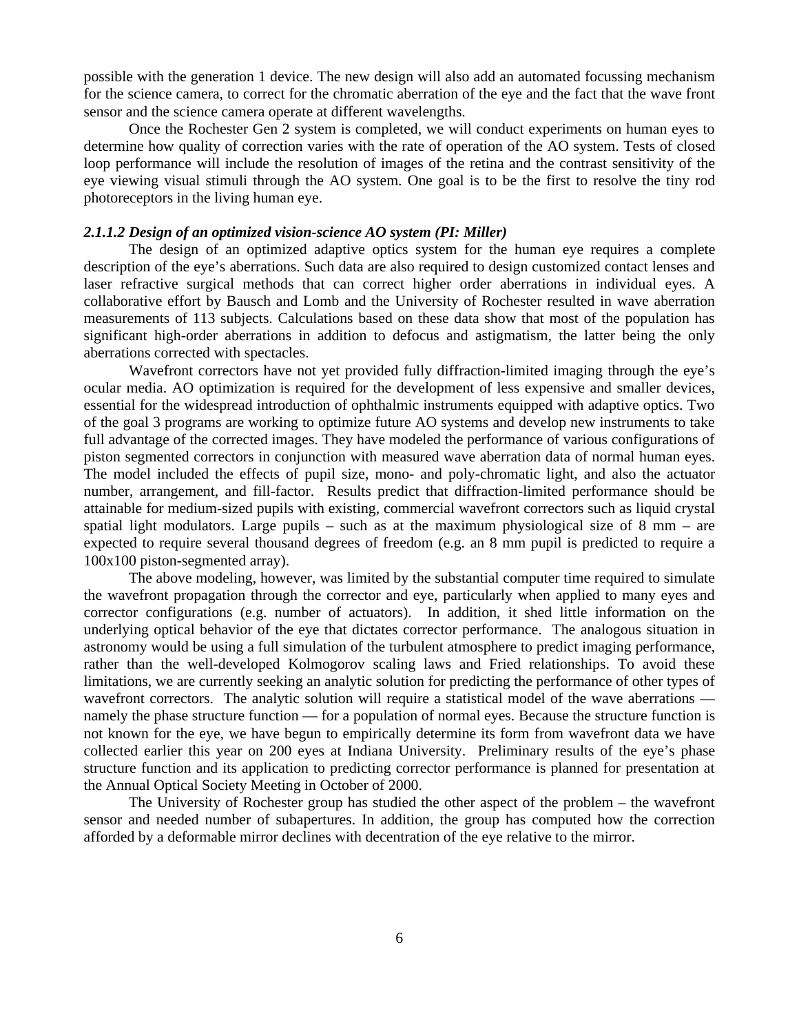possible with the generation 1 device. The new design will also add an automated focussing mechanism for the science camera, to correct for the chromatic aberration of the eye and the fact that the wave front sensor and the science camera operate at different wavelengths.

Once the Rochester Gen 2 system is completed, we will conduct experiments on human eyes to determine how quality of correction varies with the rate of operation of the AO system. Tests of closed loop performance will include the resolution of images of the retina and the contrast sensitivity of the eye viewing visual stimuli through the AO system. One goal is to be the first to resolve the tiny rod photoreceptors in the living human eye.

#### *2.1.1.2 Design of an optimized vision-science AO system (PI: Miller)*

The design of an optimized adaptive optics system for the human eye requires a complete description of the eye's aberrations. Such data are also required to design customized contact lenses and laser refractive surgical methods that can correct higher order aberrations in individual eyes. A collaborative effort by Bausch and Lomb and the University of Rochester resulted in wave aberration measurements of 113 subjects. Calculations based on these data show that most of the population has significant high-order aberrations in addition to defocus and astigmatism, the latter being the only aberrations corrected with spectacles.

Wavefront correctors have not yet provided fully diffraction-limited imaging through the eye's ocular media. AO optimization is required for the development of less expensive and smaller devices, essential for the widespread introduction of ophthalmic instruments equipped with adaptive optics. Two of the goal 3 programs are working to optimize future AO systems and develop new instruments to take full advantage of the corrected images. They have modeled the performance of various configurations of piston segmented correctors in conjunction with measured wave aberration data of normal human eyes. The model included the effects of pupil size, mono- and poly-chromatic light, and also the actuator number, arrangement, and fill-factor. Results predict that diffraction-limited performance should be attainable for medium-sized pupils with existing, commercial wavefront correctors such as liquid crystal spatial light modulators. Large pupils – such as at the maximum physiological size of 8 mm – are expected to require several thousand degrees of freedom (e.g. an 8 mm pupil is predicted to require a 100x100 piston-segmented array).

The above modeling, however, was limited by the substantial computer time required to simulate the wavefront propagation through the corrector and eye, particularly when applied to many eyes and corrector configurations (e.g. number of actuators). In addition, it shed little information on the underlying optical behavior of the eye that dictates corrector performance. The analogous situation in astronomy would be using a full simulation of the turbulent atmosphere to predict imaging performance, rather than the well-developed Kolmogorov scaling laws and Fried relationships. To avoid these limitations, we are currently seeking an analytic solution for predicting the performance of other types of wavefront correctors. The analytic solution will require a statistical model of the wave aberrations — namely the phase structure function — for a population of normal eyes. Because the structure function is not known for the eye, we have begun to empirically determine its form from wavefront data we have collected earlier this year on 200 eyes at Indiana University. Preliminary results of the eye's phase structure function and its application to predicting corrector performance is planned for presentation at the Annual Optical Society Meeting in October of 2000.

The University of Rochester group has studied the other aspect of the problem – the wavefront sensor and needed number of subapertures. In addition, the group has computed how the correction afforded by a deformable mirror declines with decentration of the eye relative to the mirror.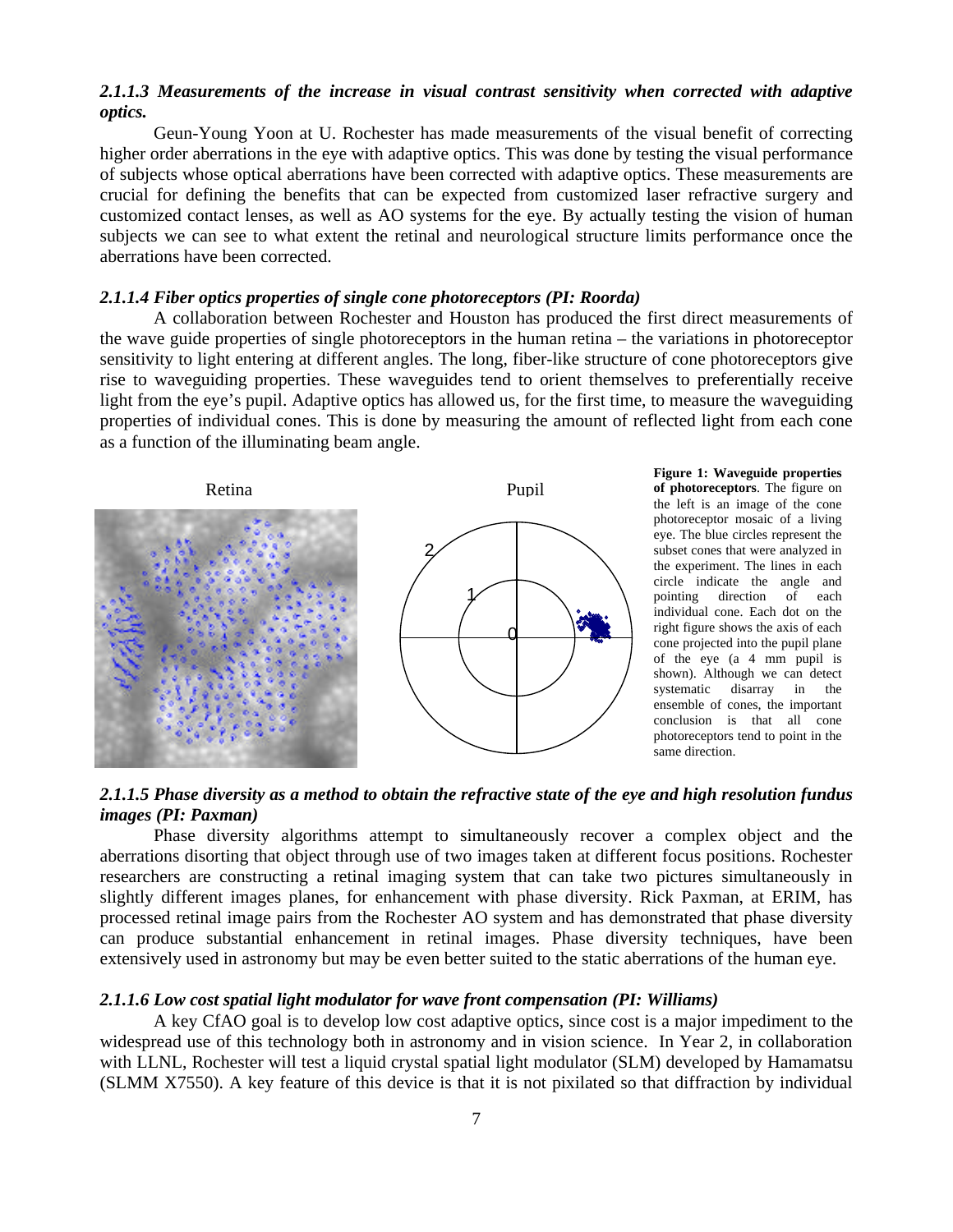#### *2.1.1.3 Measurements of the increase in visual contrast sensitivity when corrected with adaptive optics.*

Geun-Young Yoon at U. Rochester has made measurements of the visual benefit of correcting higher order aberrations in the eye with adaptive optics. This was done by testing the visual performance of subjects whose optical aberrations have been corrected with adaptive optics. These measurements are crucial for defining the benefits that can be expected from customized laser refractive surgery and customized contact lenses, as well as AO systems for the eye. By actually testing the vision of human subjects we can see to what extent the retinal and neurological structure limits performance once the aberrations have been corrected.

#### *2.1.1.4 Fiber optics properties of single cone photoreceptors (PI: Roorda)*

A collaboration between Rochester and Houston has produced the first direct measurements of the wave guide properties of single photoreceptors in the human retina – the variations in photoreceptor sensitivity to light entering at different angles. The long, fiber-like structure of cone photoreceptors give rise to waveguiding properties. These waveguides tend to orient themselves to preferentially receive light from the eye's pupil. Adaptive optics has allowed us, for the first time, to measure the waveguiding properties of individual cones. This is done by measuring the amount of reflected light from each cone as a function of the illuminating beam angle.

**Figure 1: Waveguide properties of photoreceptors**. The figure on the left is an image of the cone photoreceptor mosaic of a living eye. The blue circles represent the subset cones that were analyzed in the experiment. The lines in each circle indicate the angle and pointing direction of each individual cone. Each dot on the right figure shows the axis of each cone projected into the pupil plane of the eye (a 4 mm pupil is shown). Although we can detect systematic disarray in the ensemble of cones, the important conclusion is that all cone photoreceptors tend to point in the same direction.

#### *2.1.1.5 Phase diversity as a method to obtain the refractive state of the eye and high resolution fundus images (PI: Paxman)*

Phase diversity algorithms attempt to simultaneously recover a complex object and the aberrations disorting that object through use of two images taken at different focus positions. Rochester researchers are constructing a retinal imaging system that can take two pictures simultaneously in slightly different images planes, for enhancement with phase diversity. Rick Paxman, at ERIM, has processed retinal image pairs from the Rochester AO system and has demonstrated that phase diversity can produce substantial enhancement in retinal images. Phase diversity techniques, have been extensively used in astronomy but may be even better suited to the static aberrations of the human eye.

#### *2.1.1.6 Low cost spatial light modulator for wave front compensation (PI: Williams)*

A key CfAO goal is to develop low cost adaptive optics, since cost is a major impediment to the widespread use of this technology both in astronomy and in vision science. In Year 2, in collaboration with LLNL, Rochester will test a liquid crystal spatial light modulator (SLM) developed by Hamamatsu (SLMM X7550). A key feature of this device is that it is not pixilated so that diffraction by individual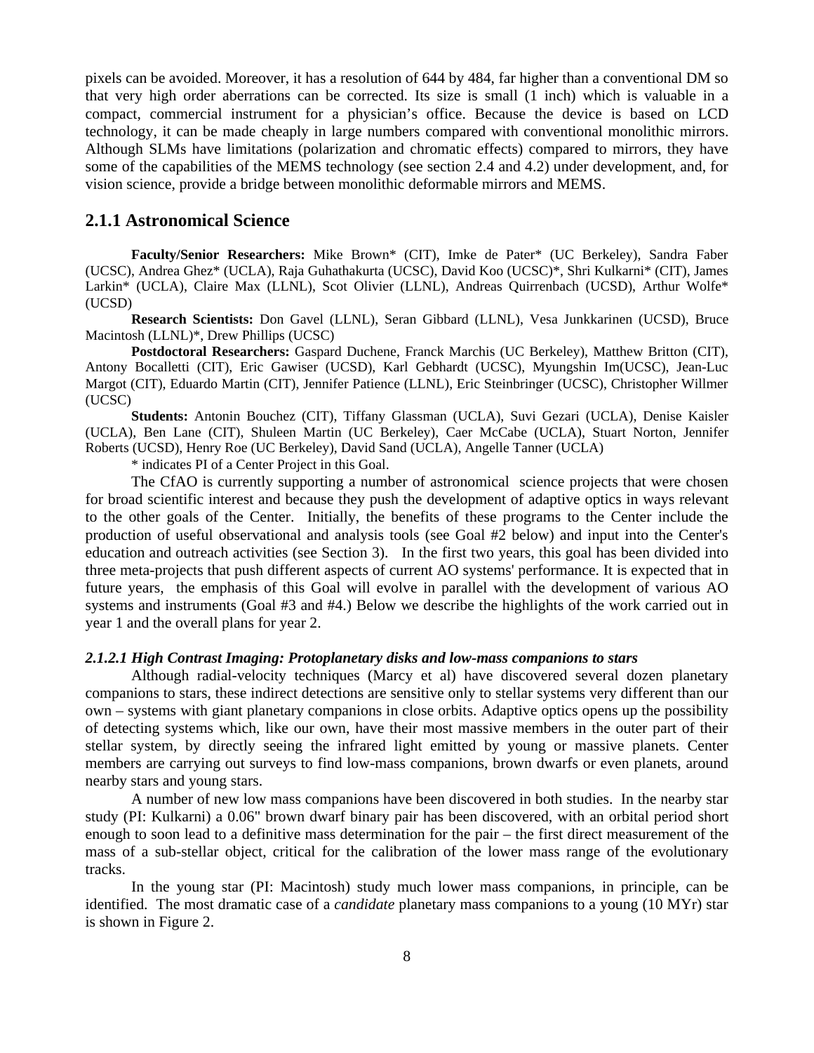pixels can be avoided. Moreover, it has a resolution of 644 by 484, far higher than a conventional DM so that very high order aberrations can be corrected. Its size is small (1 inch) which is valuable in a compact, commercial instrument for a physician's office. Because the device is based on LCD technology, it can be made cheaply in large numbers compared with conventional monolithic mirrors. Although SLMs have limitations (polarization and chromatic effects) compared to mirrors, they have some of the capabilities of the MEMS technology (see section 2.4 and 4.2) under development, and, for vision science, provide a bridge between monolithic deformable mirrors and MEMS.

## 2.1.1 Astronomical Science

**Faculty/Senior Researchers:** Mike Brown* (CIT), Imke de Pater* (UC Berkeley), Sandra Faber (UCSC), Andrea Ghez* (UCLA), Raja Guhathakurta (UCSC), David Koo (UCSC)*, Shri Kulkarni* (CIT), James Larkin* (UCLA), Claire Max (LLNL), Scot Olivier (LLNL), Andreas Quirrenbach (UCSD), Arthur Wolfe* (UCSD)

**Research Scientists:** Don Gavel (LLNL), Seran Gibbard (LLNL), Vesa Junkkarinen (UCSD), Bruce Macintosh (LLNL)*, Drew Phillips (UCSC)

**Postdoctoral Researchers:** Gaspard Duchene, Franck Marchis (UC Berkeley), Matthew Britton (CIT), Antony Bocalletti (CIT), Eric Gawiser (UCSD), Karl Gebhardt (UCSC), Myungshin Im(UCSC), Jean-Luc Margot (CIT), Eduardo Martin (CIT), Jennifer Patience (LLNL), Eric Steinbringer (UCSC), Christopher Willmer (UCSC)

**Students:** Antonin Bouchez (CIT), Tiffany Glassman (UCLA), Suvi Gezari (UCLA), Denise Kaisler (UCLA), Ben Lane (CIT), Shuleen Martin (UC Berkeley), Caer McCabe (UCLA), Stuart Norton, Jennifer Roberts (UCSD), Henry Roe (UC Berkeley), David Sand (UCLA), Angelle Tanner (UCLA)

* indicates PI of a Center Project in this Goal.

The CfAO is currently supporting a number of astronomical science projects that were chosen for broad scientific interest and because they push the development of adaptive optics in ways relevant to the other goals of the Center. Initially, the benefits of these programs to the Center include the production of useful observational and analysis tools (see Goal #2 below) and input into the Center's education and outreach activities (see Section 3). In the first two years, this goal has been divided into three meta-projects that push different aspects of current AO systems' performance. It is expected that in future years, the emphasis of this Goal will evolve in parallel with the development of various AO systems and instruments (Goal #3 and #4.) Below we describe the highlights of the work carried out in year 1 and the overall plans for year 2.

### *2.1.2.1 High Contrast Imaging: Protoplanetary disks and low-mass companions to stars*

Although radial-velocity techniques (Marcy et al) have discovered several dozen planetary companions to stars, these indirect detections are sensitive only to stellar systems very different than our own – systems with giant planetary companions in close orbits. Adaptive optics opens up the possibility of detecting systems which, like our own, have their most massive members in the outer part of their stellar system, by directly seeing the infrared light emitted by young or massive planets. Center members are carrying out surveys to find low-mass companions, brown dwarfs or even planets, around nearby stars and young stars.

A number of new low mass companions have been discovered in both studies. In the nearby star study (PI: Kulkarni) a 0.06" brown dwarf binary pair has been discovered, with an orbital period short enough to soon lead to a definitive mass determination for the pair – the first direct measurement of the mass of a sub-stellar object, critical for the calibration of the lower mass range of the evolutionary tracks.

In the young star (PI: Macintosh) study much lower mass companions, in principle, can be identified. The most dramatic case of a *candidate* planetary mass companions to a young (10 MYr) star is shown in Figure 2.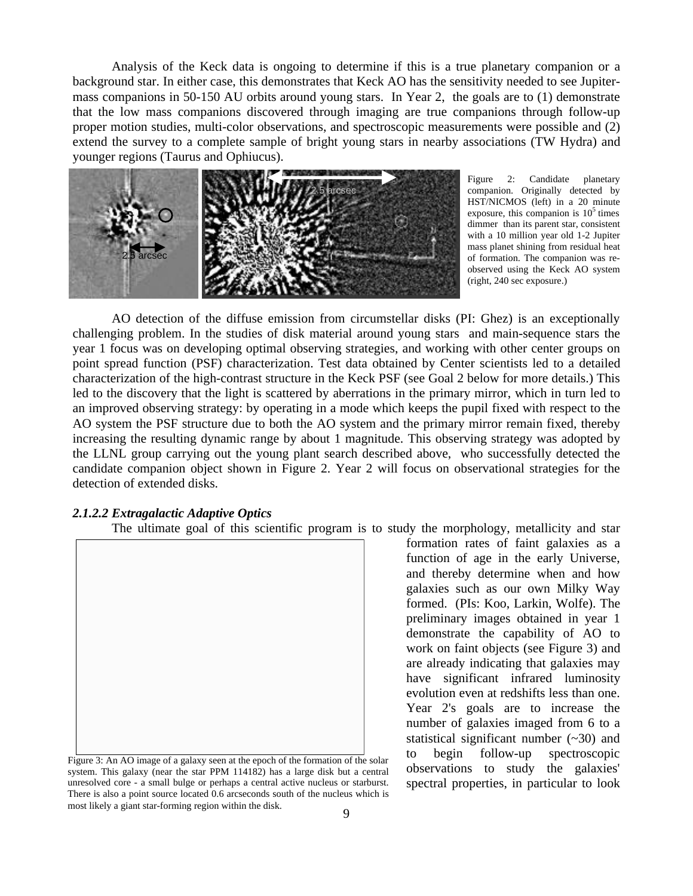Analysis of the Keck data is ongoing to determine if this is a true planetary companion or a background star. In either case, this demonstrates that Keck AO has the sensitivity needed to see Jupiter-mass companions in 50-150 AU orbits around young stars. In Year 2, the goals are to (1) demonstrate that the low mass companions discovered through imaging are true companions through follow-up proper motion studies, multi-color observations, and spectroscopic measurements were possible and (2) extend the survey to a complete sample of bright young stars in nearby associations (TW Hydra) and younger regions (Taurus and Ophiucus).

Figure 2: Candidate planetary companion. Originally detected by HST/NICMOS (left) in a 20 minute exposure, this companion is $10^5$ times dimmer than its parent star, consistent with a 10 million year old 1-2 Jupiter mass planet shining from residual heat of formation. The companion was re-observed using the Keck AO system (right, 240 sec exposure.)

AO detection of the diffuse emission from circumstellar disks (PI: Ghez) is an exceptionally challenging problem. In the studies of disk material around young stars and main-sequence stars the year 1 focus was on developing optimal observing strategies, and working with other center groups on point spread function (PSF) characterization. Test data obtained by Center scientists led to a detailed characterization of the high-contrast structure in the Keck PSF (see Goal 2 below for more details.) This led to the discovery that the light is scattered by aberrations in the primary mirror, which in turn led to an improved observing strategy: by operating in a mode which keeps the pupil fixed with respect to the AO system the PSF structure due to both the AO system and the primary mirror remain fixed, thereby increasing the resulting dynamic range by about 1 magnitude. This observing strategy was adopted by the LLNL group carrying out the young plant search described above, who successfully detected the candidate companion object shown in Figure 2. Year 2 will focus on observational strategies for the detection of extended disks.

***2.1.2.2 Extragalactic Adaptive Optics***

The ultimate goal of this scientific program is to study the morphology, metallicity and star formation rates of faint galaxies as a function of age in the early Universe, and thereby determine when and how galaxies such as our own Milky Way formed. (PIs: Koo, Larkin, Wolfe). The preliminary images obtained in year 1 demonstrate the capability of AO to work on faint objects (see Figure 3) and are already indicating that galaxies may have significant infrared luminosity evolution even at redshifts less than one. Year 2's goals are to increase the number of galaxies imaged from 6 to a statistical significant number (~30) and to begin follow-up spectroscopic observations to study the galaxies' spectral properties, in particular to look

Figure 3: An AO image of a galaxy seen at the epoch of the formation of the solar system. This galaxy (near the star PPM 114182) has a large disk but a central unresolved core - a small bulge or perhaps a central active nucleus or starburst. There is also a point source located 0.6 arcseconds south of the nucleus which is most likely a giant star-forming region within the disk.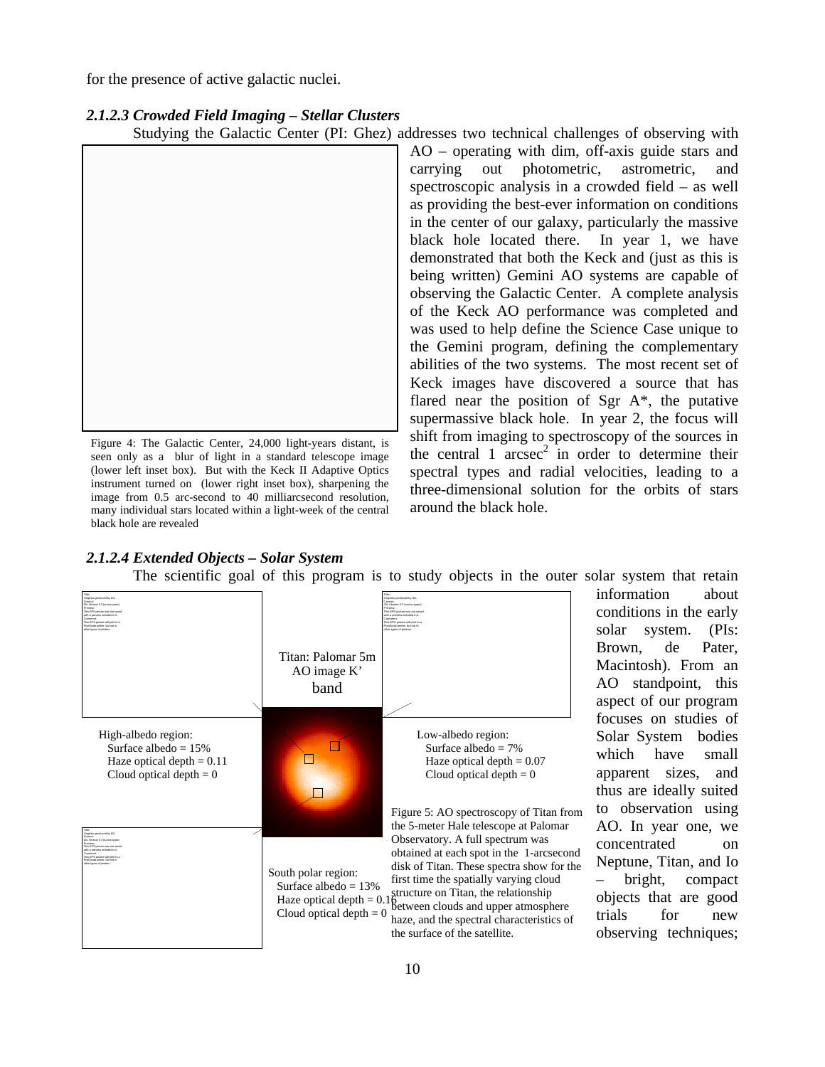for the presence of active galactic nuclei.

### *2.1.2.3 Crowded Field Imaging – Stellar Clusters*

Studying the Galactic Center (PI: Ghez) addresses two technical challenges of observing with AO – operating with dim, off-axis guide stars and carrying out photometric, astrometric, and spectroscopic analysis in a crowded field – as well as providing the best-ever information on conditions in the center of our galaxy, particularly the massive black hole located there. In year 1, we have demonstrated that both the Keck and (just as this is being written) Gemini AO systems are capable of observing the Galactic Center. A complete analysis of the Keck AO performance was completed and was used to help define the Science Case unique to the Gemini program, defining the complementary abilities of the two systems. The most recent set of Keck images have discovered a source that has flared near the position of Sgr A*, the putative supermassive black hole. In year 2, the focus will shift from imaging to spectroscopy of the sources in the central 1 $arcsec^2$ in order to determine their spectral types and radial velocities, leading to a three-dimensional solution for the orbits of stars around the black hole.

Figure 4: The Galactic Center, 24,000 light-years distant, is seen only as a blur of light in a standard telescope image (lower left inset box). But with the Keck II Adaptive Optics instrument turned on (lower right inset box), sharpening the image from 0.5 arc-second to 40 milliarcsecond resolution, many individual stars located within a light-week of the central black hole are revealed

### *2.1.2.4 Extended Objects – Solar System*

The scientific goal of this program is to study objects in the outer solar system that retain information about conditions in the early solar system. (PIs: Brown, de Pater, Macintosh). From an AO standpoint, this aspect of our program focuses on studies of Solar System bodies which have small apparent sizes, and thus are ideally suited to observation using AO. In year one, we concentrated on Neptune, Titan, and Io – bright, compact objects that are good trials for new observing techniques;

Titan: Palomar 5m AO image K' band

High-albedo region:
Surface albedo = 15%
Haze optical depth = 0.11
Cloud optical depth = 0

Low-albedo region:
Surface albedo = 7%
Haze optical depth = 0.07
Cloud optical depth = 0

South polar region:
Surface albedo = 13%
Haze optical depth = 0.16
Cloud optical depth = 0

Figure 5: AO spectroscopy of Titan from the 5-meter Hale telescope at Palomar Observatory. A full spectrum was obtained at each spot in the 1-arcsecond disk of Titan. These spectra show for the first time the spatially varying cloud structure on Titan, the relationship between clouds and upper atmosphere haze, and the spectral characteristics of the surface of the satellite.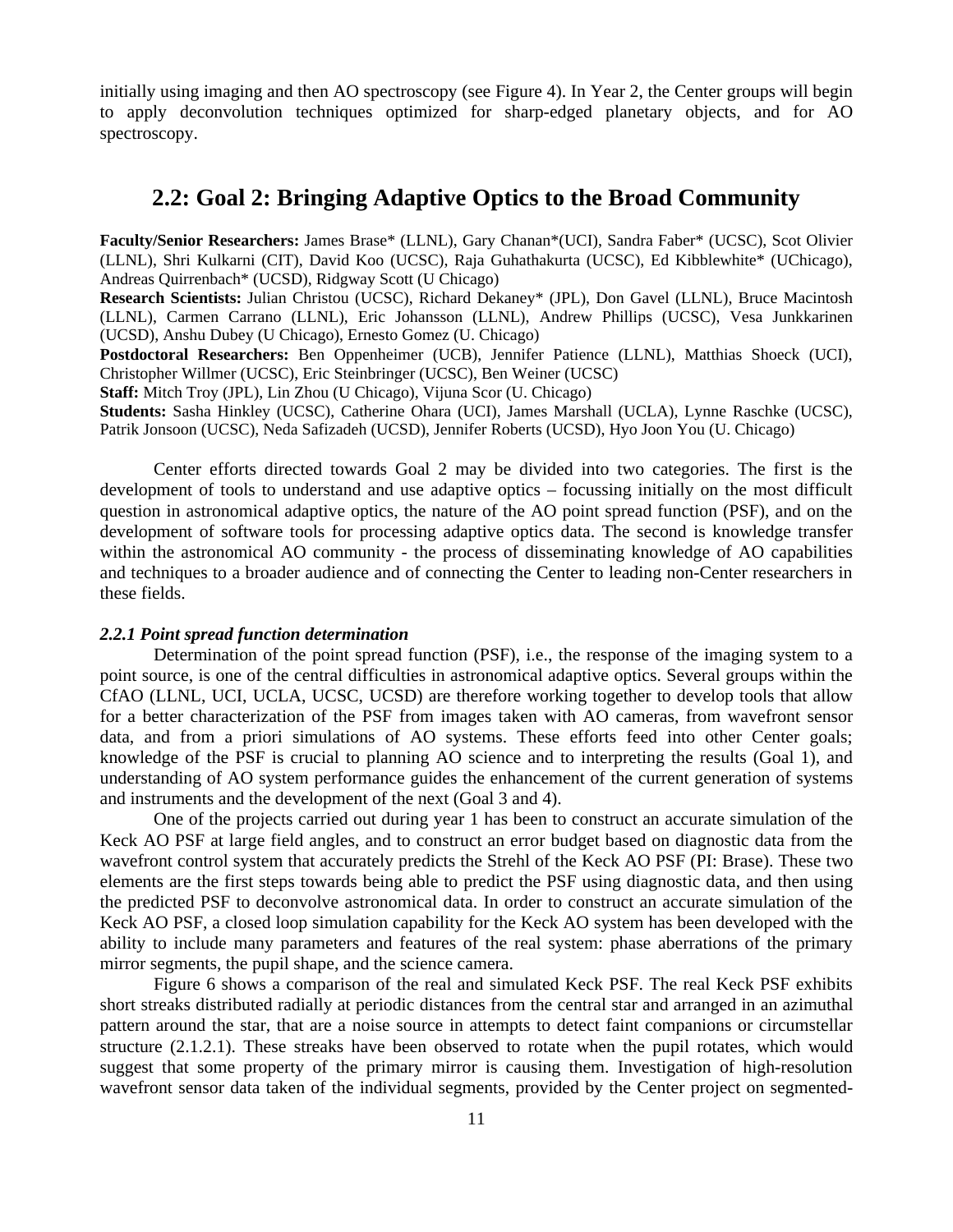initially using imaging and then AO spectroscopy (see Figure 4). In Year 2, the Center groups will begin to apply deconvolution techniques optimized for sharp-edged planetary objects, and for AO spectroscopy.

## 2.2: Goal 2: Bringing Adaptive Optics to the Broad Community

**Faculty/Senior Researchers:** James Brase* (LLNL), Gary Chanan*(UCI), Sandra Faber* (UCSC), Scot Olivier (LLNL), Shri Kulkarni (CIT), David Koo (UCSC), Raja Guhathakurta (UCSC), Ed Kibblewhite* (UChicago), Andreas Quirrenbach* (UCSD), Ridgway Scott (U Chicago)

**Research Scientists:** Julian Christou (UCSC), Richard Dekaney* (JPL), Don Gavel (LLNL), Bruce Macintosh (LLNL), Carmen Carrano (LLNL), Eric Johansson (LLNL), Andrew Phillips (UCSC), Vesa Junkkarinen (UCSD), Anshu Dubey (U Chicago), Ernesto Gomez (U. Chicago)

**Postdoctoral Researchers:** Ben Oppenheimer (UCB), Jennifer Patience (LLNL), Matthias Shoeck (UCI), Christopher Willmer (UCSC), Eric Steinbringer (UCSC), Ben Weiner (UCSC)

**Staff:** Mitch Troy (JPL), Lin Zhou (U Chicago), Vijuna Scor (U. Chicago)

**Students:** Sasha Hinkley (UCSC), Catherine Ohara (UCI), James Marshall (UCLA), Lynne Raschke (UCSC), Patrik Jonsoon (UCSC), Neda Safizadeh (UCSD), Jennifer Roberts (UCSD), Hyo Joon You (U. Chicago)

Center efforts directed towards Goal 2 may be divided into two categories. The first is the development of tools to understand and use adaptive optics – focussing initially on the most difficult question in astronomical adaptive optics, the nature of the AO point spread function (PSF), and on the development of software tools for processing adaptive optics data. The second is knowledge transfer within the astronomical AO community - the process of disseminating knowledge of AO capabilities and techniques to a broader audience and of connecting the Center to leading non-Center researchers in these fields.

#### *2.2.1 Point spread function determination*

Determination of the point spread function (PSF), i.e., the response of the imaging system to a point source, is one of the central difficulties in astronomical adaptive optics. Several groups within the CfAO (LLNL, UCI, UCLA, UCSC, UCSD) are therefore working together to develop tools that allow for a better characterization of the PSF from images taken with AO cameras, from wavefront sensor data, and from a priori simulations of AO systems. These efforts feed into other Center goals; knowledge of the PSF is crucial to planning AO science and to interpreting the results (Goal 1), and understanding of AO system performance guides the enhancement of the current generation of systems and instruments and the development of the next (Goal 3 and 4).

One of the projects carried out during year 1 has been to construct an accurate simulation of the Keck AO PSF at large field angles, and to construct an error budget based on diagnostic data from the wavefront control system that accurately predicts the Strehl of the Keck AO PSF (PI: Brase). These two elements are the first steps towards being able to predict the PSF using diagnostic data, and then using the predicted PSF to deconvolve astronomical data. In order to construct an accurate simulation of the Keck AO PSF, a closed loop simulation capability for the Keck AO system has been developed with the ability to include many parameters and features of the real system: phase aberrations of the primary mirror segments, the pupil shape, and the science camera.

Figure 6 shows a comparison of the real and simulated Keck PSF. The real Keck PSF exhibits short streaks distributed radially at periodic distances from the central star and arranged in an azimuthal pattern around the star, that are a noise source in attempts to detect faint companions or circumstellar structure (2.1.2.1). These streaks have been observed to rotate when the pupil rotates, which would suggest that some property of the primary mirror is causing them. Investigation of high-resolution wavefront sensor data taken of the individual segments, provided by the Center project on segmented-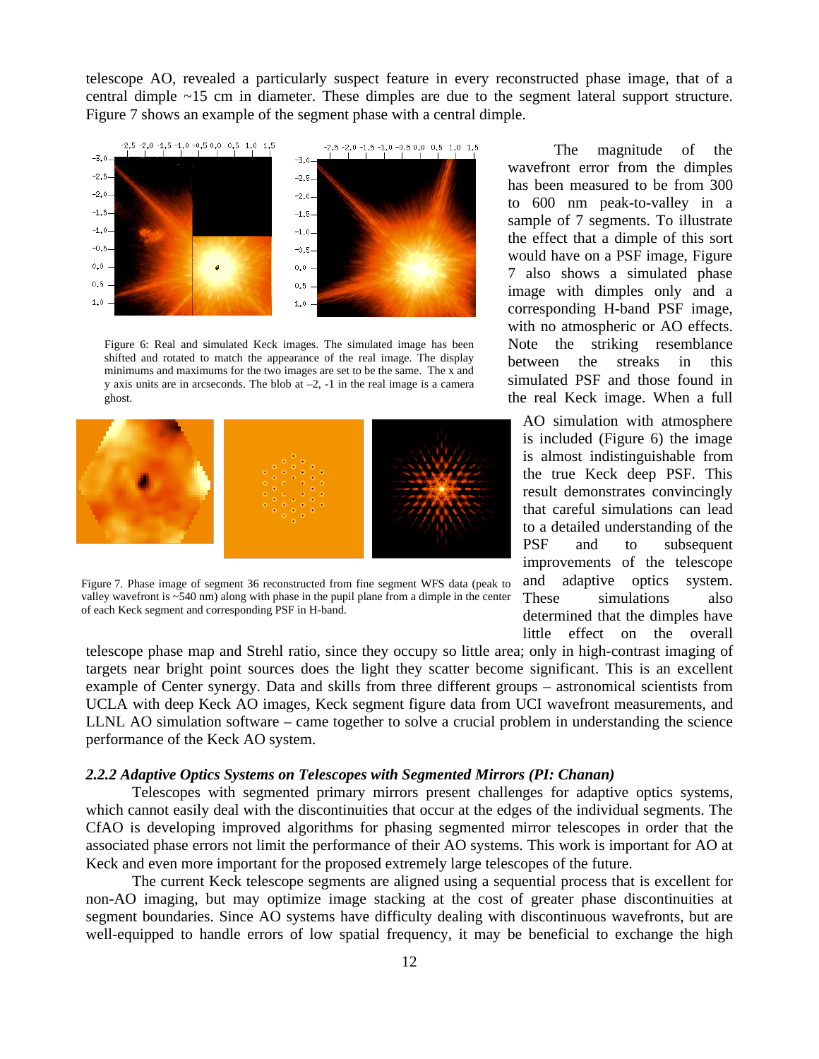telescope AO, revealed a particularly suspect feature in every reconstructed phase image, that of a central dimple ~15 cm in diameter. These dimples are due to the segment lateral support structure. Figure 7 shows an example of the segment phase with a central dimple.

Figure 6: Real and simulated Keck images. The simulated image has been shifted and rotated to match the appearance of the real image. The display minimums and maximums for the two images are set to be the same. The x and y axis units are in arcseconds. The blob at –2, -1 in the real image is a camera ghost.

Figure 7. Phase image of segment 36 reconstructed from fine segment WFS data (peak to valley wavefront is ~540 nm) along with phase in the pupil plane from a dimple in the center of each Keck segment and corresponding PSF in H-band.

The magnitude of the wavefront error from the dimples has been measured to be from 300 to 600 nm peak-to-valley in a sample of 7 segments. To illustrate the effect that a dimple of this sort would have on a PSF image, Figure 7 also shows a simulated phase image with dimples only and a corresponding H-band PSF image, with no atmospheric or AO effects. Note the striking resemblance between the streaks in this simulated PSF and those found in the real Keck image. When a full AO simulation with atmosphere is included (Figure 6) the image is almost indistinguishable from the true Keck deep PSF. This result demonstrates convincingly that careful simulations can lead to a detailed understanding of the PSF and to subsequent improvements of the telescope and adaptive optics system. These simulations also determined that the dimples have little effect on the overall telescope phase map and Strehl ratio, since they occupy so little area; only in high-contrast imaging of targets near bright point sources does the light they scatter become significant. This is an excellent example of Center synergy. Data and skills from three different groups – astronomical scientists from UCLA with deep Keck AO images, Keck segment figure data from UCI wavefront measurements, and LLNL AO simulation software – came together to solve a crucial problem in understanding the science performance of the Keck AO system.

#### *2.2.2 Adaptive Optics Systems on Telescopes with Segmented Mirrors (PI: Chanan)*

Telescopes with segmented primary mirrors present challenges for adaptive optics systems, which cannot easily deal with the discontinuities that occur at the edges of the individual segments. The CfAO is developing improved algorithms for phasing segmented mirror telescopes in order that the associated phase errors not limit the performance of their AO systems. This work is important for AO at Keck and even more important for the proposed extremely large telescopes of the future.

The current Keck telescope segments are aligned using a sequential process that is excellent for non-AO imaging, but may optimize image stacking at the cost of greater phase discontinuities at segment boundaries. Since AO systems have difficulty dealing with discontinuous wavefronts, but are well-equipped to handle errors of low spatial frequency, it may be beneficial to exchange the high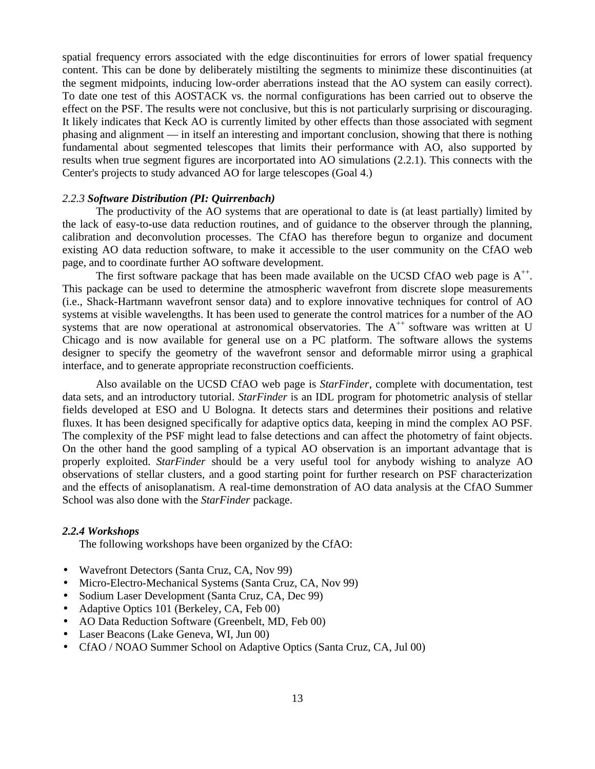spatial frequency errors associated with the edge discontinuities for errors of lower spatial frequency content. This can be done by deliberately mistilting the segments to minimize these discontinuities (at the segment midpoints, inducing low-order aberrations instead that the AO system can easily correct). To date one test of this AOSTACK vs. the normal configurations has been carried out to observe the effect on the PSF. The results were not conclusive, but this is not particularly surprising or discouraging. It likely indicates that Keck AO is currently limited by other effects than those associated with segment phasing and alignment — in itself an interesting and important conclusion, showing that there is nothing fundamental about segmented telescopes that limits their performance with AO, also supported by results when true segment figures are incorportated into AO simulations (2.2.1). This connects with the Center's projects to study advanced AO for large telescopes (Goal 4.)

### *2.2.3* ***Software Distribution (PI: Quirrenbach)***

The productivity of the AO systems that are operational to date is (at least partially) limited by the lack of easy-to-use data reduction routines, and of guidance to the observer through the planning, calibration and deconvolution processes. The CfAO has therefore begun to organize and document existing AO data reduction software, to make it accessible to the user community on the CfAO web page, and to coordinate further AO software development.

The first software package that has been made available on the UCSD CfAO web page is $A^{++}$. This package can be used to determine the atmospheric wavefront from discrete slope measurements (i.e., Shack-Hartmann wavefront sensor data) and to explore innovative techniques for control of AO systems at visible wavelengths. It has been used to generate the control matrices for a number of the AO systems that are now operational at astronomical observatories. The $A^{++}$ software was written at U Chicago and is now available for general use on a PC platform. The software allows the systems designer to specify the geometry of the wavefront sensor and deformable mirror using a graphical interface, and to generate appropriate reconstruction coefficients.

Also available on the UCSD CfAO web page is *StarFinder*, complete with documentation, test data sets, and an introductory tutorial. *StarFinder* is an IDL program for photometric analysis of stellar fields developed at ESO and U Bologna. It detects stars and determines their positions and relative fluxes. It has been designed specifically for adaptive optics data, keeping in mind the complex AO PSF. The complexity of the PSF might lead to false detections and can affect the photometry of faint objects. On the other hand the good sampling of a typical AO observation is an important advantage that is properly exploited. *StarFinder* should be a very useful tool for anybody wishing to analyze AO observations of stellar clusters, and a good starting point for further research on PSF characterization and the effects of anisoplanatism. A real-time demonstration of AO data analysis at the CfAO Summer School was also done with the *StarFinder* package.

### ***2.2.4 Workshops***

The following workshops have been organized by the CfAO:

- Wavefront Detectors (Santa Cruz, CA, Nov 99)
- Micro-Electro-Mechanical Systems (Santa Cruz, CA, Nov 99)
- Sodium Laser Development (Santa Cruz, CA, Dec 99)
- Adaptive Optics 101 (Berkeley, CA, Feb 00)
- AO Data Reduction Software (Greenbelt, MD, Feb 00)
- Laser Beacons (Lake Geneva, WI, Jun 00)
- CfAO / NOAO Summer School on Adaptive Optics (Santa Cruz, CA, Jul 00)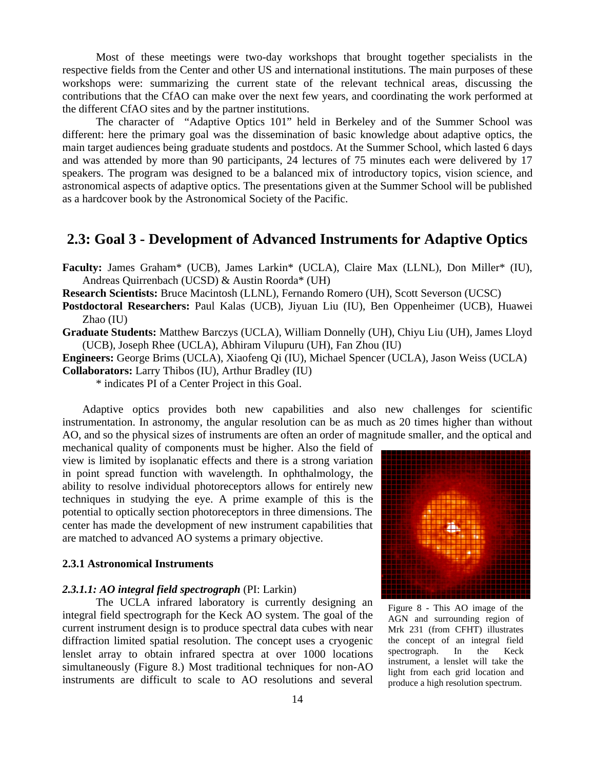Most of these meetings were two-day workshops that brought together specialists in the respective fields from the Center and other US and international institutions. The main purposes of these workshops were: summarizing the current state of the relevant technical areas, discussing the contributions that the CfAO can make over the next few years, and coordinating the work performed at the different CfAO sites and by the partner institutions.

The character of "Adaptive Optics 101" held in Berkeley and of the Summer School was different: here the primary goal was the dissemination of basic knowledge about adaptive optics, the main target audiences being graduate students and postdocs. At the Summer School, which lasted 6 days and was attended by more than 90 participants, 24 lectures of 75 minutes each were delivered by 17 speakers. The program was designed to be a balanced mix of introductory topics, vision science, and astronomical aspects of adaptive optics. The presentations given at the Summer School will be published as a hardcover book by the Astronomical Society of the Pacific.

## 2.3: Goal 3 - Development of Advanced Instruments for Adaptive Optics

**Faculty:** James Graham* (UCB), James Larkin* (UCLA), Claire Max (LLNL), Don Miller* (IU), Andreas Quirrenbach (UCSD) & Austin Roorda* (UH)

**Research Scientists:** Bruce Macintosh (LLNL), Fernando Romero (UH), Scott Severson (UCSC)

**Postdoctoral Researchers:** Paul Kalas (UCB), Jiyuan Liu (IU), Ben Oppenheimer (UCB), Huawei Zhao (IU)

**Graduate Students:** Matthew Barczys (UCLA), William Donnelly (UH), Chiyu Liu (UH), James Lloyd (UCB), Joseph Rhee (UCLA), Abhiram Vilupuru (UH), Fan Zhou (IU)

**Engineers:** George Brims (UCLA), Xiaofeng Qi (IU), Michael Spencer (UCLA), Jason Weiss (UCLA)

**Collaborators:** Larry Thibos (IU), Arthur Bradley (IU)

\* indicates PI of a Center Project in this Goal.

Adaptive optics provides both new capabilities and also new challenges for scientific instrumentation. In astronomy, the angular resolution can be as much as 20 times higher than without AO, and so the physical sizes of instruments are often an order of magnitude smaller, and the optical and mechanical quality of components must be higher. Also the field of view is limited by isoplanatic effects and there is a strong variation in point spread function with wavelength. In ophthalmology, the ability to resolve individual photoreceptors allows for entirely new techniques in studying the eye. A prime example of this is the potential to optically section photoreceptors in three dimensions. The center has made the development of new instrument capabilities that are matched to advanced AO systems a primary objective.

Figure 8 - This AO image of the AGN and surrounding region of Mrk 231 (from CFHT) illustrates the concept of an integral field spectrograph. In the Keck instrument, a lenslet will take the light from each grid location and produce a high resolution spectrum.

### 2.3.1 Astronomical Instruments

***2.3.1.1: AO integral field spectrograph*** (PI: Larkin)

The UCLA infrared laboratory is currently designing an integral field spectrograph for the Keck AO system. The goal of the current instrument design is to produce spectral data cubes with near diffraction limited spatial resolution. The concept uses a cryogenic lenslet array to obtain infrared spectra at over 1000 locations simultaneously (Figure 8.) Most traditional techniques for non-AO instruments are difficult to scale to AO resolutions and several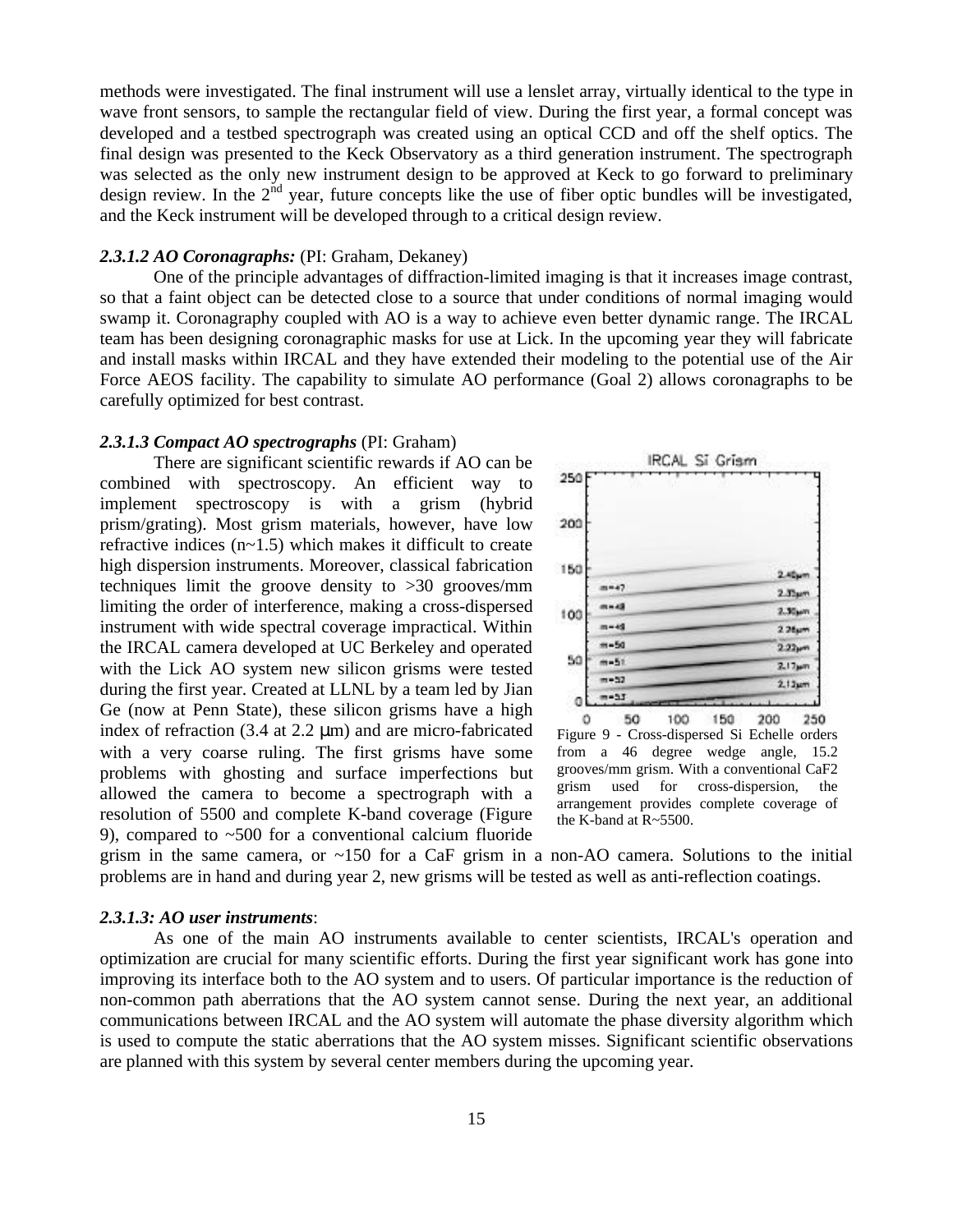methods were investigated. The final instrument will use a lenslet array, virtually identical to the type in wave front sensors, to sample the rectangular field of view. During the first year, a formal concept was developed and a testbed spectrograph was created using an optical CCD and off the shelf optics. The final design was presented to the Keck Observatory as a third generation instrument. The spectrograph was selected as the only new instrument design to be approved at Keck to go forward to preliminary design review. In the 2nd year, future concepts like the use of fiber optic bundles will be investigated, and the Keck instrument will be developed through to a critical design review.

#### *2.3.1.2 AO Coronagraphs:* (PI: Graham, Dekaney)

One of the principle advantages of diffraction-limited imaging is that it increases image contrast, so that a faint object can be detected close to a source that under conditions of normal imaging would swamp it. Coronagraphy coupled with AO is a way to achieve even better dynamic range. The IRCAL team has been designing coronagraphic masks for use at Lick. In the upcoming year they will fabricate and install masks within IRCAL and they have extended their modeling to the potential use of the Air Force AEOS facility. The capability to simulate AO performance (Goal 2) allows coronagraphs to be carefully optimized for best contrast.

#### *2.3.1.3 Compact AO spectrographs* (PI: Graham)

There are significant scientific rewards if AO can be combined with spectroscopy. An efficient way to implement spectroscopy is with a grism (hybrid prism/grating). Most grism materials, however, have low refractive indices (n~1.5) which makes it difficult to create high dispersion instruments. Moreover, classical fabrication techniques limit the groove density to >30 grooves/mm limiting the order of interference, making a cross-dispersed instrument with wide spectral coverage impractical. Within the IRCAL camera developed at UC Berkeley and operated with the Lick AO system new silicon grisms were tested during the first year. Created at LLNL by a team led by Jian Ge (now at Penn State), these silicon grisms have a high index of refraction (3.4 at 2.2 μm) and are micro-fabricated with a very coarse ruling. The first grisms have some problems with ghosting and surface imperfections but allowed the camera to become a spectrograph with a resolution of 5500 and complete K-band coverage (Figure 9), compared to ~500 for a conventional calcium fluoride grism in the same camera, or ~150 for a CaF grism in a non-AO camera. Solutions to the initial problems are in hand and during year 2, new grisms will be tested as well as anti-reflection coatings.

Figure 9 - Cross-dispersed Si Echelle orders from a 46 degree wedge angle, 15.2 grooves/mm grism. With a conventional CaF2 grism used for cross-dispersion, the arrangement provides complete coverage of the K-band at R~5500.

#### *2.3.1.3: AO user instruments*:

As one of the main AO instruments available to center scientists, IRCAL's operation and optimization are crucial for many scientific efforts. During the first year significant work has gone into improving its interface both to the AO system and to users. Of particular importance is the reduction of non-common path aberrations that the AO system cannot sense. During the next year, an additional communications between IRCAL and the AO system will automate the phase diversity algorithm which is used to compute the static aberrations that the AO system misses. Significant scientific observations are planned with this system by several center members during the upcoming year.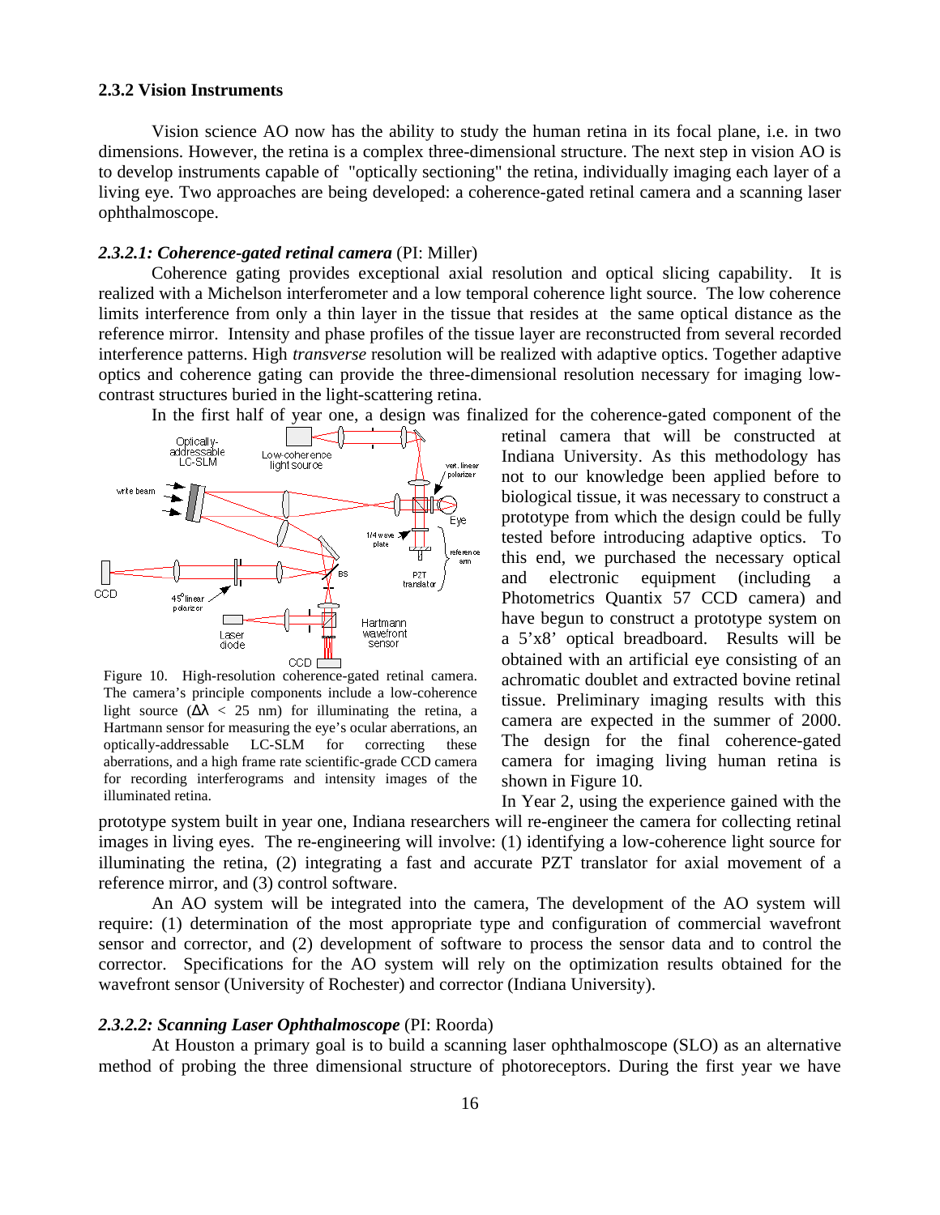### 2.3.2 Vision Instruments

Vision science AO now has the ability to study the human retina in its focal plane, i.e. in two dimensions. However, the retina is a complex three-dimensional structure. The next step in vision AO is to develop instruments capable of "optically sectioning" the retina, individually imaging each layer of a living eye. Two approaches are being developed: a coherence-gated retinal camera and a scanning laser ophthalmoscope.

#### *2.3.2.1: Coherence-gated retinal camera* (PI: Miller)

Coherence gating provides exceptional axial resolution and optical slicing capability. It is realized with a Michelson interferometer and a low temporal coherence light source. The low coherence limits interference from only a thin layer in the tissue that resides at the same optical distance as the reference mirror. Intensity and phase profiles of the tissue layer are reconstructed from several recorded interference patterns. High *transverse* resolution will be realized with adaptive optics. Together adaptive optics and coherence gating can provide the three-dimensional resolution necessary for imaging low-contrast structures buried in the light-scattering retina.

In the first half of year one, a design was finalized for the coherence-gated component of the retinal camera that will be constructed at Indiana University. As this methodology has not to our knowledge been applied before to biological tissue, it was necessary to construct a prototype from which the design could be fully tested before introducing adaptive optics. To this end, we purchased the necessary optical and electronic equipment (including a Photometrics Quantix 57 CCD camera) and have begun to construct a prototype system on a 5'x8' optical breadboard. Results will be obtained with an artificial eye consisting of an achromatic doublet and extracted bovine retinal tissue. Preliminary imaging results with this camera are expected in the summer of 2000. The design for the final coherence-gated camera for imaging living human retina is shown in Figure 10.

Figure 10. High-resolution coherence-gated retinal camera. The camera's principle components include a low-coherence light source ($\Delta\lambda$ < 25 nm) for illuminating the retina, a Hartmann sensor for measuring the eye's ocular aberrations, an optically-addressable LC-SLM for correcting these aberrations, and a high frame rate scientific-grade CCD camera for recording interferograms and intensity images of the illuminated retina.

In Year 2, using the experience gained with the prototype system built in year one, Indiana researchers will re-engineer the camera for collecting retinal images in living eyes. The re-engineering will involve: (1) identifying a low-coherence light source for illuminating the retina, (2) integrating a fast and accurate PZT translator for axial movement of a reference mirror, and (3) control software.

An AO system will be integrated into the camera, The development of the AO system will require: (1) determination of the most appropriate type and configuration of commercial wavefront sensor and corrector, and (2) development of software to process the sensor data and to control the corrector. Specifications for the AO system will rely on the optimization results obtained for the wavefront sensor (University of Rochester) and corrector (Indiana University).

#### *2.3.2.2: Scanning Laser Ophthalmoscope* (PI: Roorda)

At Houston a primary goal is to build a scanning laser ophthalmoscope (SLO) as an alternative method of probing the three dimensional structure of photoreceptors. During the first year we have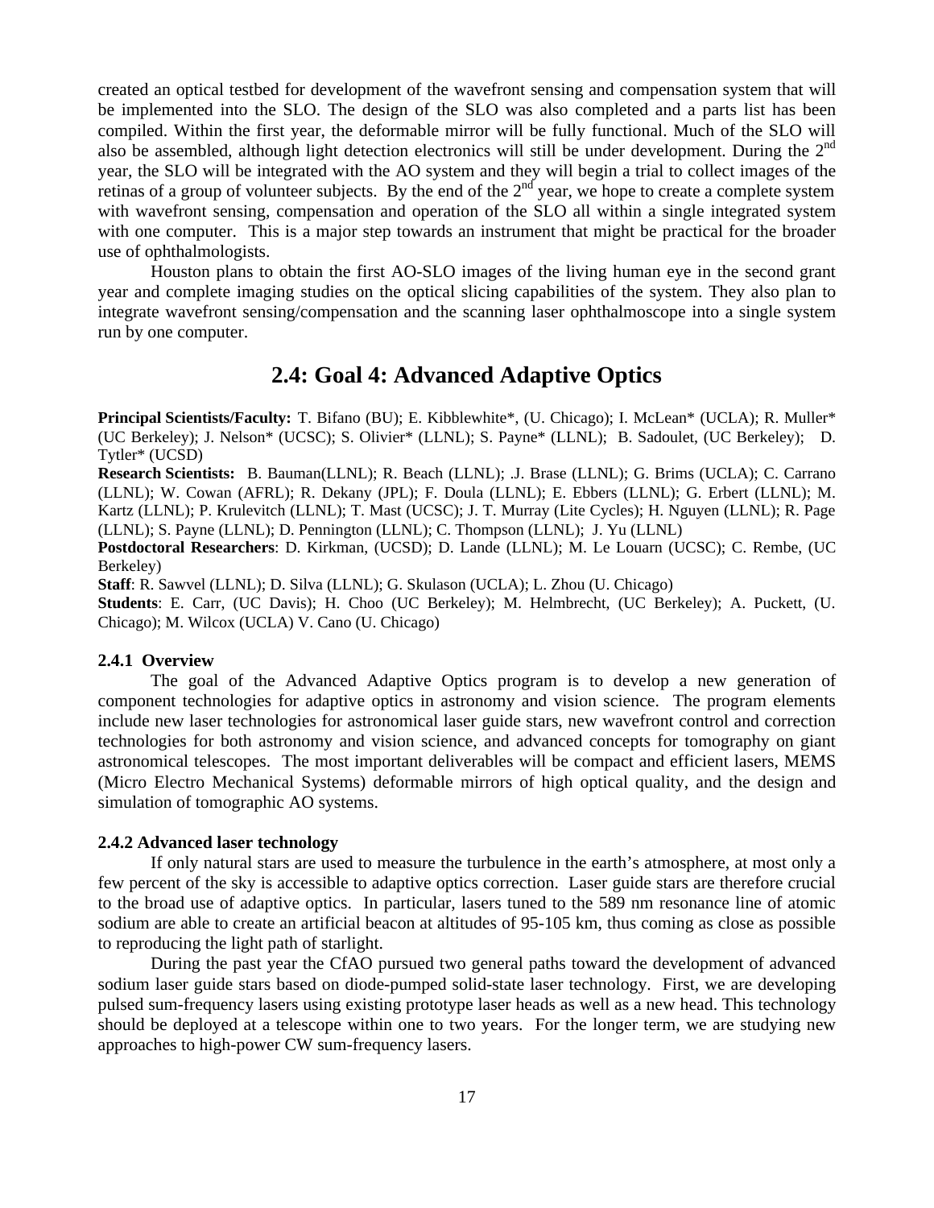created an optical testbed for development of the wavefront sensing and compensation system that will be implemented into the SLO. The design of the SLO was also completed and a parts list has been compiled. Within the first year, the deformable mirror will be fully functional. Much of the SLO will also be assembled, although light detection electronics will still be under development. During the 2nd year, the SLO will be integrated with the AO system and they will begin a trial to collect images of the retinas of a group of volunteer subjects. By the end of the 2nd year, we hope to create a complete system with wavefront sensing, compensation and operation of the SLO all within a single integrated system with one computer. This is a major step towards an instrument that might be practical for the broader use of ophthalmologists.

Houston plans to obtain the first AO-SLO images of the living human eye in the second grant year and complete imaging studies on the optical slicing capabilities of the system. They also plan to integrate wavefront sensing/compensation and the scanning laser ophthalmoscope into a single system run by one computer.

## 2.4: Goal 4: Advanced Adaptive Optics

**Principal Scientists/Faculty:** T. Bifano (BU); E. Kibblewhite*, (U. Chicago); I. McLean* (UCLA); R. Muller* (UC Berkeley); J. Nelson* (UCSC); S. Olivier* (LLNL); S. Payne* (LLNL); B. Sadoulet, (UC Berkeley); D. Tytler* (UCSD)

**Research Scientists:** B. Bauman(LLNL); R. Beach (LLNL); .J. Brase (LLNL); G. Brims (UCLA); C. Carrano (LLNL); W. Cowan (AFRL); R. Dekany (JPL); F. Doula (LLNL); E. Ebbers (LLNL); G. Erbert (LLNL); M. Kartz (LLNL); P. Krulevitch (LLNL); T. Mast (UCSC); J. T. Murray (Lite Cycles); H. Nguyen (LLNL); R. Page (LLNL); S. Payne (LLNL); D. Pennington (LLNL); C. Thompson (LLNL); J. Yu (LLNL)

**Postdoctoral Researchers**: D. Kirkman, (UCSD); D. Lande (LLNL); M. Le Louarn (UCSC); C. Rembe, (UC Berkeley)

**Staff**: R. Sawvel (LLNL); D. Silva (LLNL); G. Skulason (UCLA); L. Zhou (U. Chicago)

**Students**: E. Carr, (UC Davis); H. Choo (UC Berkeley); M. Helmbrecht, (UC Berkeley); A. Puckett, (U. Chicago); M. Wilcox (UCLA) V. Cano (U. Chicago)

### 2.4.1 Overview

The goal of the Advanced Adaptive Optics program is to develop a new generation of component technologies for adaptive optics in astronomy and vision science. The program elements include new laser technologies for astronomical laser guide stars, new wavefront control and correction technologies for both astronomy and vision science, and advanced concepts for tomography on giant astronomical telescopes. The most important deliverables will be compact and efficient lasers, MEMS (Micro Electro Mechanical Systems) deformable mirrors of high optical quality, and the design and simulation of tomographic AO systems.

### 2.4.2 Advanced laser technology

If only natural stars are used to measure the turbulence in the earth's atmosphere, at most only a few percent of the sky is accessible to adaptive optics correction. Laser guide stars are therefore crucial to the broad use of adaptive optics. In particular, lasers tuned to the 589 nm resonance line of atomic sodium are able to create an artificial beacon at altitudes of 95-105 km, thus coming as close as possible to reproducing the light path of starlight.

During the past year the CfAO pursued two general paths toward the development of advanced sodium laser guide stars based on diode-pumped solid-state laser technology. First, we are developing pulsed sum-frequency lasers using existing prototype laser heads as well as a new head. This technology should be deployed at a telescope within one to two years. For the longer term, we are studying new approaches to high-power CW sum-frequency lasers.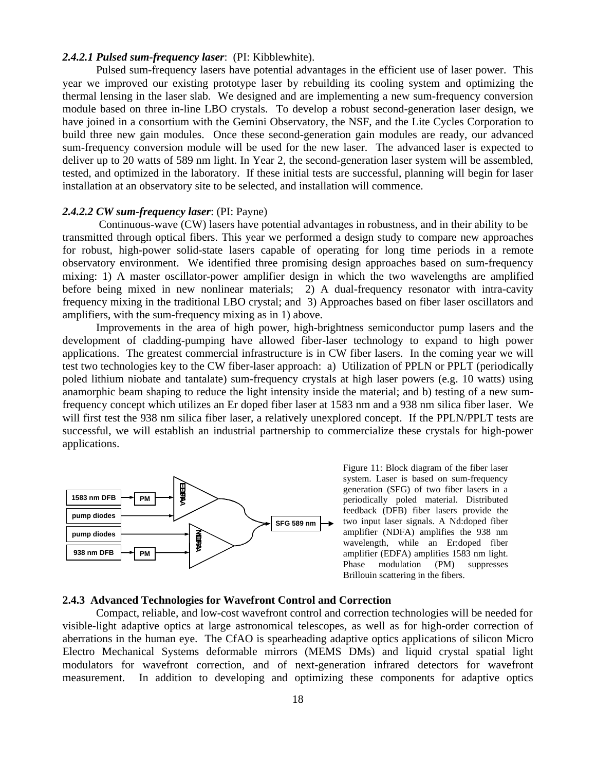***2.4.2.1 Pulsed sum-frequency laser***: (PI: Kibblewhite).

Pulsed sum-frequency lasers have potential advantages in the efficient use of laser power. This year we improved our existing prototype laser by rebuilding its cooling system and optimizing the thermal lensing in the laser slab. We designed and are implementing a new sum-frequency conversion module based on three in-line LBO crystals. To develop a robust second-generation laser design, we have joined in a consortium with the Gemini Observatory, the NSF, and the Lite Cycles Corporation to build three new gain modules. Once these second-generation gain modules are ready, our advanced sum-frequency conversion module will be used for the new laser. The advanced laser is expected to deliver up to 20 watts of 589 nm light. In Year 2, the second-generation laser system will be assembled, tested, and optimized in the laboratory. If these initial tests are successful, planning will begin for laser installation at an observatory site to be selected, and installation will commence.

***2.4.2.2 CW sum-frequency laser***: (PI: Payne)

Continuous-wave (CW) lasers have potential advantages in robustness, and in their ability to be transmitted through optical fibers. This year we performed a design study to compare new approaches for robust, high-power solid-state lasers capable of operating for long time periods in a remote observatory environment. We identified three promising design approaches based on sum-frequency mixing: 1) A master oscillator-power amplifier design in which the two wavelengths are amplified before being mixed in new nonlinear materials; 2) A dual-frequency resonator with intra-cavity frequency mixing in the traditional LBO crystal; and 3) Approaches based on fiber laser oscillators and amplifiers, with the sum-frequency mixing as in 1) above.

Improvements in the area of high power, high-brightness semiconductor pump lasers and the development of cladding-pumping have allowed fiber-laser technology to expand to high power applications. The greatest commercial infrastructure is in CW fiber lasers. In the coming year we will test two technologies key to the CW fiber-laser approach: a) Utilization of PPLN or PPLT (periodically poled lithium niobate and tantalate) sum-frequency crystals at high laser powers (e.g. 10 watts) using anamorphic beam shaping to reduce the light intensity inside the material; and b) testing of a new sum-frequency concept which utilizes an Er doped fiber laser at 1583 nm and a 938 nm silica fiber laser. We will first test the 938 nm silica fiber laser, a relatively unexplored concept. If the PPLN/PPLT tests are successful, we will establish an industrial partnership to commercialize these crystals for high-power applications.

1583 nm DFB → PM → EDFA; pump diodes → EDFA; pump diodes → NDFA; 938 nm DFB → PM → NDFA; EDFA, NDFA → SFG 589 nm →

Figure 11: Block diagram of the fiber laser system. Laser is based on sum-frequency generation (SFG) of two fiber lasers in a periodically poled material. Distributed feedback (DFB) fiber lasers provide the two input laser signals. A Nd:doped fiber amplifier (NDFA) amplifies the 938 nm wavelength, while an Er:doped fiber amplifier (EDFA) amplifies 1583 nm light. Phase modulation (PM) suppresses Brillouin scattering in the fibers.

### 2.4.3 Advanced Technologies for Wavefront Control and Correction

Compact, reliable, and low-cost wavefront control and correction technologies will be needed for visible-light adaptive optics at large astronomical telescopes, as well as for high-order correction of aberrations in the human eye. The CfAO is spearheading adaptive optics applications of silicon Micro Electro Mechanical Systems deformable mirrors (MEMS DMs) and liquid crystal spatial light modulators for wavefront correction, and of next-generation infrared detectors for wavefront measurement. In addition to developing and optimizing these components for adaptive optics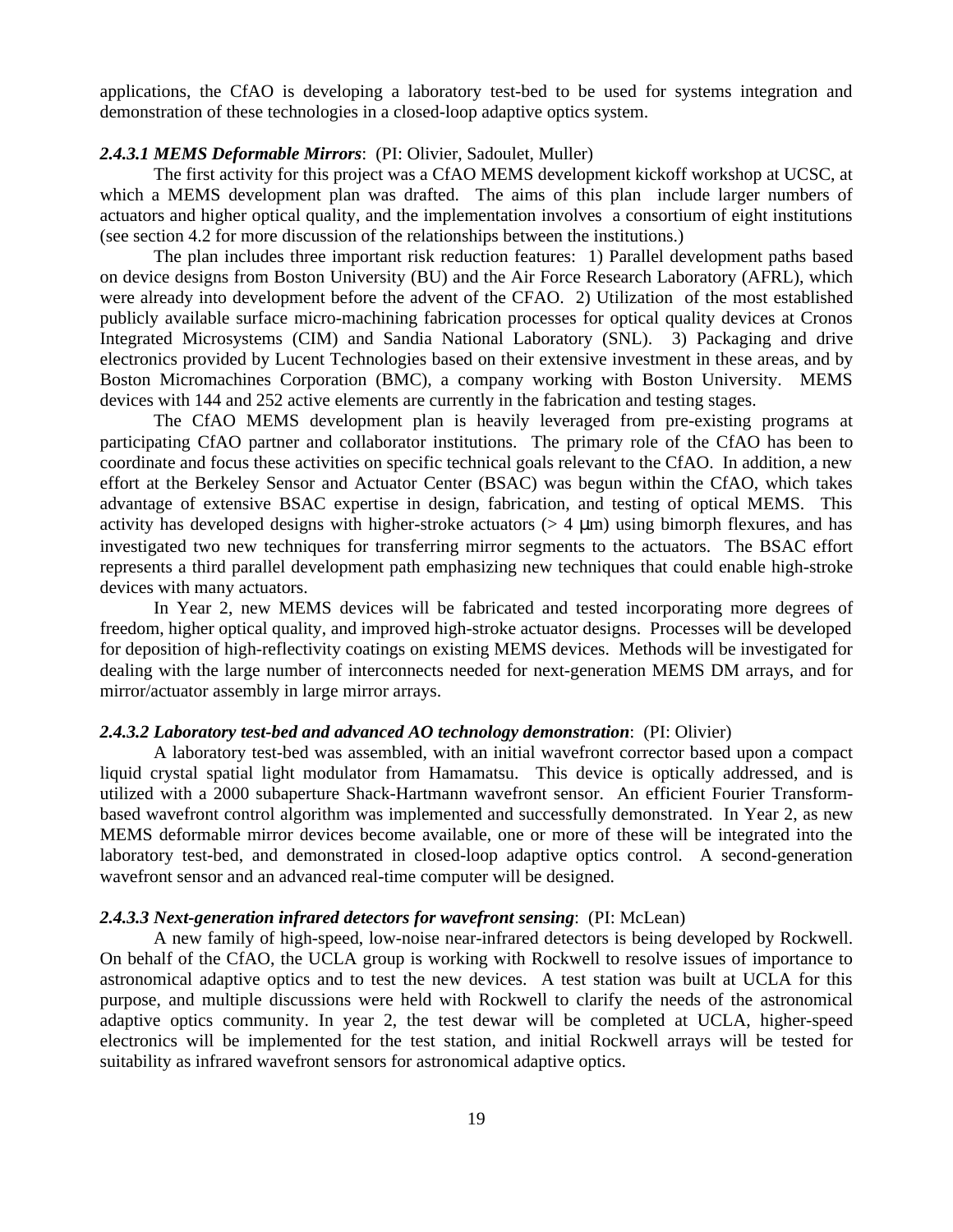applications, the CfAO is developing a laboratory test-bed to be used for systems integration and demonstration of these technologies in a closed-loop adaptive optics system.

***2.4.3.1 MEMS Deformable Mirrors***: (PI: Olivier, Sadoulet, Muller)

The first activity for this project was a CfAO MEMS development kickoff workshop at UCSC, at which a MEMS development plan was drafted. The aims of this plan include larger numbers of actuators and higher optical quality, and the implementation involves a consortium of eight institutions (see section 4.2 for more discussion of the relationships between the institutions.)

The plan includes three important risk reduction features: 1) Parallel development paths based on device designs from Boston University (BU) and the Air Force Research Laboratory (AFRL), which were already into development before the advent of the CFAO. 2) Utilization of the most established publicly available surface micro-machining fabrication processes for optical quality devices at Cronos Integrated Microsystems (CIM) and Sandia National Laboratory (SNL). 3) Packaging and drive electronics provided by Lucent Technologies based on their extensive investment in these areas, and by Boston Micromachines Corporation (BMC), a company working with Boston University. MEMS devices with 144 and 252 active elements are currently in the fabrication and testing stages.

The CfAO MEMS development plan is heavily leveraged from pre-existing programs at participating CfAO partner and collaborator institutions. The primary role of the CfAO has been to coordinate and focus these activities on specific technical goals relevant to the CfAO. In addition, a new effort at the Berkeley Sensor and Actuator Center (BSAC) was begun within the CfAO, which takes advantage of extensive BSAC expertise in design, fabrication, and testing of optical MEMS. This activity has developed designs with higher-stroke actuators (> 4 μm) using bimorph flexures, and has investigated two new techniques for transferring mirror segments to the actuators. The BSAC effort represents a third parallel development path emphasizing new techniques that could enable high-stroke devices with many actuators.

In Year 2, new MEMS devices will be fabricated and tested incorporating more degrees of freedom, higher optical quality, and improved high-stroke actuator designs. Processes will be developed for deposition of high-reflectivity coatings on existing MEMS devices. Methods will be investigated for dealing with the large number of interconnects needed for next-generation MEMS DM arrays, and for mirror/actuator assembly in large mirror arrays.

***2.4.3.2 Laboratory test-bed and advanced AO technology demonstration***: (PI: Olivier)

A laboratory test-bed was assembled, with an initial wavefront corrector based upon a compact liquid crystal spatial light modulator from Hamamatsu. This device is optically addressed, and is utilized with a 2000 subaperture Shack-Hartmann wavefront sensor. An efficient Fourier Transform-based wavefront control algorithm was implemented and successfully demonstrated. In Year 2, as new MEMS deformable mirror devices become available, one or more of these will be integrated into the laboratory test-bed, and demonstrated in closed-loop adaptive optics control. A second-generation wavefront sensor and an advanced real-time computer will be designed.

***2.4.3.3 Next-generation infrared detectors for wavefront sensing***: (PI: McLean)

A new family of high-speed, low-noise near-infrared detectors is being developed by Rockwell. On behalf of the CfAO, the UCLA group is working with Rockwell to resolve issues of importance to astronomical adaptive optics and to test the new devices. A test station was built at UCLA for this purpose, and multiple discussions were held with Rockwell to clarify the needs of the astronomical adaptive optics community. In year 2, the test dewar will be completed at UCLA, higher-speed electronics will be implemented for the test station, and initial Rockwell arrays will be tested for suitability as infrared wavefront sensors for astronomical adaptive optics.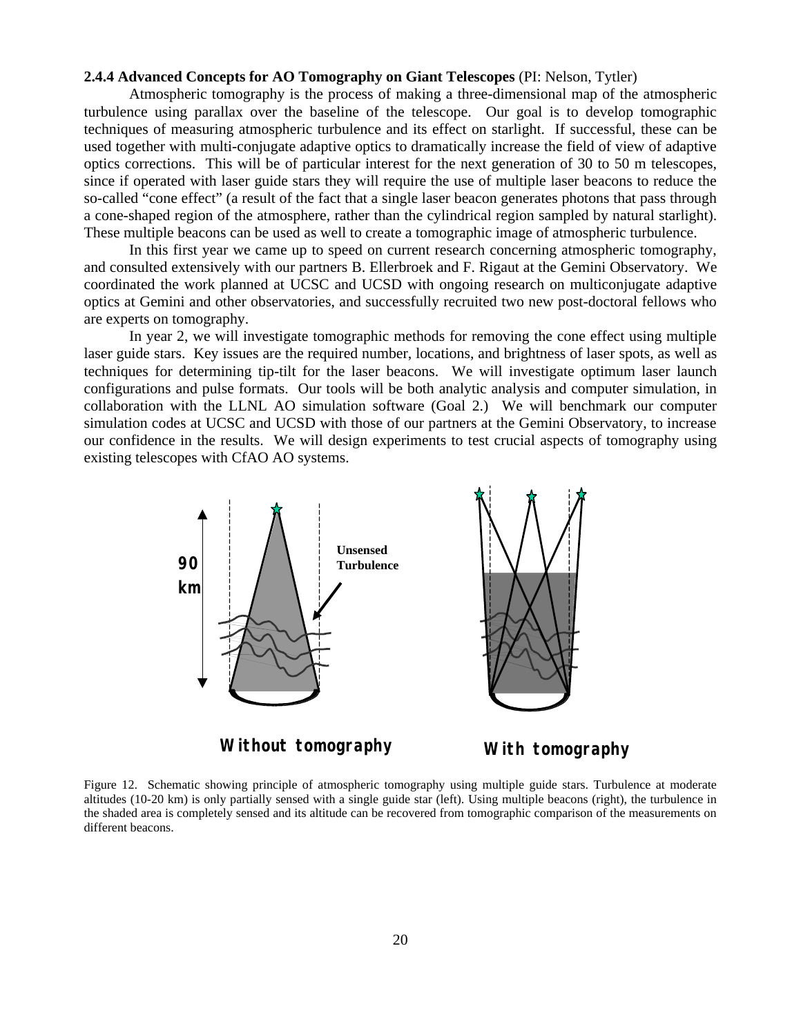**2.4.4 Advanced Concepts for AO Tomography on Giant Telescopes** (PI: Nelson, Tytler)

Atmospheric tomography is the process of making a three-dimensional map of the atmospheric turbulence using parallax over the baseline of the telescope. Our goal is to develop tomographic techniques of measuring atmospheric turbulence and its effect on starlight. If successful, these can be used together with multi-conjugate adaptive optics to dramatically increase the field of view of adaptive optics corrections. This will be of particular interest for the next generation of 30 to 50 m telescopes, since if operated with laser guide stars they will require the use of multiple laser beacons to reduce the so-called "cone effect" (a result of the fact that a single laser beacon generates photons that pass through a cone-shaped region of the atmosphere, rather than the cylindrical region sampled by natural starlight). These multiple beacons can be used as well to create a tomographic image of atmospheric turbulence.

In this first year we came up to speed on current research concerning atmospheric tomography, and consulted extensively with our partners B. Ellerbroek and F. Rigaut at the Gemini Observatory. We coordinated the work planned at UCSC and UCSD with ongoing research on multiconjugate adaptive optics at Gemini and other observatories, and successfully recruited two new post-doctoral fellows who are experts on tomography.

In year 2, we will investigate tomographic methods for removing the cone effect using multiple laser guide stars. Key issues are the required number, locations, and brightness of laser spots, as well as techniques for determining tip-tilt for the laser beacons. We will investigate optimum laser launch configurations and pulse formats. Our tools will be both analytic analysis and computer simulation, in collaboration with the LLNL AO simulation software (Goal 2.) We will benchmark our computer simulation codes at UCSC and UCSD with those of our partners at the Gemini Observatory, to increase our confidence in the results. We will design experiments to test crucial aspects of tomography using existing telescopes with CfAO AO systems.

90 km

Unsensed Turbulence

**Without tomography** **With tomography**

Figure 12. Schematic showing principle of atmospheric tomography using multiple guide stars. Turbulence at moderate altitudes (10-20 km) is only partially sensed with a single guide star (left). Using multiple beacons (right), the turbulence in the shaded area is completely sensed and its altitude can be recovered from tomographic comparison of the measurements on different beacons.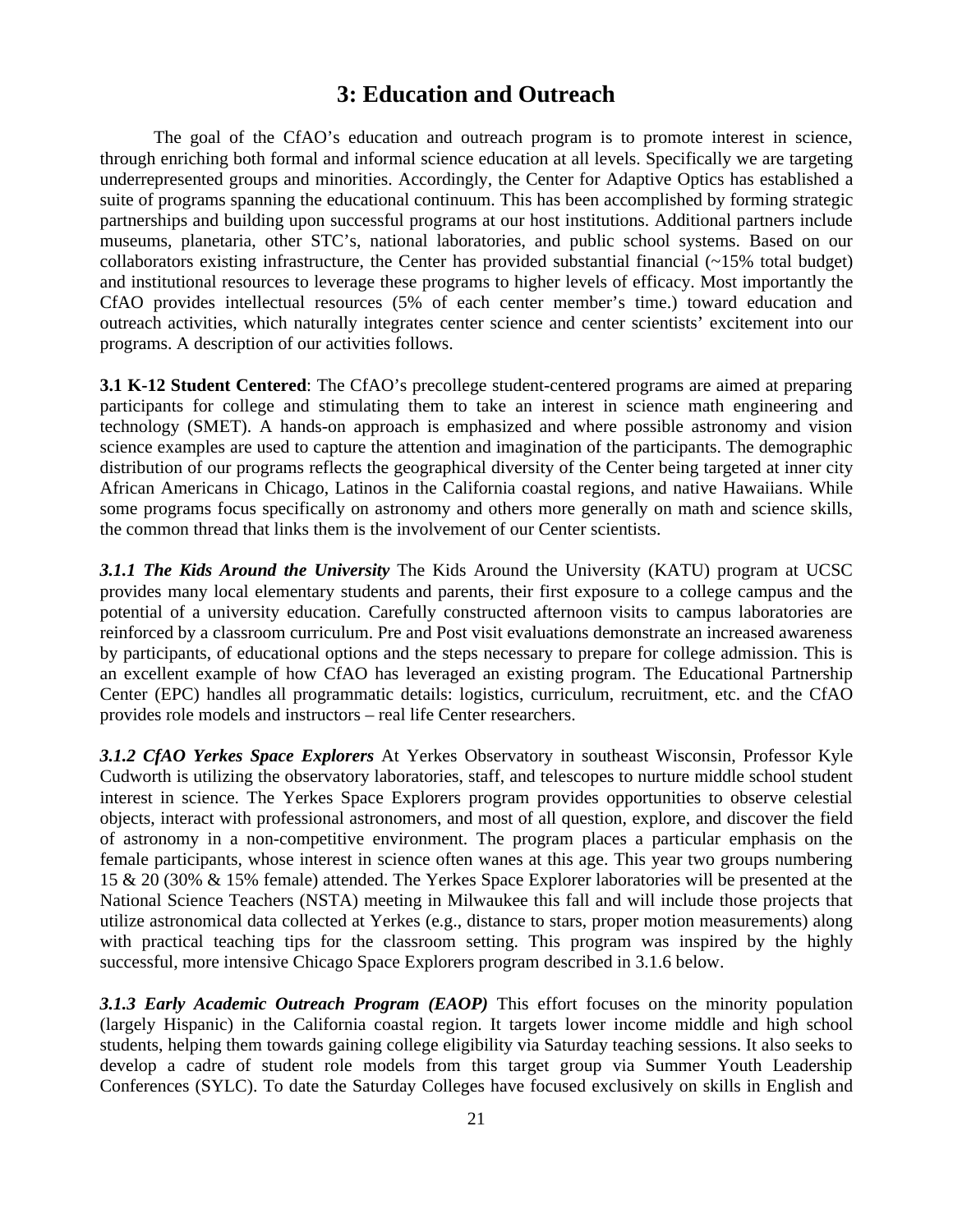# 3: Education and Outreach

The goal of the CfAO's education and outreach program is to promote interest in science, through enriching both formal and informal science education at all levels. Specifically we are targeting underrepresented groups and minorities. Accordingly, the Center for Adaptive Optics has established a suite of programs spanning the educational continuum. This has been accomplished by forming strategic partnerships and building upon successful programs at our host institutions. Additional partners include museums, planetaria, other STC's, national laboratories, and public school systems. Based on our collaborators existing infrastructure, the Center has provided substantial financial (~15% total budget) and institutional resources to leverage these programs to higher levels of efficacy. Most importantly the CfAO provides intellectual resources (5% of each center member's time.) toward education and outreach activities, which naturally integrates center science and center scientists' excitement into our programs. A description of our activities follows.

**3.1 K-12 Student Centered**: The CfAO's precollege student-centered programs are aimed at preparing participants for college and stimulating them to take an interest in science math engineering and technology (SMET). A hands-on approach is emphasized and where possible astronomy and vision science examples are used to capture the attention and imagination of the participants. The demographic distribution of our programs reflects the geographical diversity of the Center being targeted at inner city African Americans in Chicago, Latinos in the California coastal regions, and native Hawaiians. While some programs focus specifically on astronomy and others more generally on math and science skills, the common thread that links them is the involvement of our Center scientists.

***3.1.1 The Kids Around the University*** The Kids Around the University (KATU) program at UCSC provides many local elementary students and parents, their first exposure to a college campus and the potential of a university education. Carefully constructed afternoon visits to campus laboratories are reinforced by a classroom curriculum. Pre and Post visit evaluations demonstrate an increased awareness by participants, of educational options and the steps necessary to prepare for college admission. This is an excellent example of how CfAO has leveraged an existing program. The Educational Partnership Center (EPC) handles all programmatic details: logistics, curriculum, recruitment, etc. and the CfAO provides role models and instructors – real life Center researchers.

***3.1.2 CfAO Yerkes Space Explorers*** At Yerkes Observatory in southeast Wisconsin, Professor Kyle Cudworth is utilizing the observatory laboratories, staff, and telescopes to nurture middle school student interest in science. The Yerkes Space Explorers program provides opportunities to observe celestial objects, interact with professional astronomers, and most of all question, explore, and discover the field of astronomy in a non-competitive environment. The program places a particular emphasis on the female participants, whose interest in science often wanes at this age. This year two groups numbering 15 & 20 (30% & 15% female) attended. The Yerkes Space Explorer laboratories will be presented at the National Science Teachers (NSTA) meeting in Milwaukee this fall and will include those projects that utilize astronomical data collected at Yerkes (e.g., distance to stars, proper motion measurements) along with practical teaching tips for the classroom setting. This program was inspired by the highly successful, more intensive Chicago Space Explorers program described in 3.1.6 below.

***3.1.3 Early Academic Outreach Program (EAOP)*** This effort focuses on the minority population (largely Hispanic) in the California coastal region. It targets lower income middle and high school students, helping them towards gaining college eligibility via Saturday teaching sessions. It also seeks to develop a cadre of student role models from this target group via Summer Youth Leadership Conferences (SYLC). To date the Saturday Colleges have focused exclusively on skills in English and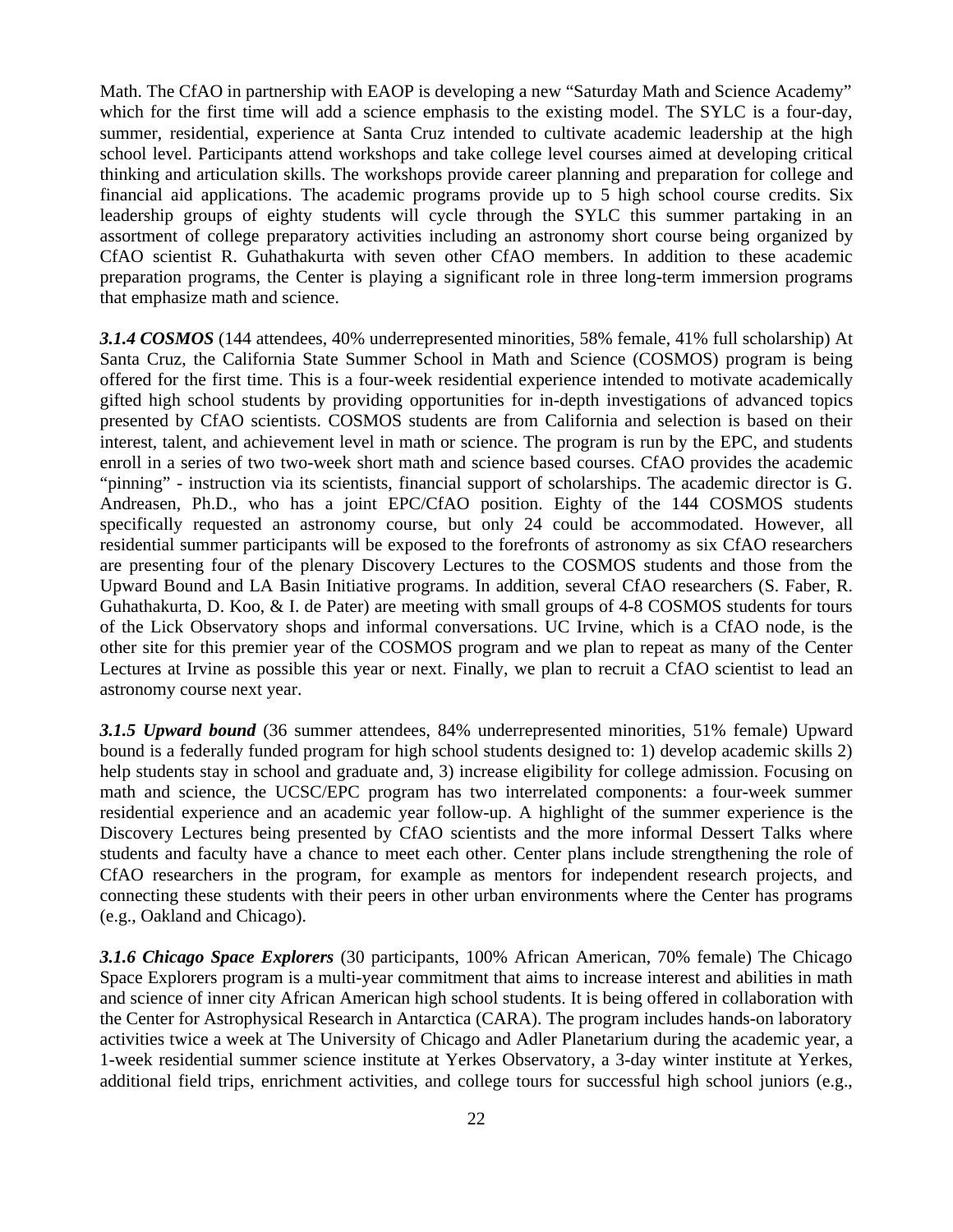Math. The CfAO in partnership with EAOP is developing a new "Saturday Math and Science Academy" which for the first time will add a science emphasis to the existing model. The SYLC is a four-day, summer, residential, experience at Santa Cruz intended to cultivate academic leadership at the high school level. Participants attend workshops and take college level courses aimed at developing critical thinking and articulation skills. The workshops provide career planning and preparation for college and financial aid applications. The academic programs provide up to 5 high school course credits. Six leadership groups of eighty students will cycle through the SYLC this summer partaking in an assortment of college preparatory activities including an astronomy short course being organized by CfAO scientist R. Guhathakurta with seven other CfAO members. In addition to these academic preparation programs, the Center is playing a significant role in three long-term immersion programs that emphasize math and science.

***3.1.4 COSMOS*** (144 attendees, 40% underrepresented minorities, 58% female, 41% full scholarship) At Santa Cruz, the California State Summer School in Math and Science (COSMOS) program is being offered for the first time. This is a four-week residential experience intended to motivate academically gifted high school students by providing opportunities for in-depth investigations of advanced topics presented by CfAO scientists. COSMOS students are from California and selection is based on their interest, talent, and achievement level in math or science. The program is run by the EPC, and students enroll in a series of two two-week short math and science based courses. CfAO provides the academic "pinning" - instruction via its scientists, financial support of scholarships. The academic director is G. Andreasen, Ph.D., who has a joint EPC/CfAO position. Eighty of the 144 COSMOS students specifically requested an astronomy course, but only 24 could be accommodated. However, all residential summer participants will be exposed to the forefronts of astronomy as six CfAO researchers are presenting four of the plenary Discovery Lectures to the COSMOS students and those from the Upward Bound and LA Basin Initiative programs. In addition, several CfAO researchers (S. Faber, R. Guhathakurta, D. Koo, & I. de Pater) are meeting with small groups of 4-8 COSMOS students for tours of the Lick Observatory shops and informal conversations. UC Irvine, which is a CfAO node, is the other site for this premier year of the COSMOS program and we plan to repeat as many of the Center Lectures at Irvine as possible this year or next. Finally, we plan to recruit a CfAO scientist to lead an astronomy course next year.

***3.1.5 Upward bound*** (36 summer attendees, 84% underrepresented minorities, 51% female) Upward bound is a federally funded program for high school students designed to: 1) develop academic skills 2) help students stay in school and graduate and, 3) increase eligibility for college admission. Focusing on math and science, the UCSC/EPC program has two interrelated components: a four-week summer residential experience and an academic year follow-up. A highlight of the summer experience is the Discovery Lectures being presented by CfAO scientists and the more informal Dessert Talks where students and faculty have a chance to meet each other. Center plans include strengthening the role of CfAO researchers in the program, for example as mentors for independent research projects, and connecting these students with their peers in other urban environments where the Center has programs (e.g., Oakland and Chicago).

***3.1.6 Chicago Space Explorers*** (30 participants, 100% African American, 70% female) The Chicago Space Explorers program is a multi-year commitment that aims to increase interest and abilities in math and science of inner city African American high school students. It is being offered in collaboration with the Center for Astrophysical Research in Antarctica (CARA). The program includes hands-on laboratory activities twice a week at The University of Chicago and Adler Planetarium during the academic year, a 1-week residential summer science institute at Yerkes Observatory, a 3-day winter institute at Yerkes, additional field trips, enrichment activities, and college tours for successful high school juniors (e.g.,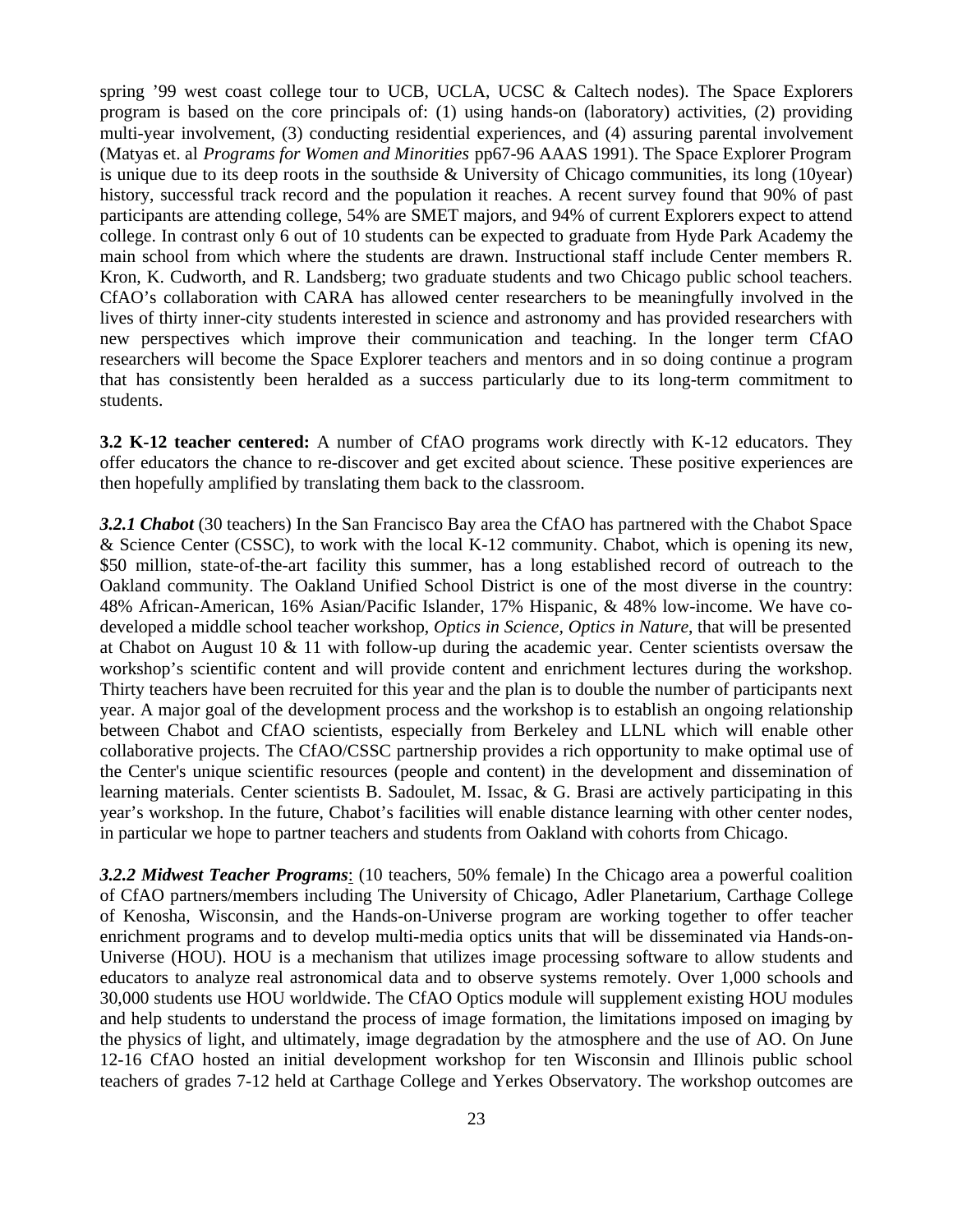spring '99 west coast college tour to UCB, UCLA, UCSC & Caltech nodes). The Space Explorers program is based on the core principals of: (1) using hands-on (laboratory) activities, (2) providing multi-year involvement, (3) conducting residential experiences, and (4) assuring parental involvement (Matyas et. al *Programs for Women and Minorities* pp67-96 AAAS 1991). The Space Explorer Program is unique due to its deep roots in the southside & University of Chicago communities, its long (10year) history, successful track record and the population it reaches. A recent survey found that 90% of past participants are attending college, 54% are SMET majors, and 94% of current Explorers expect to attend college. In contrast only 6 out of 10 students can be expected to graduate from Hyde Park Academy the main school from which where the students are drawn. Instructional staff include Center members R. Kron, K. Cudworth, and R. Landsberg; two graduate students and two Chicago public school teachers. CfAO's collaboration with CARA has allowed center researchers to be meaningfully involved in the lives of thirty inner-city students interested in science and astronomy and has provided researchers with new perspectives which improve their communication and teaching. In the longer term CfAO researchers will become the Space Explorer teachers and mentors and in so doing continue a program that has consistently been heralded as a success particularly due to its long-term commitment to students.

**3.2 K-12 teacher centered:** A number of CfAO programs work directly with K-12 educators. They offer educators the chance to re-discover and get excited about science. These positive experiences are then hopefully amplified by translating them back to the classroom.

***3.2.1 Chabot*** (30 teachers) In the San Francisco Bay area the CfAO has partnered with the Chabot Space & Science Center (CSSC), to work with the local K-12 community. Chabot, which is opening its new, $50 million, state-of-the-art facility this summer, has a long established record of outreach to the Oakland community. The Oakland Unified School District is one of the most diverse in the country: 48% African-American, 16% Asian/Pacific Islander, 17% Hispanic, & 48% low-income. We have co-developed a middle school teacher workshop, *Optics in Science, Optics in Nature*, that will be presented at Chabot on August 10 & 11 with follow-up during the academic year. Center scientists oversaw the workshop's scientific content and will provide content and enrichment lectures during the workshop. Thirty teachers have been recruited for this year and the plan is to double the number of participants next year. A major goal of the development process and the workshop is to establish an ongoing relationship between Chabot and CfAO scientists, especially from Berkeley and LLNL which will enable other collaborative projects. The CfAO/CSSC partnership provides a rich opportunity to make optimal use of the Center's unique scientific resources (people and content) in the development and dissemination of learning materials. Center scientists B. Sadoulet, M. Issac, & G. Brasi are actively participating in this year's workshop. In the future, Chabot's facilities will enable distance learning with other center nodes, in particular we hope to partner teachers and students from Oakland with cohorts from Chicago.

***3.2.2 Midwest Teacher Programs***: (10 teachers, 50% female) In the Chicago area a powerful coalition of CfAO partners/members including The University of Chicago, Adler Planetarium, Carthage College of Kenosha, Wisconsin, and the Hands-on-Universe program are working together to offer teacher enrichment programs and to develop multi-media optics units that will be disseminated via Hands-on-Universe (HOU). HOU is a mechanism that utilizes image processing software to allow students and educators to analyze real astronomical data and to observe systems remotely. Over 1,000 schools and 30,000 students use HOU worldwide. The CfAO Optics module will supplement existing HOU modules and help students to understand the process of image formation, the limitations imposed on imaging by the physics of light, and ultimately, image degradation by the atmosphere and the use of AO. On June 12-16 CfAO hosted an initial development workshop for ten Wisconsin and Illinois public school teachers of grades 7-12 held at Carthage College and Yerkes Observatory. The workshop outcomes are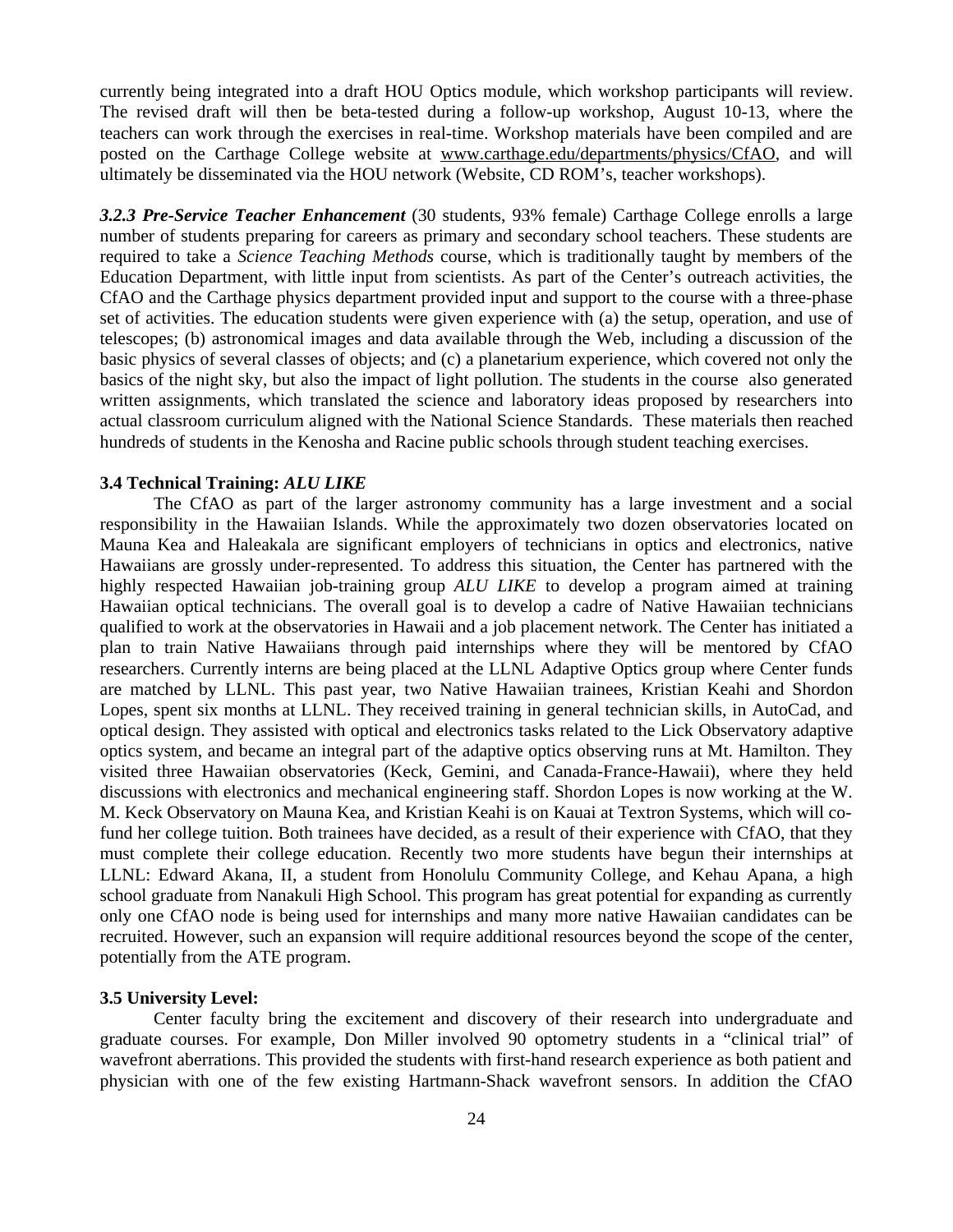currently being integrated into a draft HOU Optics module, which workshop participants will review. The revised draft will then be beta-tested during a follow-up workshop, August 10-13, where the teachers can work through the exercises in real-time. Workshop materials have been compiled and are posted on the Carthage College website at www.carthage.edu/departments/physics/CfAO, and will ultimately be disseminated via the HOU network (Website, CD ROM's, teacher workshops).

***3.2.3 Pre-Service Teacher Enhancement*** (30 students, 93% female) Carthage College enrolls a large number of students preparing for careers as primary and secondary school teachers. These students are required to take a *Science Teaching Methods* course, which is traditionally taught by members of the Education Department, with little input from scientists. As part of the Center's outreach activities, the CfAO and the Carthage physics department provided input and support to the course with a three-phase set of activities. The education students were given experience with (a) the setup, operation, and use of telescopes; (b) astronomical images and data available through the Web, including a discussion of the basic physics of several classes of objects; and (c) a planetarium experience, which covered not only the basics of the night sky, but also the impact of light pollution. The students in the course also generated written assignments, which translated the science and laboratory ideas proposed by researchers into actual classroom curriculum aligned with the National Science Standards. These materials then reached hundreds of students in the Kenosha and Racine public schools through student teaching exercises.

### 3.4 Technical Training: *ALU LIKE*

The CfAO as part of the larger astronomy community has a large investment and a social responsibility in the Hawaiian Islands. While the approximately two dozen observatories located on Mauna Kea and Haleakala are significant employers of technicians in optics and electronics, native Hawaiians are grossly under-represented. To address this situation, the Center has partnered with the highly respected Hawaiian job-training group *ALU LIKE* to develop a program aimed at training Hawaiian optical technicians. The overall goal is to develop a cadre of Native Hawaiian technicians qualified to work at the observatories in Hawaii and a job placement network. The Center has initiated a plan to train Native Hawaiians through paid internships where they will be mentored by CfAO researchers. Currently interns are being placed at the LLNL Adaptive Optics group where Center funds are matched by LLNL. This past year, two Native Hawaiian trainees, Kristian Keahi and Shordon Lopes, spent six months at LLNL. They received training in general technician skills, in AutoCad, and optical design. They assisted with optical and electronics tasks related to the Lick Observatory adaptive optics system, and became an integral part of the adaptive optics observing runs at Mt. Hamilton. They visited three Hawaiian observatories (Keck, Gemini, and Canada-France-Hawaii), where they held discussions with electronics and mechanical engineering staff. Shordon Lopes is now working at the W. M. Keck Observatory on Mauna Kea, and Kristian Keahi is on Kauai at Textron Systems, which will co-fund her college tuition. Both trainees have decided, as a result of their experience with CfAO, that they must complete their college education. Recently two more students have begun their internships at LLNL: Edward Akana, II, a student from Honolulu Community College, and Kehau Apana, a high school graduate from Nanakuli High School. This program has great potential for expanding as currently only one CfAO node is being used for internships and many more native Hawaiian candidates can be recruited. However, such an expansion will require additional resources beyond the scope of the center, potentially from the ATE program.

### 3.5 University Level:

Center faculty bring the excitement and discovery of their research into undergraduate and graduate courses. For example, Don Miller involved 90 optometry students in a "clinical trial" of wavefront aberrations. This provided the students with first-hand research experience as both patient and physician with one of the few existing Hartmann-Shack wavefront sensors. In addition the CfAO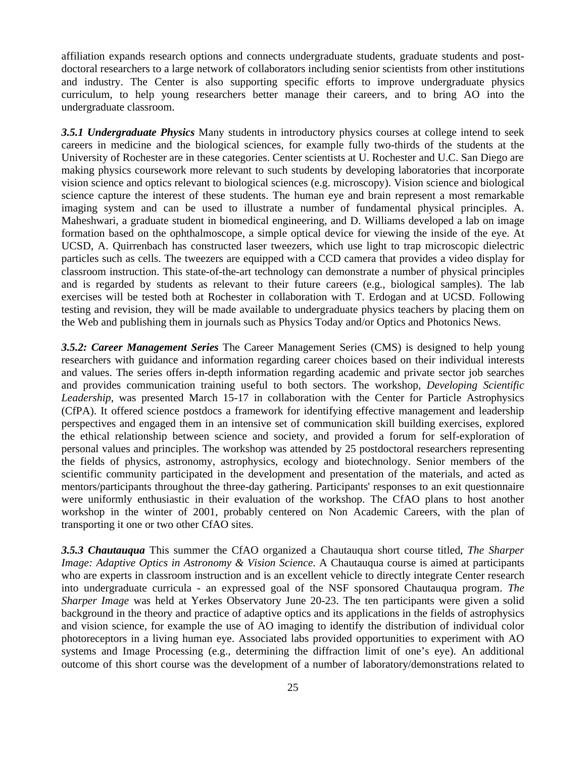affiliation expands research options and connects undergraduate students, graduate students and post-doctoral researchers to a large network of collaborators including senior scientists from other institutions and industry. The Center is also supporting specific efforts to improve undergraduate physics curriculum, to help young researchers better manage their careers, and to bring AO into the undergraduate classroom.

***3.5.1 Undergraduate Physics*** Many students in introductory physics courses at college intend to seek careers in medicine and the biological sciences, for example fully two-thirds of the students at the University of Rochester are in these categories. Center scientists at U. Rochester and U.C. San Diego are making physics coursework more relevant to such students by developing laboratories that incorporate vision science and optics relevant to biological sciences (e.g. microscopy). Vision science and biological science capture the interest of these students. The human eye and brain represent a most remarkable imaging system and can be used to illustrate a number of fundamental physical principles. A. Maheshwari, a graduate student in biomedical engineering, and D. Williams developed a lab on image formation based on the ophthalmoscope, a simple optical device for viewing the inside of the eye. At UCSD, A. Quirrenbach has constructed laser tweezers, which use light to trap microscopic dielectric particles such as cells. The tweezers are equipped with a CCD camera that provides a video display for classroom instruction. This state-of-the-art technology can demonstrate a number of physical principles and is regarded by students as relevant to their future careers (e.g., biological samples). The lab exercises will be tested both at Rochester in collaboration with T. Erdogan and at UCSD. Following testing and revision, they will be made available to undergraduate physics teachers by placing them on the Web and publishing them in journals such as Physics Today and/or Optics and Photonics News.

***3.5.2: Career Management Series*** The Career Management Series (CMS) is designed to help young researchers with guidance and information regarding career choices based on their individual interests and values. The series offers in-depth information regarding academic and private sector job searches and provides communication training useful to both sectors. The workshop, *Developing Scientific Leadership*, was presented March 15-17 in collaboration with the Center for Particle Astrophysics (CfPA). It offered science postdocs a framework for identifying effective management and leadership perspectives and engaged them in an intensive set of communication skill building exercises, explored the ethical relationship between science and society, and provided a forum for self-exploration of personal values and principles. The workshop was attended by 25 postdoctoral researchers representing the fields of physics, astronomy, astrophysics, ecology and biotechnology. Senior members of the scientific community participated in the development and presentation of the materials, and acted as mentors/participants throughout the three-day gathering. Participants' responses to an exit questionnaire were uniformly enthusiastic in their evaluation of the workshop. The CfAO plans to host another workshop in the winter of 2001, probably centered on Non Academic Careers, with the plan of transporting it one or two other CfAO sites.

***3.5.3 Chautauqua*** This summer the CfAO organized a Chautauqua short course titled, *The Sharper Image: Adaptive Optics in Astronomy & Vision Science*. A Chautauqua course is aimed at participants who are experts in classroom instruction and is an excellent vehicle to directly integrate Center research into undergraduate curricula - an expressed goal of the NSF sponsored Chautauqua program. *The Sharper Image* was held at Yerkes Observatory June 20-23. The ten participants were given a solid background in the theory and practice of adaptive optics and its applications in the fields of astrophysics and vision science, for example the use of AO imaging to identify the distribution of individual color photoreceptors in a living human eye. Associated labs provided opportunities to experiment with AO systems and Image Processing (e.g., determining the diffraction limit of one's eye). An additional outcome of this short course was the development of a number of laboratory/demonstrations related to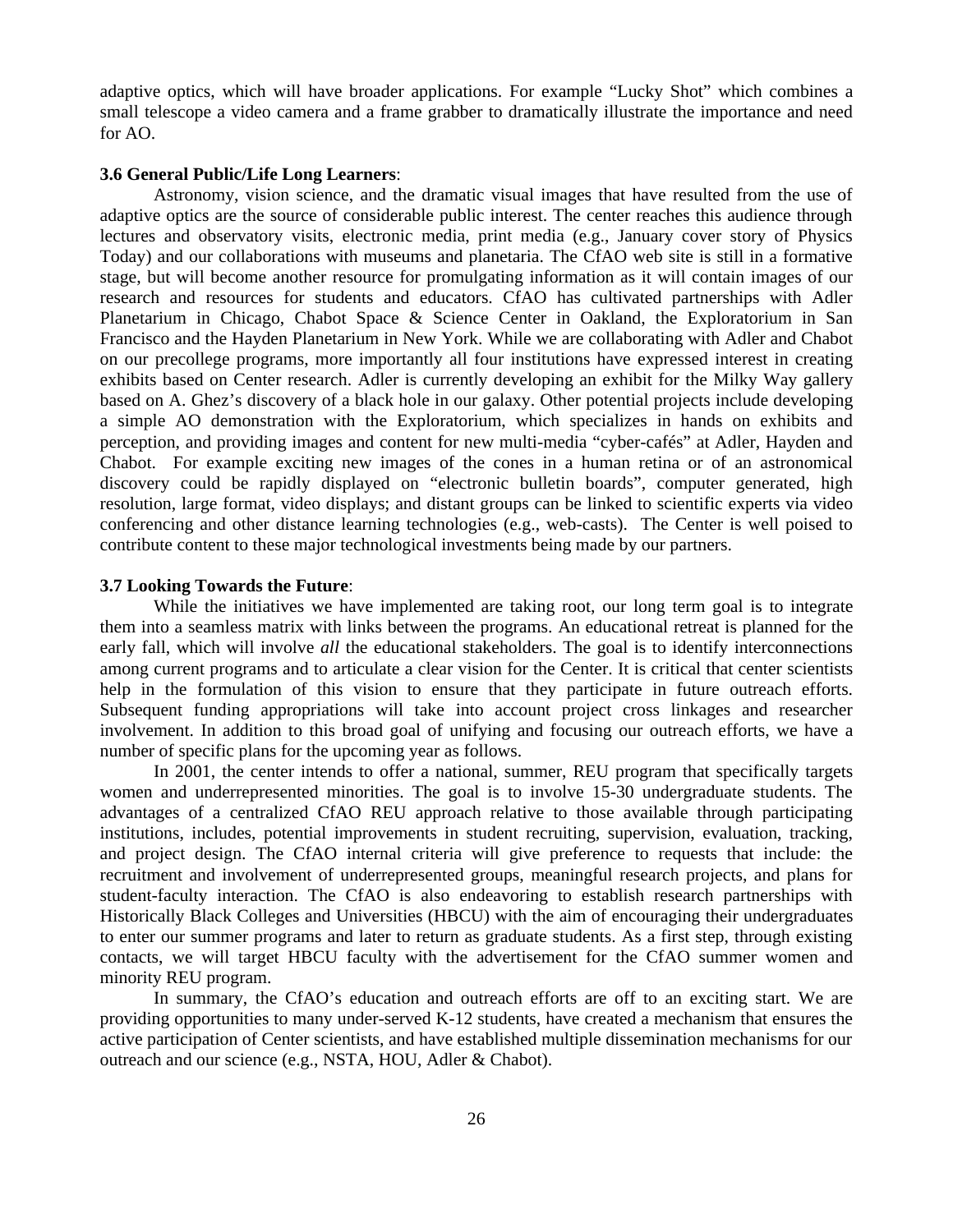adaptive optics, which will have broader applications. For example "Lucky Shot" which combines a small telescope a video camera and a frame grabber to dramatically illustrate the importance and need for AO.

**3.6 General Public/Life Long Learners**:

Astronomy, vision science, and the dramatic visual images that have resulted from the use of adaptive optics are the source of considerable public interest. The center reaches this audience through lectures and observatory visits, electronic media, print media (e.g., January cover story of Physics Today) and our collaborations with museums and planetaria. The CfAO web site is still in a formative stage, but will become another resource for promulgating information as it will contain images of our research and resources for students and educators. CfAO has cultivated partnerships with Adler Planetarium in Chicago, Chabot Space & Science Center in Oakland, the Exploratorium in San Francisco and the Hayden Planetarium in New York. While we are collaborating with Adler and Chabot on our precollege programs, more importantly all four institutions have expressed interest in creating exhibits based on Center research. Adler is currently developing an exhibit for the Milky Way gallery based on A. Ghez's discovery of a black hole in our galaxy. Other potential projects include developing a simple AO demonstration with the Exploratorium, which specializes in hands on exhibits and perception, and providing images and content for new multi-media "cyber-cafés" at Adler, Hayden and Chabot. For example exciting new images of the cones in a human retina or of an astronomical discovery could be rapidly displayed on "electronic bulletin boards", computer generated, high resolution, large format, video displays; and distant groups can be linked to scientific experts via video conferencing and other distance learning technologies (e.g., web-casts). The Center is well poised to contribute content to these major technological investments being made by our partners.

**3.7 Looking Towards the Future**:

While the initiatives we have implemented are taking root, our long term goal is to integrate them into a seamless matrix with links between the programs. An educational retreat is planned for the early fall, which will involve *all* the educational stakeholders. The goal is to identify interconnections among current programs and to articulate a clear vision for the Center. It is critical that center scientists help in the formulation of this vision to ensure that they participate in future outreach efforts. Subsequent funding appropriations will take into account project cross linkages and researcher involvement. In addition to this broad goal of unifying and focusing our outreach efforts, we have a number of specific plans for the upcoming year as follows.

In 2001, the center intends to offer a national, summer, REU program that specifically targets women and underrepresented minorities. The goal is to involve 15-30 undergraduate students. The advantages of a centralized CfAO REU approach relative to those available through participating institutions, includes, potential improvements in student recruiting, supervision, evaluation, tracking, and project design. The CfAO internal criteria will give preference to requests that include: the recruitment and involvement of underrepresented groups, meaningful research projects, and plans for student-faculty interaction. The CfAO is also endeavoring to establish research partnerships with Historically Black Colleges and Universities (HBCU) with the aim of encouraging their undergraduates to enter our summer programs and later to return as graduate students. As a first step, through existing contacts, we will target HBCU faculty with the advertisement for the CfAO summer women and minority REU program.

In summary, the CfAO's education and outreach efforts are off to an exciting start. We are providing opportunities to many under-served K-12 students, have created a mechanism that ensures the active participation of Center scientists, and have established multiple dissemination mechanisms for our outreach and our science (e.g., NSTA, HOU, Adler & Chabot).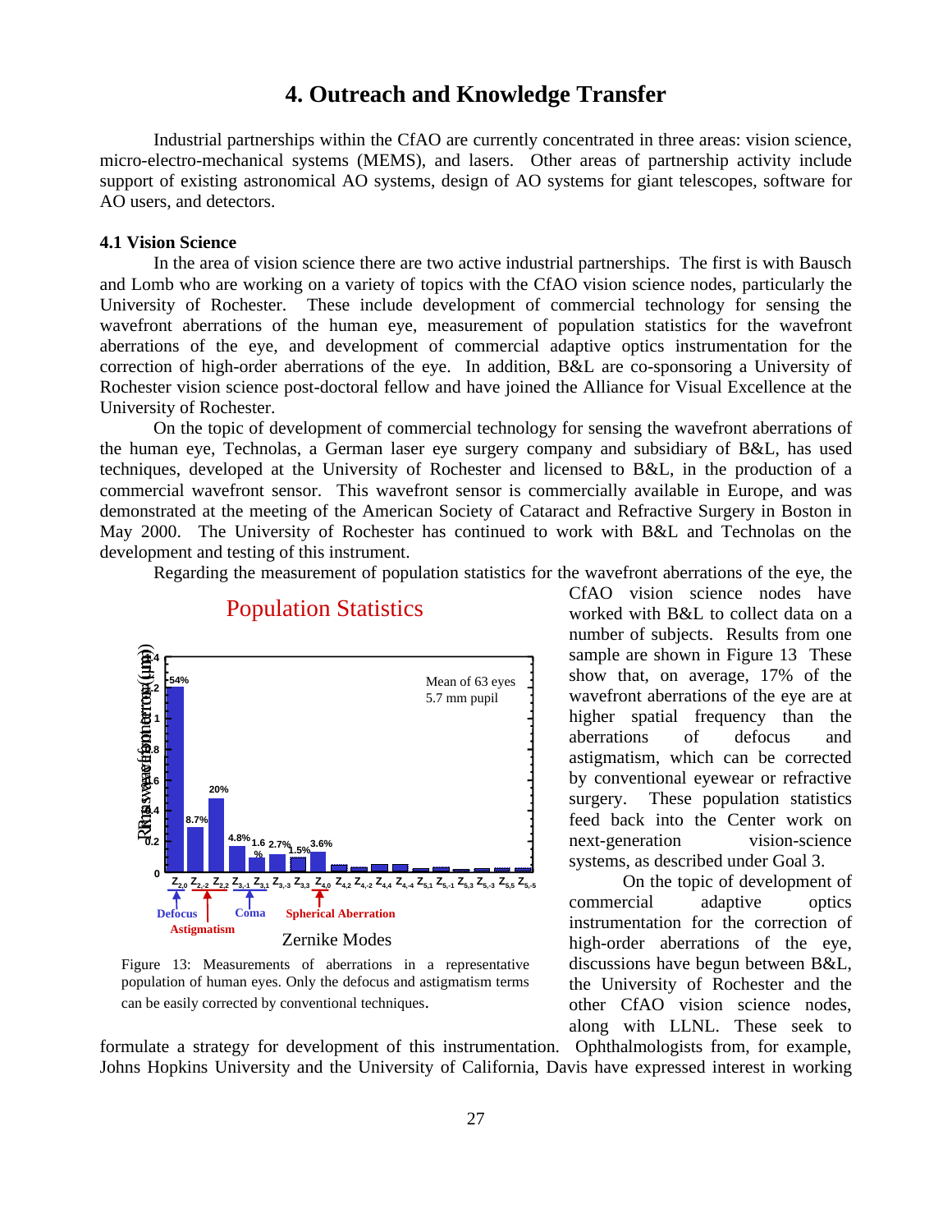# 4. Outreach and Knowledge Transfer

Industrial partnerships within the CfAO are currently concentrated in three areas: vision science, micro-electro-mechanical systems (MEMS), and lasers. Other areas of partnership activity include support of existing astronomical AO systems, design of AO systems for giant telescopes, software for AO users, and detectors.

### 4.1 Vision Science

In the area of vision science there are two active industrial partnerships. The first is with Bausch and Lomb who are working on a variety of topics with the CfAO vision science nodes, particularly the University of Rochester. These include development of commercial technology for sensing the wavefront aberrations of the human eye, measurement of population statistics for the wavefront aberrations of the eye, and development of commercial adaptive optics instrumentation for the correction of high-order aberrations of the eye. In addition, B&L are co-sponsoring a University of Rochester vision science post-doctoral fellow and have joined the Alliance for Visual Excellence at the University of Rochester.

On the topic of development of commercial technology for sensing the wavefront aberrations of the human eye, Technolas, a German laser eye surgery company and subsidiary of B&L, has used techniques, developed at the University of Rochester and licensed to B&L, in the production of a commercial wavefront sensor. This wavefront sensor is commercially available in Europe, and was demonstrated at the meeting of the American Society of Cataract and Refractive Surgery in Boston in May 2000. The University of Rochester has continued to work with B&L and Technolas on the development and testing of this instrument.

Regarding the measurement of population statistics for the wavefront aberrations of the eye, the CfAO vision science nodes have worked with B&L to collect data on a number of subjects. Results from one sample are shown in Figure 13 These show that, on average, 17% of the wavefront aberrations of the eye are at higher spatial frequency than the aberrations of defocus and astigmatism, which can be corrected by conventional eyewear or refractive surgery. These population statistics feed back into the Center work on next-generation vision-science systems, as described under Goal 3.

Population Statistics

Figure 13: Measurements of aberrations in a representative population of human eyes. Only the defocus and astigmatism terms can be easily corrected by conventional techniques.

On the topic of development of commercial adaptive optics instrumentation for the correction of high-order aberrations of the eye, discussions have begun between B&L, the University of Rochester and the other CfAO vision science nodes, along with LLNL. These seek to formulate a strategy for development of this instrumentation. Ophthalmologists from, for example, Johns Hopkins University and the University of California, Davis have expressed interest in working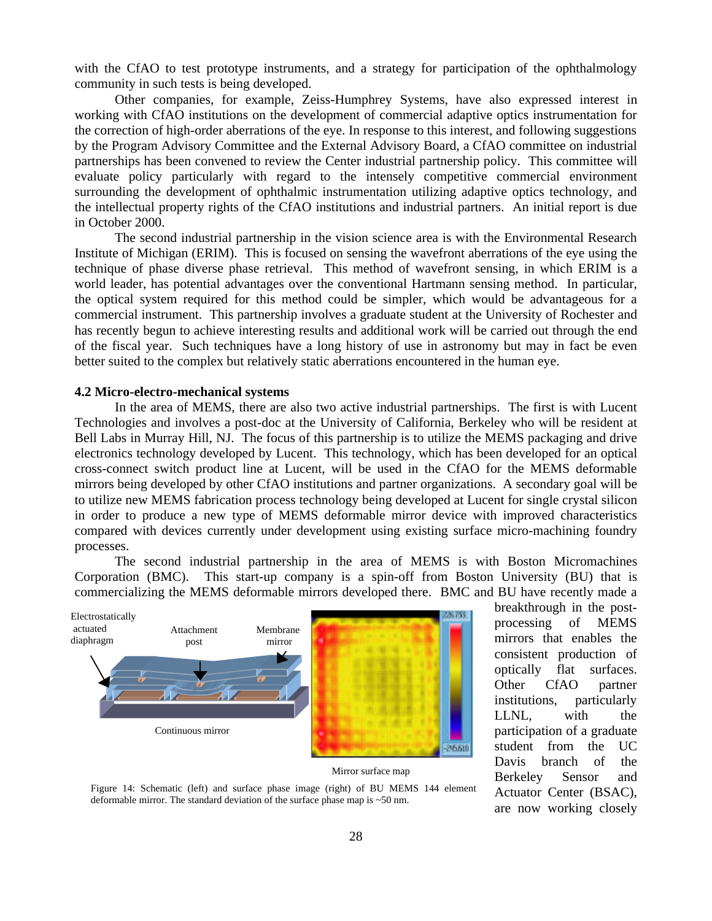with the CfAO to test prototype instruments, and a strategy for participation of the ophthalmology community in such tests is being developed.

Other companies, for example, Zeiss-Humphrey Systems, have also expressed interest in working with CfAO institutions on the development of commercial adaptive optics instrumentation for the correction of high-order aberrations of the eye. In response to this interest, and following suggestions by the Program Advisory Committee and the External Advisory Board, a CfAO committee on industrial partnerships has been convened to review the Center industrial partnership policy. This committee will evaluate policy particularly with regard to the intensely competitive commercial environment surrounding the development of ophthalmic instrumentation utilizing adaptive optics technology, and the intellectual property rights of the CfAO institutions and industrial partners. An initial report is due in October 2000.

The second industrial partnership in the vision science area is with the Environmental Research Institute of Michigan (ERIM). This is focused on sensing the wavefront aberrations of the eye using the technique of phase diverse phase retrieval. This method of wavefront sensing, in which ERIM is a world leader, has potential advantages over the conventional Hartmann sensing method. In particular, the optical system required for this method could be simpler, which would be advantageous for a commercial instrument. This partnership involves a graduate student at the University of Rochester and has recently begun to achieve interesting results and additional work will be carried out through the end of the fiscal year. Such techniques have a long history of use in astronomy but may in fact be even better suited to the complex but relatively static aberrations encountered in the human eye.

**4.2 Micro-electro-mechanical systems**

In the area of MEMS, there are also two active industrial partnerships. The first is with Lucent Technologies and involves a post-doc at the University of California, Berkeley who will be resident at Bell Labs in Murray Hill, NJ. The focus of this partnership is to utilize the MEMS packaging and drive electronics technology developed by Lucent. This technology, which has been developed for an optical cross-connect switch product line at Lucent, will be used in the CfAO for the MEMS deformable mirrors being developed by other CfAO institutions and partner organizations. A secondary goal will be to utilize new MEMS fabrication process technology being developed at Lucent for single crystal silicon in order to produce a new type of MEMS deformable mirror device with improved characteristics compared with devices currently under development using existing surface micro-machining foundry processes.

The second industrial partnership in the area of MEMS is with Boston Micromachines Corporation (BMC). This start-up company is a spin-off from Boston University (BU) that is commercializing the MEMS deformable mirrors developed there. BMC and BU have recently made a breakthrough in the post-processing of MEMS mirrors that enables the consistent production of optically flat surfaces. Other CfAO partner institutions, particularly LLNL, with the participation of a graduate student from the UC Davis branch of the Berkeley Sensor and Actuator Center (BSAC), are now working closely

Figure 14: Schematic (left) and surface phase image (right) of BU MEMS 144 element deformable mirror. The standard deviation of the surface phase map is ~50 nm.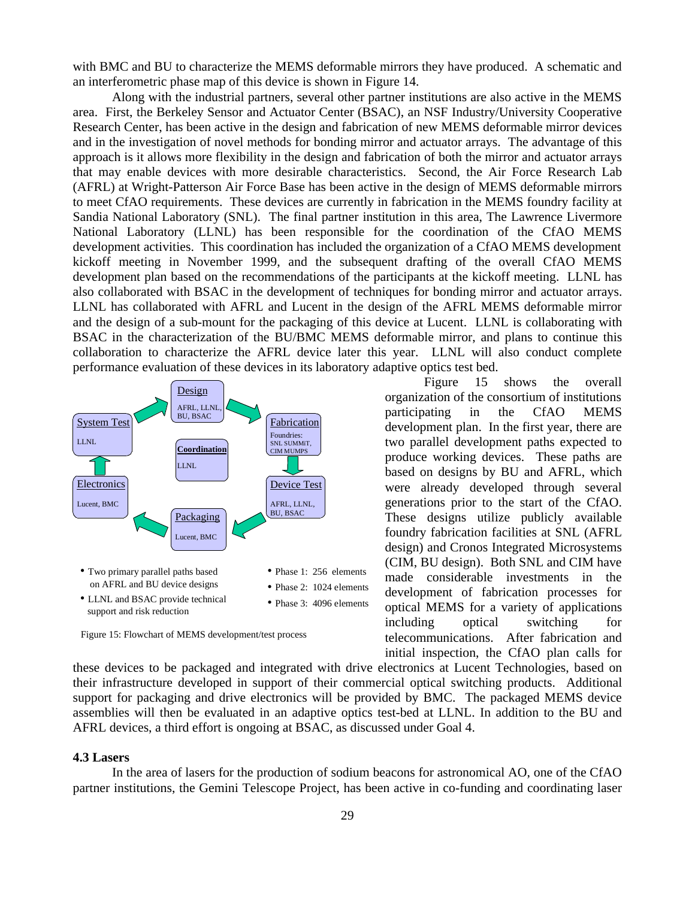with BMC and BU to characterize the MEMS deformable mirrors they have produced. A schematic and an interferometric phase map of this device is shown in Figure 14.

Along with the industrial partners, several other partner institutions are also active in the MEMS area. First, the Berkeley Sensor and Actuator Center (BSAC), an NSF Industry/University Cooperative Research Center, has been active in the design and fabrication of new MEMS deformable mirror devices and in the investigation of novel methods for bonding mirror and actuator arrays. The advantage of this approach is it allows more flexibility in the design and fabrication of both the mirror and actuator arrays that may enable devices with more desirable characteristics. Second, the Air Force Research Lab (AFRL) at Wright-Patterson Air Force Base has been active in the design of MEMS deformable mirrors to meet CfAO requirements. These devices are currently in fabrication in the MEMS foundry facility at Sandia National Laboratory (SNL). The final partner institution in this area, The Lawrence Livermore National Laboratory (LLNL) has been responsible for the coordination of the CfAO MEMS development activities. This coordination has included the organization of a CfAO MEMS development kickoff meeting in November 1999, and the subsequent drafting of the overall CfAO MEMS development plan based on the recommendations of the participants at the kickoff meeting. LLNL has also collaborated with BSAC in the development of techniques for bonding mirror and actuator arrays. LLNL has collaborated with AFRL and Lucent in the design of the AFRL MEMS deformable mirror and the design of a sub-mount for the packaging of this device at Lucent. LLNL is collaborating with BSAC in the characterization of the BU/BMC MEMS deformable mirror, and plans to continue this collaboration to characterize the AFRL device later this year. LLNL will also conduct complete performance evaluation of these devices in its laboratory adaptive optics test bed.

Design: AFRL, LLNL, BU, BSAC
Fabrication: Foundries: SNL SUMMiT, CIM MUMPS
Device Test: AFRL, LLNL, BU, BSAC
Packaging: Lucent, BMC
Electronics: Lucent, BMC
System Test: LLNL
Coordination: LLNL

- Two primary parallel paths based on AFRL and BU device designs
- LLNL and BSAC provide technical support and risk reduction

- Phase 1: 256 elements
- Phase 2: 1024 elements
- Phase 3: 4096 elements

Figure 15: Flowchart of MEMS development/test process

Figure 15 shows the overall organization of the consortium of institutions participating in the CfAO MEMS development plan. In the first year, there are two parallel development paths expected to produce working devices. These paths are based on designs by BU and AFRL, which were already developed through several generations prior to the start of the CfAO. These designs utilize publicly available foundry fabrication facilities at SNL (AFRL design) and Cronos Integrated Microsystems (CIM, BU design). Both SNL and CIM have made considerable investments in the development of fabrication processes for optical MEMS for a variety of applications including optical switching for telecommunications. After fabrication and initial inspection, the CfAO plan calls for these devices to be packaged and integrated with drive electronics at Lucent Technologies, based on their infrastructure developed in support of their commercial optical switching products. Additional support for packaging and drive electronics will be provided by BMC. The packaged MEMS device assemblies will then be evaluated in an adaptive optics test-bed at LLNL. In addition to the BU and AFRL devices, a third effort is ongoing at BSAC, as discussed under Goal 4.

### 4.3 Lasers

In the area of lasers for the production of sodium beacons for astronomical AO, one of the CfAO partner institutions, the Gemini Telescope Project, has been active in co-funding and coordinating laser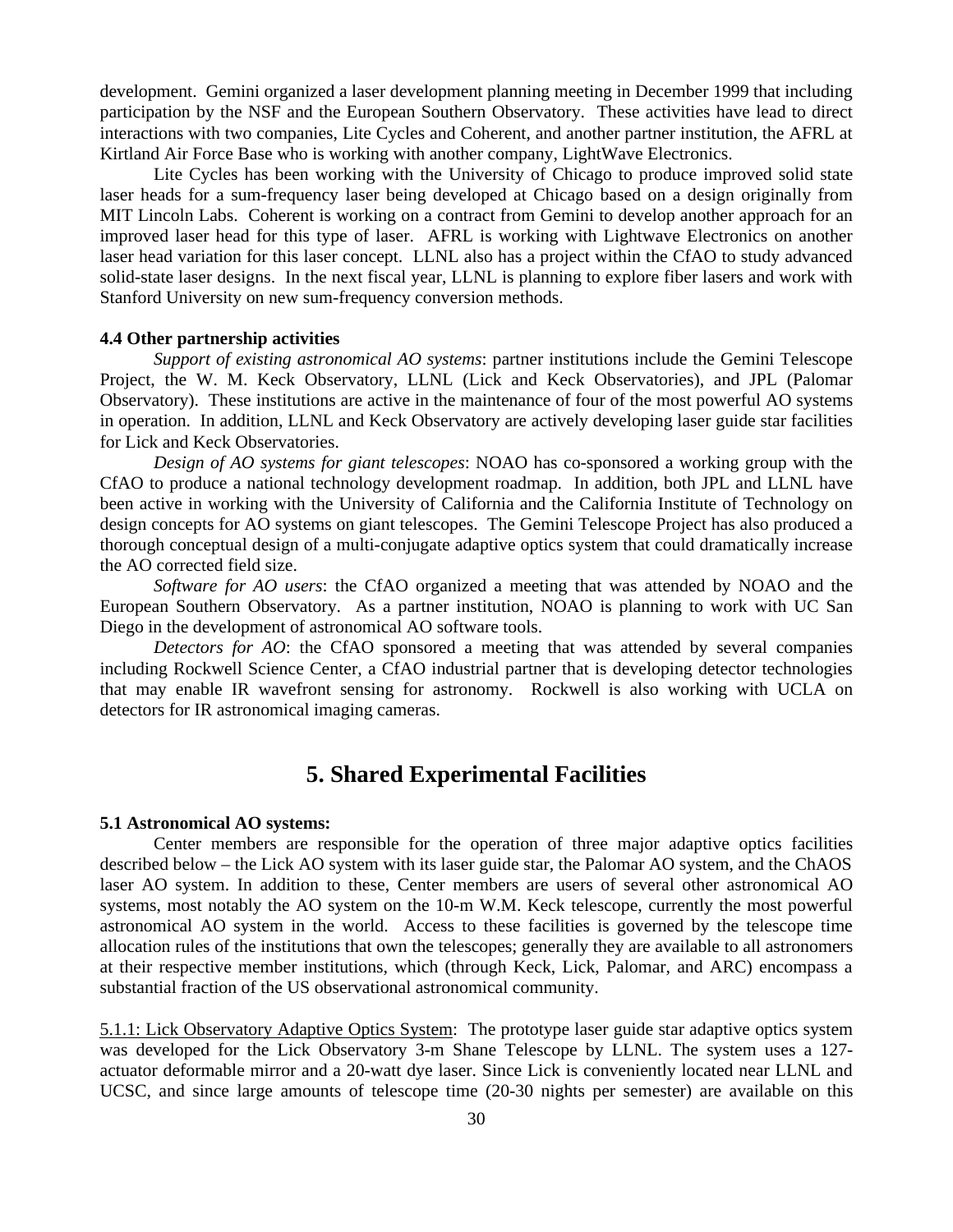development. Gemini organized a laser development planning meeting in December 1999 that including participation by the NSF and the European Southern Observatory. These activities have lead to direct interactions with two companies, Lite Cycles and Coherent, and another partner institution, the AFRL at Kirtland Air Force Base who is working with another company, LightWave Electronics.

Lite Cycles has been working with the University of Chicago to produce improved solid state laser heads for a sum-frequency laser being developed at Chicago based on a design originally from MIT Lincoln Labs. Coherent is working on a contract from Gemini to develop another approach for an improved laser head for this type of laser. AFRL is working with Lightwave Electronics on another laser head variation for this laser concept. LLNL also has a project within the CfAO to study advanced solid-state laser designs. In the next fiscal year, LLNL is planning to explore fiber lasers and work with Stanford University on new sum-frequency conversion methods.

### 4.4 Other partnership activities

*Support of existing astronomical AO systems*: partner institutions include the Gemini Telescope Project, the W. M. Keck Observatory, LLNL (Lick and Keck Observatories), and JPL (Palomar Observatory). These institutions are active in the maintenance of four of the most powerful AO systems in operation. In addition, LLNL and Keck Observatory are actively developing laser guide star facilities for Lick and Keck Observatories.

*Design of AO systems for giant telescopes*: NOAO has co-sponsored a working group with the CfAO to produce a national technology development roadmap. In addition, both JPL and LLNL have been active in working with the University of California and the California Institute of Technology on design concepts for AO systems on giant telescopes. The Gemini Telescope Project has also produced a thorough conceptual design of a multi-conjugate adaptive optics system that could dramatically increase the AO corrected field size.

*Software for AO users*: the CfAO organized a meeting that was attended by NOAO and the European Southern Observatory. As a partner institution, NOAO is planning to work with UC San Diego in the development of astronomical AO software tools.

*Detectors for AO*: the CfAO sponsored a meeting that was attended by several companies including Rockwell Science Center, a CfAO industrial partner that is developing detector technologies that may enable IR wavefront sensing for astronomy. Rockwell is also working with UCLA on detectors for IR astronomical imaging cameras.

## 5. Shared Experimental Facilities

### 5.1 Astronomical AO systems:

Center members are responsible for the operation of three major adaptive optics facilities described below – the Lick AO system with its laser guide star, the Palomar AO system, and the ChAOS laser AO system. In addition to these, Center members are users of several other astronomical AO systems, most notably the AO system on the 10-m W.M. Keck telescope, currently the most powerful astronomical AO system in the world. Access to these facilities is governed by the telescope time allocation rules of the institutions that own the telescopes; generally they are available to all astronomers at their respective member institutions, which (through Keck, Lick, Palomar, and ARC) encompass a substantial fraction of the US observational astronomical community.

5.1.1: Lick Observatory Adaptive Optics System: The prototype laser guide star adaptive optics system was developed for the Lick Observatory 3-m Shane Telescope by LLNL. The system uses a 127-actuator deformable mirror and a 20-watt dye laser. Since Lick is conveniently located near LLNL and UCSC, and since large amounts of telescope time (20-30 nights per semester) are available on this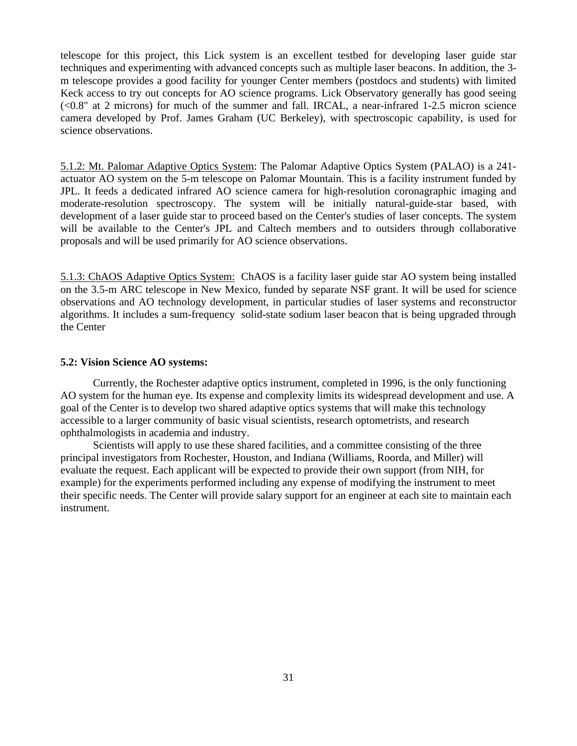telescope for this project, this Lick system is an excellent testbed for developing laser guide star techniques and experimenting with advanced concepts such as multiple laser beacons. In addition, the 3-m telescope provides a good facility for younger Center members (postdocs and students) with limited Keck access to try out concepts for AO science programs. Lick Observatory generally has good seeing (<0.8" at 2 microns) for much of the summer and fall. IRCAL, a near-infrared 1-2.5 micron science camera developed by Prof. James Graham (UC Berkeley), with spectroscopic capability, is used for science observations.

5.1.2: Mt. Palomar Adaptive Optics System: The Palomar Adaptive Optics System (PALAO) is a 241-actuator AO system on the 5-m telescope on Palomar Mountain. This is a facility instrument funded by JPL. It feeds a dedicated infrared AO science camera for high-resolution coronagraphic imaging and moderate-resolution spectroscopy. The system will be initially natural-guide-star based, with development of a laser guide star to proceed based on the Center's studies of laser concepts. The system will be available to the Center's JPL and Caltech members and to outsiders through collaborative proposals and will be used primarily for AO science observations.

5.1.3: ChAOS Adaptive Optics System: ChAOS is a facility laser guide star AO system being installed on the 3.5-m ARC telescope in New Mexico, funded by separate NSF grant. It will be used for science observations and AO technology development, in particular studies of laser systems and reconstructor algorithms. It includes a sum-frequency solid-state sodium laser beacon that is being upgraded through the Center

**5.2: Vision Science AO systems:**

Currently, the Rochester adaptive optics instrument, completed in 1996, is the only functioning AO system for the human eye. Its expense and complexity limits its widespread development and use. A goal of the Center is to develop two shared adaptive optics systems that will make this technology accessible to a larger community of basic visual scientists, research optometrists, and research ophthalmologists in academia and industry.

Scientists will apply to use these shared facilities, and a committee consisting of the three principal investigators from Rochester, Houston, and Indiana (Williams, Roorda, and Miller) will evaluate the request. Each applicant will be expected to provide their own support (from NIH, for example) for the experiments performed including any expense of modifying the instrument to meet their specific needs. The Center will provide salary support for an engineer at each site to maintain each instrument.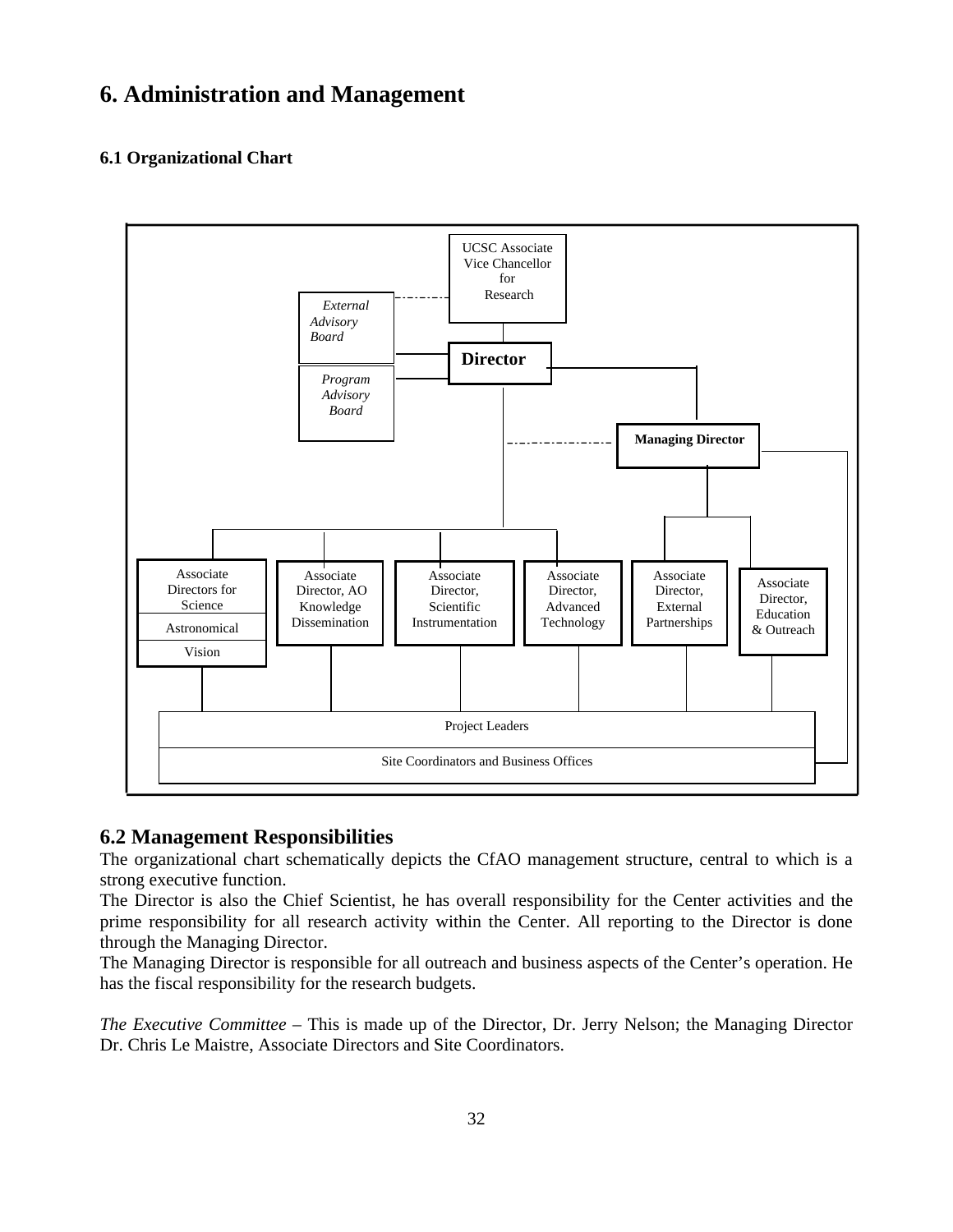# 6. Administration and Management

### 6.1 Organizational Chart

UCSC Associate Vice Chancellor for Research

*External Advisory Board*

*Program Advisory Board*

**Director**

**Managing Director**

Associate Directors for Science: Astronomical, Vision

Associate Director, AO Knowledge Dissemination

Associate Director, Scientific Instrumentation

Associate Director, Advanced Technology

Associate Director, External Partnerships

Associate Director, Education & Outreach

Project Leaders

Site Coordinators and Business Offices

## 6.2 Management Responsibilities

The organizational chart schematically depicts the CfAO management structure, central to which is a strong executive function.

The Director is also the Chief Scientist, he has overall responsibility for the Center activities and the prime responsibility for all research activity within the Center. All reporting to the Director is done through the Managing Director.

The Managing Director is responsible for all outreach and business aspects of the Center's operation. He has the fiscal responsibility for the research budgets.

*The Executive Committee* – This is made up of the Director, Dr. Jerry Nelson; the Managing Director Dr. Chris Le Maistre, Associate Directors and Site Coordinators.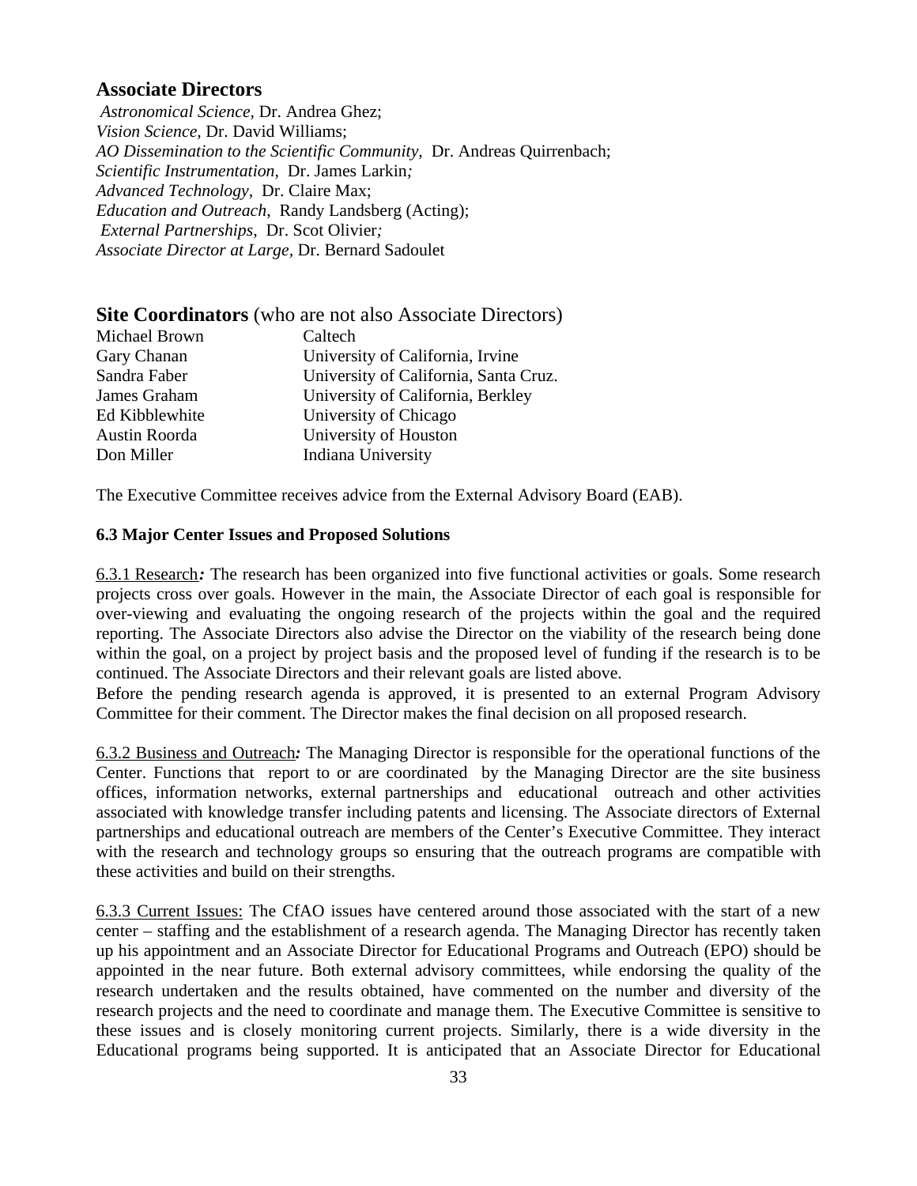## Associate Directors

*Astronomical Science,* Dr. Andrea Ghez;
*Vision Science,* Dr. David Williams;
*AO Dissemination to the Scientific Community,* Dr. Andreas Quirrenbach;
*Scientific Instrumentation,* Dr. James Larkin*;*
*Advanced Technology,* Dr. Claire Max;
*Education and Outreach*, Randy Landsberg (Acting);
*External Partnerships,* Dr. Scot Olivier*;*
*Associate Director at Large,* Dr. Bernard Sadoulet

## Site Coordinators (who are not also Associate Directors)

| | |
|---|---|
| Michael Brown | Caltech |
| Gary Chanan | University of California, Irvine |
| Sandra Faber | University of California, Santa Cruz. |
| James Graham | University of California, Berkley |
| Ed Kibblewhite | University of Chicago |
| Austin Roorda | University of Houston |
| Don Miller | Indiana University |

The Executive Committee receives advice from the External Advisory Board (EAB).

### 6.3 Major Center Issues and Proposed Solutions

6.3.1 Research***:*** The research has been organized into five functional activities or goals. Some research projects cross over goals. However in the main, the Associate Director of each goal is responsible for over-viewing and evaluating the ongoing research of the projects within the goal and the required reporting. The Associate Directors also advise the Director on the viability of the research being done within the goal, on a project by project basis and the proposed level of funding if the research is to be continued. The Associate Directors and their relevant goals are listed above.
Before the pending research agenda is approved, it is presented to an external Program Advisory Committee for their comment. The Director makes the final decision on all proposed research.

6.3.2 Business and Outreach***:*** The Managing Director is responsible for the operational functions of the Center. Functions that report to or are coordinated by the Managing Director are the site business offices, information networks, external partnerships and educational outreach and other activities associated with knowledge transfer including patents and licensing. The Associate directors of External partnerships and educational outreach are members of the Center's Executive Committee. They interact with the research and technology groups so ensuring that the outreach programs are compatible with these activities and build on their strengths.

6.3.3 Current Issues: The CfAO issues have centered around those associated with the start of a new center – staffing and the establishment of a research agenda. The Managing Director has recently taken up his appointment and an Associate Director for Educational Programs and Outreach (EPO) should be appointed in the near future. Both external advisory committees, while endorsing the quality of the research undertaken and the results obtained, have commented on the number and diversity of the research projects and the need to coordinate and manage them. The Executive Committee is sensitive to these issues and is closely monitoring current projects. Similarly, there is a wide diversity in the Educational programs being supported. It is anticipated that an Associate Director for Educational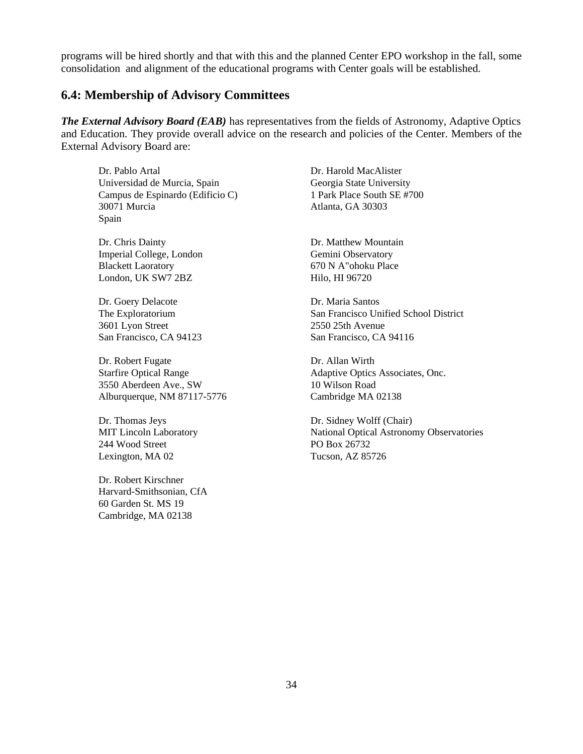programs will be hired shortly and that with this and the planned Center EPO workshop in the fall, some consolidation and alignment of the educational programs with Center goals will be established.

## 6.4: Membership of Advisory Committees

***The External Advisory Board (EAB)*** has representatives from the fields of Astronomy, Adaptive Optics and Education. They provide overall advice on the research and policies of the Center. Members of the External Advisory Board are:

Dr. Pablo Artal
Universidad de Murcia, Spain
Campus de Espinardo (Edificio C)
30071 Murcia
Spain

Dr. Chris Dainty
Imperial College, London
Blackett Laoratory
London, UK SW7 2BZ

Dr. Goery Delacote
The Exploratorium
3601 Lyon Street
San Francisco, CA 94123

Dr. Robert Fugate
Starfire Optical Range
3550 Aberdeen Ave., SW
Alburquerque, NM 87117-5776

Dr. Thomas Jeys
MIT Lincoln Laboratory
244 Wood Street
Lexington, MA 02

Dr. Robert Kirschner
Harvard-Smithsonian, CfA
60 Garden St. MS 19
Cambridge, MA 02138

Dr. Harold MacAlister
Georgia State University
1 Park Place South SE #700
Atlanta, GA 30303

Dr. Matthew Mountain
Gemini Observatory
670 N A"ohoku Place
Hilo, HI 96720

Dr. Maria Santos
San Francisco Unified School District
2550 25th Avenue
San Francisco, CA 94116

Dr. Allan Wirth
Adaptive Optics Associates, Onc.
10 Wilson Road
Cambridge MA 02138

Dr. Sidney Wolff (Chair)
National Optical Astronomy Observatories
PO Box 26732
Tucson, AZ 85726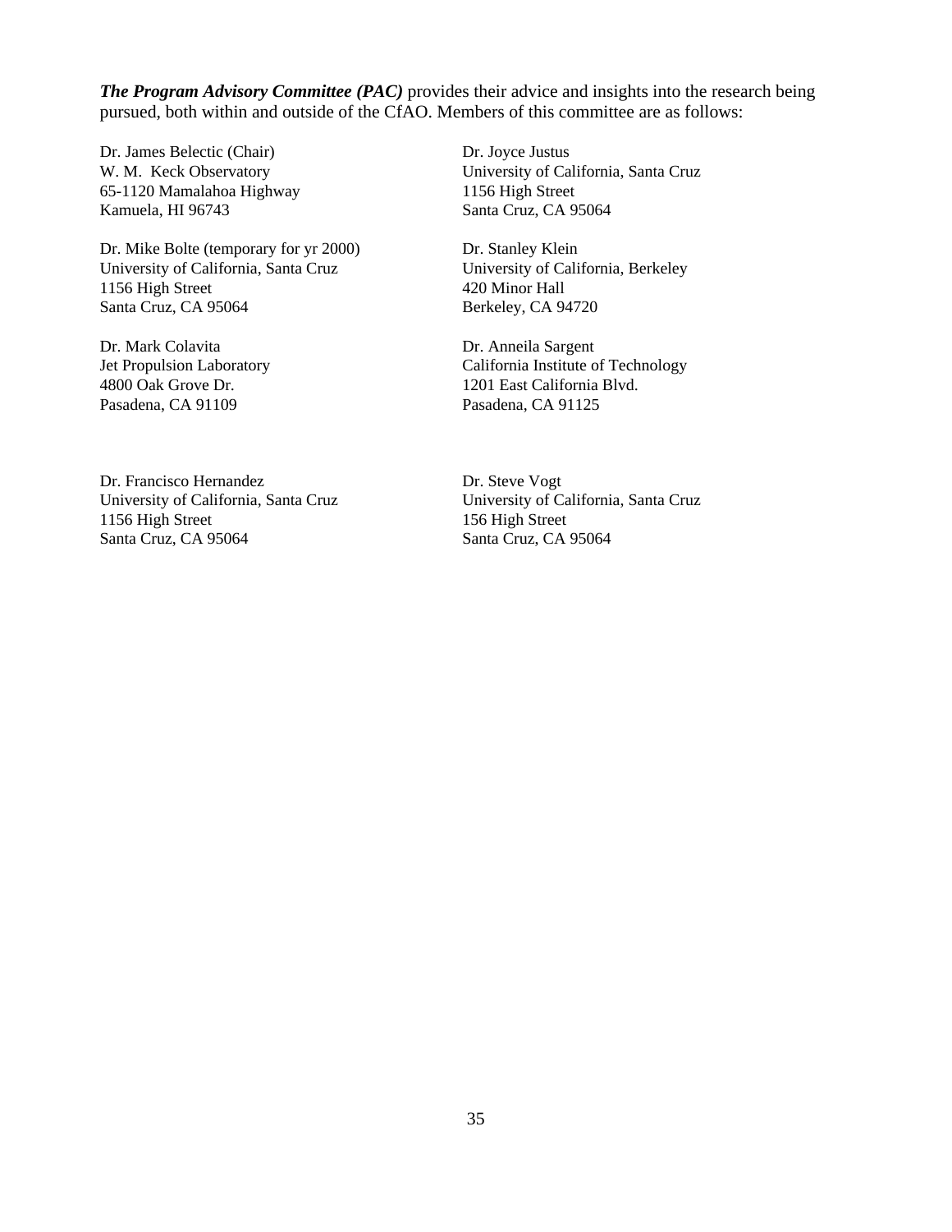***The Program Advisory Committee (PAC)*** provides their advice and insights into the research being pursued, both within and outside of the CfAO. Members of this committee are as follows:

Dr. James Belectic (Chair)
W. M. Keck Observatory
65-1120 Mamalahoa Highway
Kamuela, HI 96743

Dr. Mike Bolte (temporary for yr 2000)
University of California, Santa Cruz
1156 High Street
Santa Cruz, CA 95064

Dr. Mark Colavita
Jet Propulsion Laboratory
4800 Oak Grove Dr.
Pasadena, CA 91109

Dr. Francisco Hernandez
University of California, Santa Cruz
1156 High Street
Santa Cruz, CA 95064

Dr. Joyce Justus
University of California, Santa Cruz
1156 High Street
Santa Cruz, CA 95064

Dr. Stanley Klein
University of California, Berkeley
420 Minor Hall
Berkeley, CA 94720

Dr. Anneila Sargent
California Institute of Technology
1201 East California Blvd.
Pasadena, CA 91125

Dr. Steve Vogt
University of California, Santa Cruz
156 High Street
Santa Cruz, CA 95064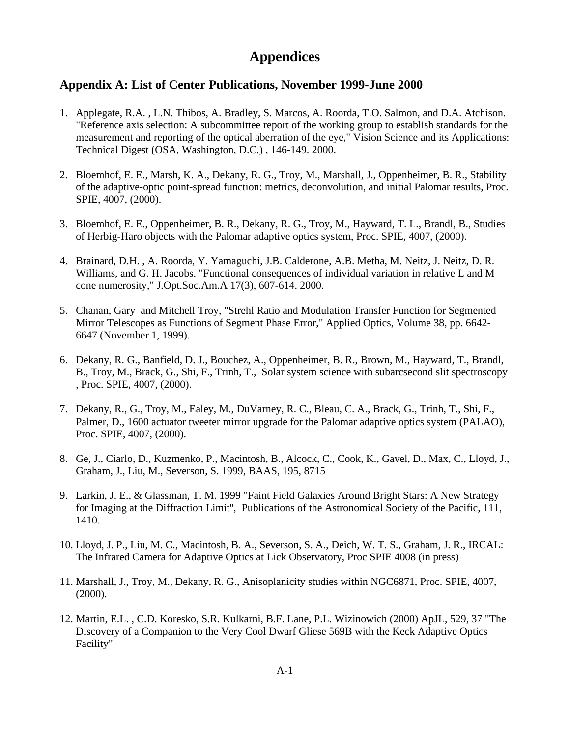# Appendices

## Appendix A: List of Center Publications, November 1999-June 2000

1. Applegate, R.A. , L.N. Thibos, A. Bradley, S. Marcos, A. Roorda, T.O. Salmon, and D.A. Atchison. "Reference axis selection: A subcommittee report of the working group to establish standards for the measurement and reporting of the optical aberration of the eye," Vision Science and its Applications: Technical Digest (OSA, Washington, D.C.) , 146-149. 2000.

2. Bloemhof, E. E., Marsh, K. A., Dekany, R. G., Troy, M., Marshall, J., Oppenheimer, B. R., Stability of the adaptive-optic point-spread function: metrics, deconvolution, and initial Palomar results, Proc. SPIE, 4007, (2000).

3. Bloemhof, E. E., Oppenheimer, B. R., Dekany, R. G., Troy, M., Hayward, T. L., Brandl, B., Studies of Herbig-Haro objects with the Palomar adaptive optics system, Proc. SPIE, 4007, (2000).

4. Brainard, D.H. , A. Roorda, Y. Yamaguchi, J.B. Calderone, A.B. Metha, M. Neitz, J. Neitz, D. R. Williams, and G. H. Jacobs. "Functional consequences of individual variation in relative L and M cone numerosity," J.Opt.Soc.Am.A 17(3), 607-614. 2000.

5. Chanan, Gary and Mitchell Troy, "Strehl Ratio and Modulation Transfer Function for Segmented Mirror Telescopes as Functions of Segment Phase Error," Applied Optics, Volume 38, pp. 6642-6647 (November 1, 1999).

6. Dekany, R. G., Banfield, D. J., Bouchez, A., Oppenheimer, B. R., Brown, M., Hayward, T., Brandl, B., Troy, M., Brack, G., Shi, F., Trinh, T., Solar system science with subarcsecond slit spectroscopy , Proc. SPIE, 4007, (2000).

7. Dekany, R., G., Troy, M., Ealey, M., DuVarney, R. C., Bleau, C. A., Brack, G., Trinh, T., Shi, F., Palmer, D., 1600 actuator tweeter mirror upgrade for the Palomar adaptive optics system (PALAO), Proc. SPIE, 4007, (2000).

8. Ge, J., Ciarlo, D., Kuzmenko, P., Macintosh, B., Alcock, C., Cook, K., Gavel, D., Max, C., Lloyd, J., Graham, J., Liu, M., Severson, S. 1999, BAAS, 195, 8715

9. Larkin, J. E., & Glassman, T. M. 1999 "Faint Field Galaxies Around Bright Stars: A New Strategy for Imaging at the Diffraction Limit", Publications of the Astronomical Society of the Pacific, 111, 1410.

10. Lloyd, J. P., Liu, M. C., Macintosh, B. A., Severson, S. A., Deich, W. T. S., Graham, J. R., IRCAL: The Infrared Camera for Adaptive Optics at Lick Observatory, Proc SPIE 4008 (in press)

11. Marshall, J., Troy, M., Dekany, R. G., Anisoplanicity studies within NGC6871, Proc. SPIE, 4007, (2000).

12. Martin, E.L. , C.D. Koresko, S.R. Kulkarni, B.F. Lane, P.L. Wizinowich (2000) ApJL, 529, 37 "The Discovery of a Companion to the Very Cool Dwarf Gliese 569B with the Keck Adaptive Optics Facility"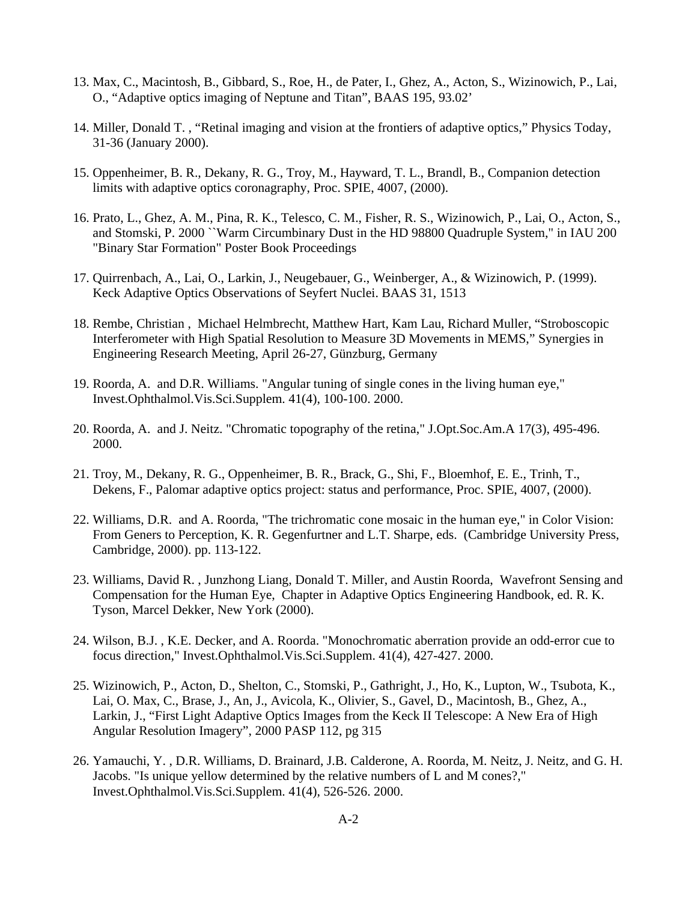13. Max, C., Macintosh, B., Gibbard, S., Roe, H., de Pater, I., Ghez, A., Acton, S., Wizinowich, P., Lai, O., “Adaptive optics imaging of Neptune and Titan”, BAAS 195, 93.02’

14. Miller, Donald T. , “Retinal imaging and vision at the frontiers of adaptive optics,” Physics Today, 31-36 (January 2000).

15. Oppenheimer, B. R., Dekany, R. G., Troy, M., Hayward, T. L., Brandl, B., Companion detection limits with adaptive optics coronagraphy, Proc. SPIE, 4007, (2000).

16. Prato, L., Ghez, A. M., Pina, R. K., Telesco, C. M., Fisher, R. S., Wizinowich, P., Lai, O., Acton, S., and Stomski, P. 2000 ``Warm Circumbinary Dust in the HD 98800 Quadruple System," in IAU 200 "Binary Star Formation" Poster Book Proceedings

17. Quirrenbach, A., Lai, O., Larkin, J., Neugebauer, G., Weinberger, A., & Wizinowich, P. (1999). Keck Adaptive Optics Observations of Seyfert Nuclei. BAAS 31, 1513

18. Rembe, Christian , Michael Helmbrecht, Matthew Hart, Kam Lau, Richard Muller, “Stroboscopic Interferometer with High Spatial Resolution to Measure 3D Movements in MEMS,” Synergies in Engineering Research Meeting, April 26-27, Günzburg, Germany

19. Roorda, A. and D.R. Williams. "Angular tuning of single cones in the living human eye," Invest.Ophthalmol.Vis.Sci.Supplem. 41(4), 100-100. 2000.

20. Roorda, A. and J. Neitz. "Chromatic topography of the retina," J.Opt.Soc.Am.A 17(3), 495-496. 2000.

21. Troy, M., Dekany, R. G., Oppenheimer, B. R., Brack, G., Shi, F., Bloemhof, E. E., Trinh, T., Dekens, F., Palomar adaptive optics project: status and performance, Proc. SPIE, 4007, (2000).

22. Williams, D.R. and A. Roorda, "The trichromatic cone mosaic in the human eye," in Color Vision: From Geners to Perception, K. R. Gegenfurtner and L.T. Sharpe, eds. (Cambridge University Press, Cambridge, 2000). pp. 113-122.

23. Williams, David R. , Junzhong Liang, Donald T. Miller, and Austin Roorda, Wavefront Sensing and Compensation for the Human Eye, Chapter in Adaptive Optics Engineering Handbook, ed. R. K. Tyson, Marcel Dekker, New York (2000).

24. Wilson, B.J. , K.E. Decker, and A. Roorda. "Monochromatic aberration provide an odd-error cue to focus direction," Invest.Ophthalmol.Vis.Sci.Supplem. 41(4), 427-427. 2000.

25. Wizinowich, P., Acton, D., Shelton, C., Stomski, P., Gathright, J., Ho, K., Lupton, W., Tsubota, K., Lai, O. Max, C., Brase, J., An, J., Avicola, K., Olivier, S., Gavel, D., Macintosh, B., Ghez, A., Larkin, J., “First Light Adaptive Optics Images from the Keck II Telescope: A New Era of High Angular Resolution Imagery”, 2000 PASP 112, pg 315

26. Yamauchi, Y. , D.R. Williams, D. Brainard, J.B. Calderone, A. Roorda, M. Neitz, J. Neitz, and G. H. Jacobs. "Is unique yellow determined by the relative numbers of L and M cones?," Invest.Ophthalmol.Vis.Sci.Supplem. 41(4), 526-526. 2000.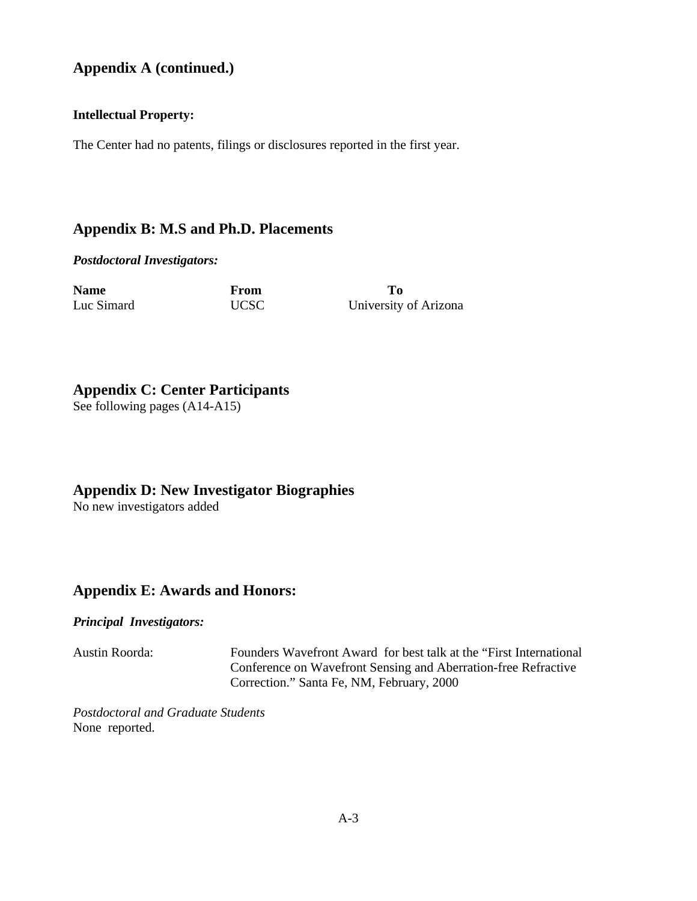## Appendix A (continued.)

**Intellectual Property:**

The Center had no patents, filings or disclosures reported in the first year.

## Appendix B: M.S and Ph.D. Placements

***Postdoctoral Investigators:***

| Name | From | To |
|---|---|---|
| Luc Simard | UCSC | University of Arizona |

## Appendix C: Center Participants

See following pages (A14-A15)

## Appendix D: New Investigator Biographies

No new investigators added

## Appendix E: Awards and Honors:

***Principal Investigators:***

Austin Roorda: Founders Wavefront Award for best talk at the "First International Conference on Wavefront Sensing and Aberration-free Refractive Correction." Santa Fe, NM, February, 2000

*Postdoctoral and Graduate Students*

None reported.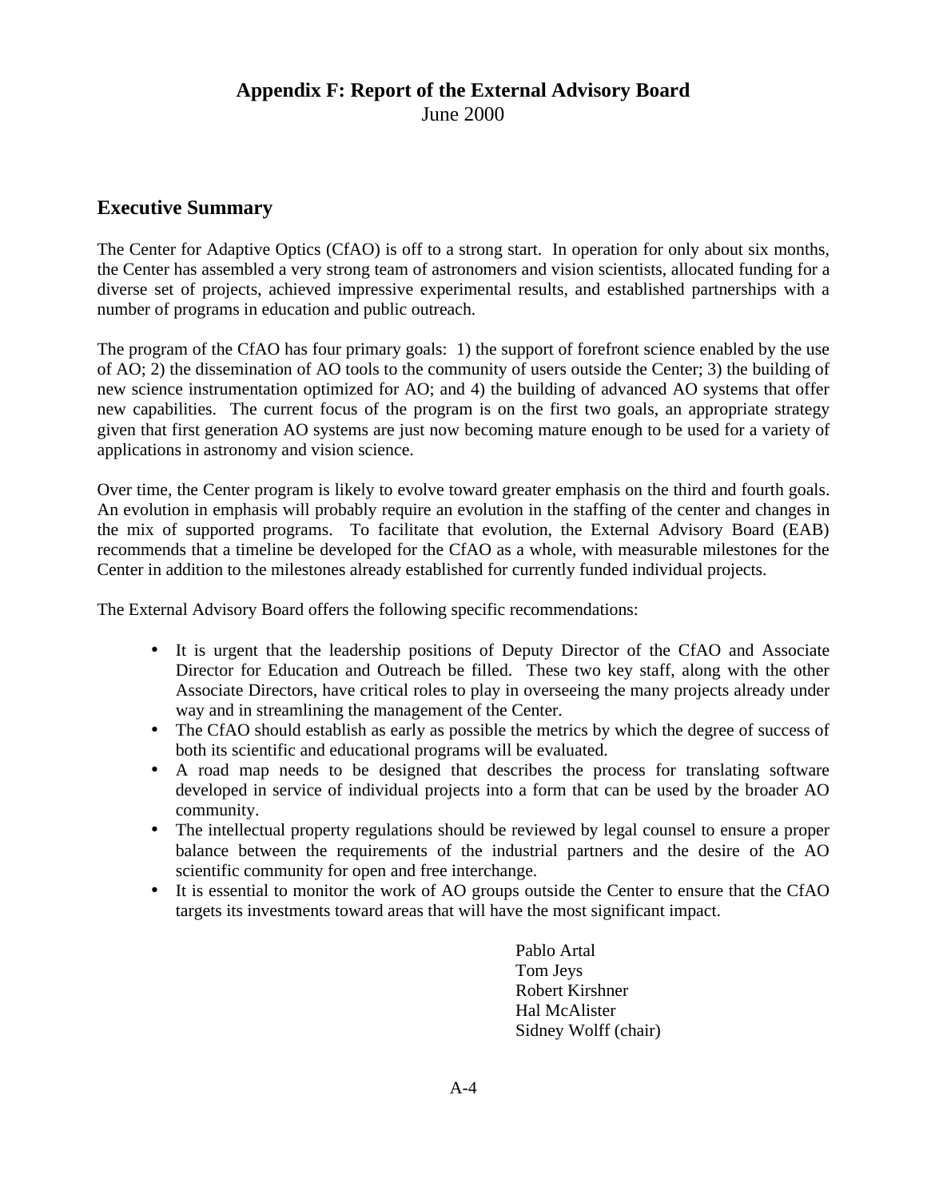# Appendix F: Report of the External Advisory Board

June 2000

## Executive Summary

The Center for Adaptive Optics (CfAO) is off to a strong start. In operation for only about six months, the Center has assembled a very strong team of astronomers and vision scientists, allocated funding for a diverse set of projects, achieved impressive experimental results, and established partnerships with a number of programs in education and public outreach.

The program of the CfAO has four primary goals: 1) the support of forefront science enabled by the use of AO; 2) the dissemination of AO tools to the community of users outside the Center; 3) the building of new science instrumentation optimized for AO; and 4) the building of advanced AO systems that offer new capabilities. The current focus of the program is on the first two goals, an appropriate strategy given that first generation AO systems are just now becoming mature enough to be used for a variety of applications in astronomy and vision science.

Over time, the Center program is likely to evolve toward greater emphasis on the third and fourth goals. An evolution in emphasis will probably require an evolution in the staffing of the center and changes in the mix of supported programs. To facilitate that evolution, the External Advisory Board (EAB) recommends that a timeline be developed for the CfAO as a whole, with measurable milestones for the Center in addition to the milestones already established for currently funded individual projects.

The External Advisory Board offers the following specific recommendations:

- It is urgent that the leadership positions of Deputy Director of the CfAO and Associate Director for Education and Outreach be filled. These two key staff, along with the other Associate Directors, have critical roles to play in overseeing the many projects already under way and in streamlining the management of the Center.
- The CfAO should establish as early as possible the metrics by which the degree of success of both its scientific and educational programs will be evaluated.
- A road map needs to be designed that describes the process for translating software developed in service of individual projects into a form that can be used by the broader AO community.
- The intellectual property regulations should be reviewed by legal counsel to ensure a proper balance between the requirements of the industrial partners and the desire of the AO scientific community for open and free interchange.
- It is essential to monitor the work of AO groups outside the Center to ensure that the CfAO targets its investments toward areas that will have the most significant impact.

Pablo Artal
Tom Jeys
Robert Kirshner
Hal McAlister
Sidney Wolff (chair)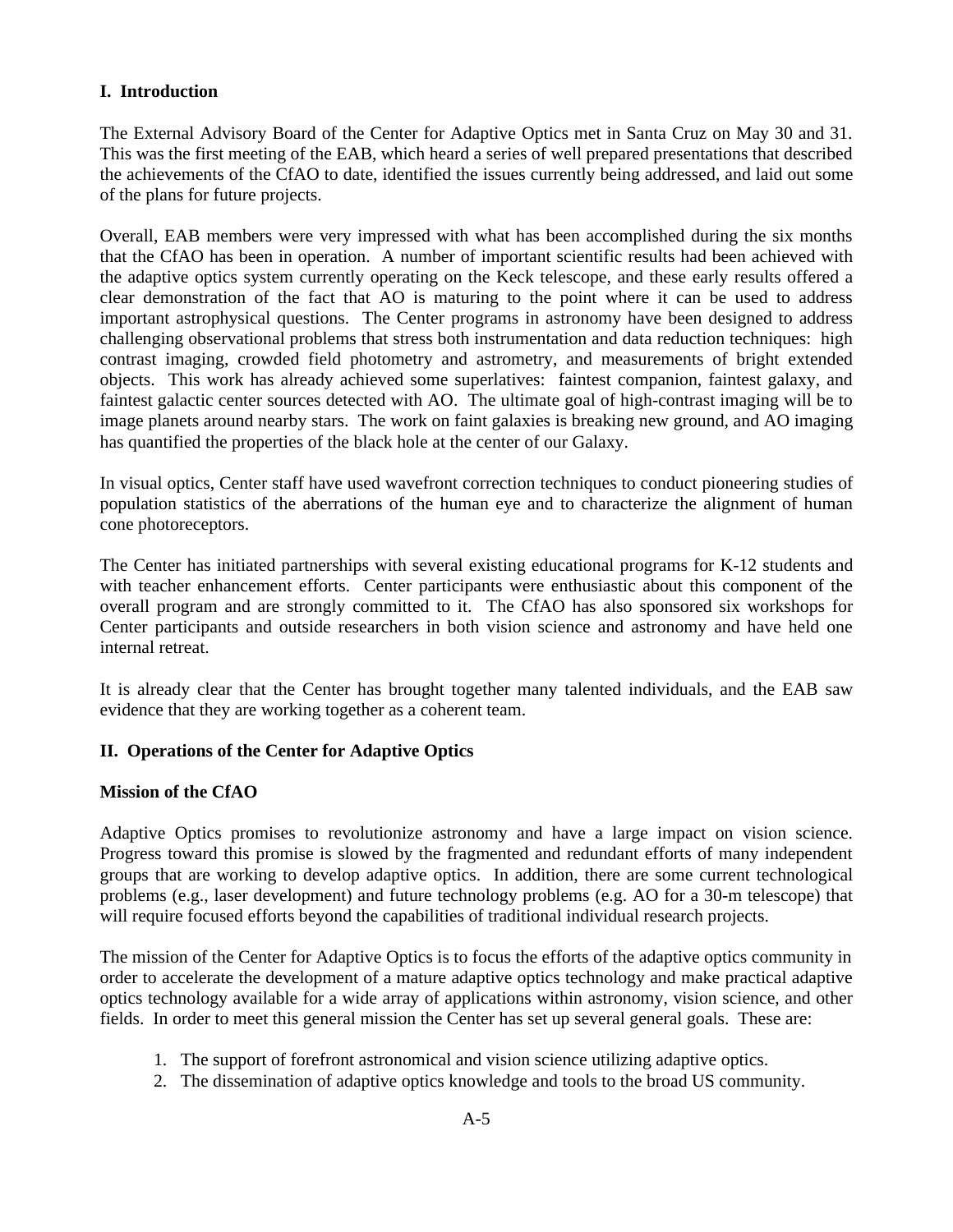## I. Introduction

The External Advisory Board of the Center for Adaptive Optics met in Santa Cruz on May 30 and 31. This was the first meeting of the EAB, which heard a series of well prepared presentations that described the achievements of the CfAO to date, identified the issues currently being addressed, and laid out some of the plans for future projects.

Overall, EAB members were very impressed with what has been accomplished during the six months that the CfAO has been in operation. A number of important scientific results had been achieved with the adaptive optics system currently operating on the Keck telescope, and these early results offered a clear demonstration of the fact that AO is maturing to the point where it can be used to address important astrophysical questions. The Center programs in astronomy have been designed to address challenging observational problems that stress both instrumentation and data reduction techniques: high contrast imaging, crowded field photometry and astrometry, and measurements of bright extended objects. This work has already achieved some superlatives: faintest companion, faintest galaxy, and faintest galactic center sources detected with AO. The ultimate goal of high-contrast imaging will be to image planets around nearby stars. The work on faint galaxies is breaking new ground, and AO imaging has quantified the properties of the black hole at the center of our Galaxy.

In visual optics, Center staff have used wavefront correction techniques to conduct pioneering studies of population statistics of the aberrations of the human eye and to characterize the alignment of human cone photoreceptors.

The Center has initiated partnerships with several existing educational programs for K-12 students and with teacher enhancement efforts. Center participants were enthusiastic about this component of the overall program and are strongly committed to it. The CfAO has also sponsored six workshops for Center participants and outside researchers in both vision science and astronomy and have held one internal retreat.

It is already clear that the Center has brought together many talented individuals, and the EAB saw evidence that they are working together as a coherent team.

## II. Operations of the Center for Adaptive Optics

### Mission of the CfAO

Adaptive Optics promises to revolutionize astronomy and have a large impact on vision science. Progress toward this promise is slowed by the fragmented and redundant efforts of many independent groups that are working to develop adaptive optics. In addition, there are some current technological problems (e.g., laser development) and future technology problems (e.g. AO for a 30-m telescope) that will require focused efforts beyond the capabilities of traditional individual research projects.

The mission of the Center for Adaptive Optics is to focus the efforts of the adaptive optics community in order to accelerate the development of a mature adaptive optics technology and make practical adaptive optics technology available for a wide array of applications within astronomy, vision science, and other fields. In order to meet this general mission the Center has set up several general goals. These are:

1. The support of forefront astronomical and vision science utilizing adaptive optics.
2. The dissemination of adaptive optics knowledge and tools to the broad US community.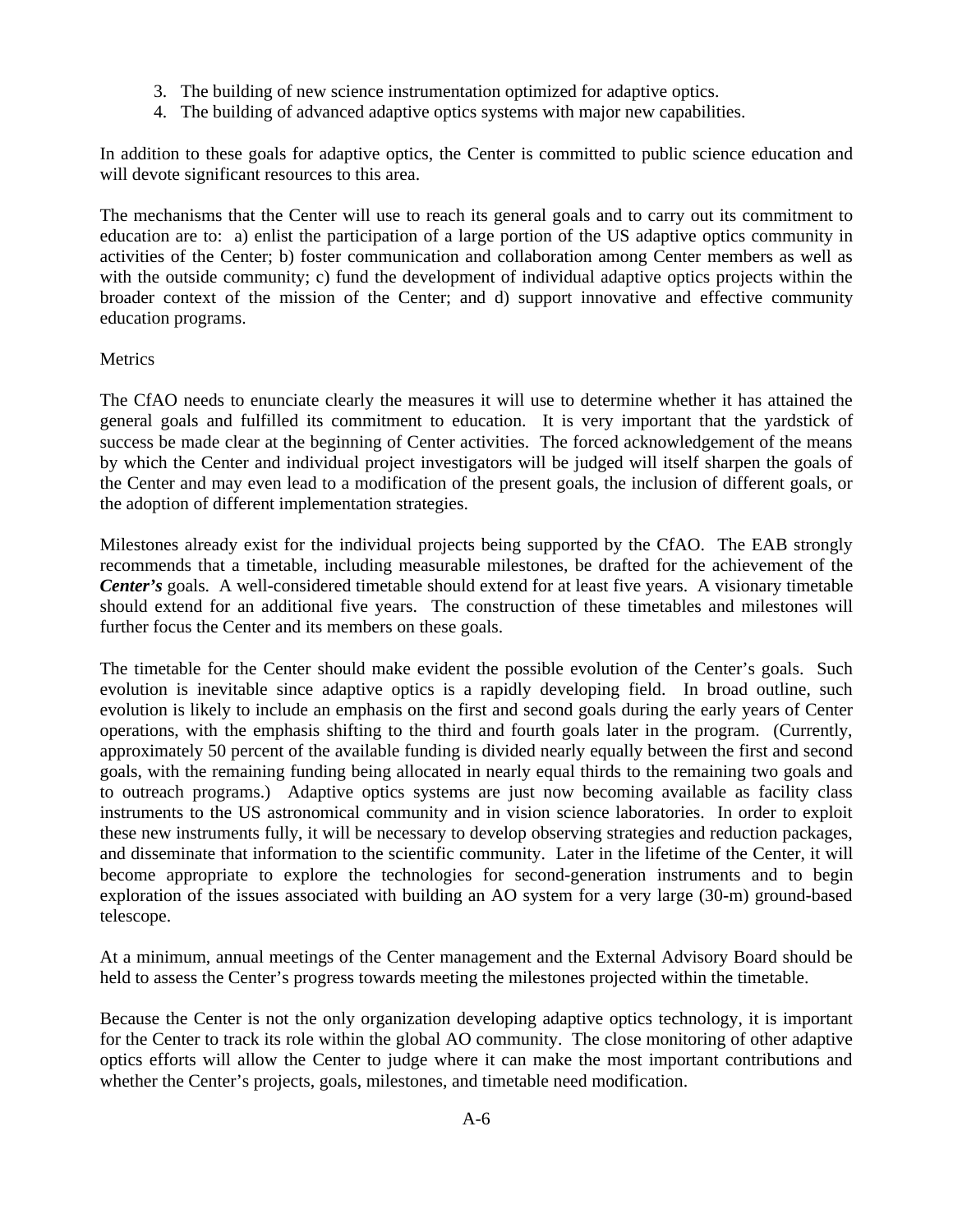3. The building of new science instrumentation optimized for adaptive optics.
4. The building of advanced adaptive optics systems with major new capabilities.

In addition to these goals for adaptive optics, the Center is committed to public science education and will devote significant resources to this area.

The mechanisms that the Center will use to reach its general goals and to carry out its commitment to education are to: a) enlist the participation of a large portion of the US adaptive optics community in activities of the Center; b) foster communication and collaboration among Center members as well as with the outside community; c) fund the development of individual adaptive optics projects within the broader context of the mission of the Center; and d) support innovative and effective community education programs.

Metrics

The CfAO needs to enunciate clearly the measures it will use to determine whether it has attained the general goals and fulfilled its commitment to education. It is very important that the yardstick of success be made clear at the beginning of Center activities. The forced acknowledgement of the means by which the Center and individual project investigators will be judged will itself sharpen the goals of the Center and may even lead to a modification of the present goals, the inclusion of different goals, or the adoption of different implementation strategies.

Milestones already exist for the individual projects being supported by the CfAO. The EAB strongly recommends that a timetable, including measurable milestones, be drafted for the achievement of the ***Center's*** goals. A well-considered timetable should extend for at least five years. A visionary timetable should extend for an additional five years. The construction of these timetables and milestones will further focus the Center and its members on these goals.

The timetable for the Center should make evident the possible evolution of the Center's goals. Such evolution is inevitable since adaptive optics is a rapidly developing field. In broad outline, such evolution is likely to include an emphasis on the first and second goals during the early years of Center operations, with the emphasis shifting to the third and fourth goals later in the program. (Currently, approximately 50 percent of the available funding is divided nearly equally between the first and second goals, with the remaining funding being allocated in nearly equal thirds to the remaining two goals and to outreach programs.) Adaptive optics systems are just now becoming available as facility class instruments to the US astronomical community and in vision science laboratories. In order to exploit these new instruments fully, it will be necessary to develop observing strategies and reduction packages, and disseminate that information to the scientific community. Later in the lifetime of the Center, it will become appropriate to explore the technologies for second-generation instruments and to begin exploration of the issues associated with building an AO system for a very large (30-m) ground-based telescope.

At a minimum, annual meetings of the Center management and the External Advisory Board should be held to assess the Center's progress towards meeting the milestones projected within the timetable.

Because the Center is not the only organization developing adaptive optics technology, it is important for the Center to track its role within the global AO community. The close monitoring of other adaptive optics efforts will allow the Center to judge where it can make the most important contributions and whether the Center's projects, goals, milestones, and timetable need modification.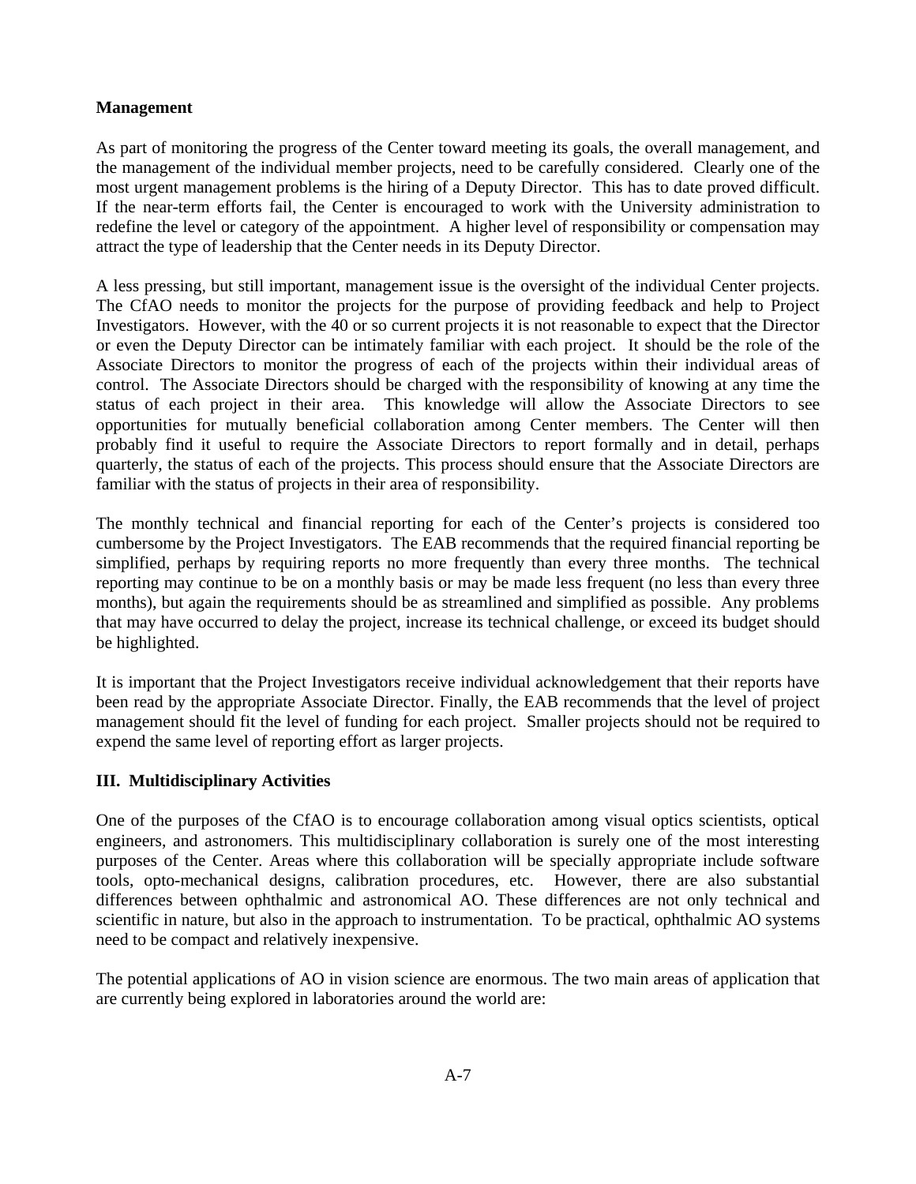**Management**

As part of monitoring the progress of the Center toward meeting its goals, the overall management, and the management of the individual member projects, need to be carefully considered. Clearly one of the most urgent management problems is the hiring of a Deputy Director. This has to date proved difficult. If the near-term efforts fail, the Center is encouraged to work with the University administration to redefine the level or category of the appointment. A higher level of responsibility or compensation may attract the type of leadership that the Center needs in its Deputy Director.

A less pressing, but still important, management issue is the oversight of the individual Center projects. The CfAO needs to monitor the projects for the purpose of providing feedback and help to Project Investigators. However, with the 40 or so current projects it is not reasonable to expect that the Director or even the Deputy Director can be intimately familiar with each project. It should be the role of the Associate Directors to monitor the progress of each of the projects within their individual areas of control. The Associate Directors should be charged with the responsibility of knowing at any time the status of each project in their area. This knowledge will allow the Associate Directors to see opportunities for mutually beneficial collaboration among Center members. The Center will then probably find it useful to require the Associate Directors to report formally and in detail, perhaps quarterly, the status of each of the projects. This process should ensure that the Associate Directors are familiar with the status of projects in their area of responsibility.

The monthly technical and financial reporting for each of the Center's projects is considered too cumbersome by the Project Investigators. The EAB recommends that the required financial reporting be simplified, perhaps by requiring reports no more frequently than every three months. The technical reporting may continue to be on a monthly basis or may be made less frequent (no less than every three months), but again the requirements should be as streamlined and simplified as possible. Any problems that may have occurred to delay the project, increase its technical challenge, or exceed its budget should be highlighted.

It is important that the Project Investigators receive individual acknowledgement that their reports have been read by the appropriate Associate Director. Finally, the EAB recommends that the level of project management should fit the level of funding for each project. Smaller projects should not be required to expend the same level of reporting effort as larger projects.

**III. Multidisciplinary Activities**

One of the purposes of the CfAO is to encourage collaboration among visual optics scientists, optical engineers, and astronomers. This multidisciplinary collaboration is surely one of the most interesting purposes of the Center. Areas where this collaboration will be specially appropriate include software tools, opto-mechanical designs, calibration procedures, etc. However, there are also substantial differences between ophthalmic and astronomical AO. These differences are not only technical and scientific in nature, but also in the approach to instrumentation. To be practical, ophthalmic AO systems need to be compact and relatively inexpensive.

The potential applications of AO in vision science are enormous. The two main areas of application that are currently being explored in laboratories around the world are: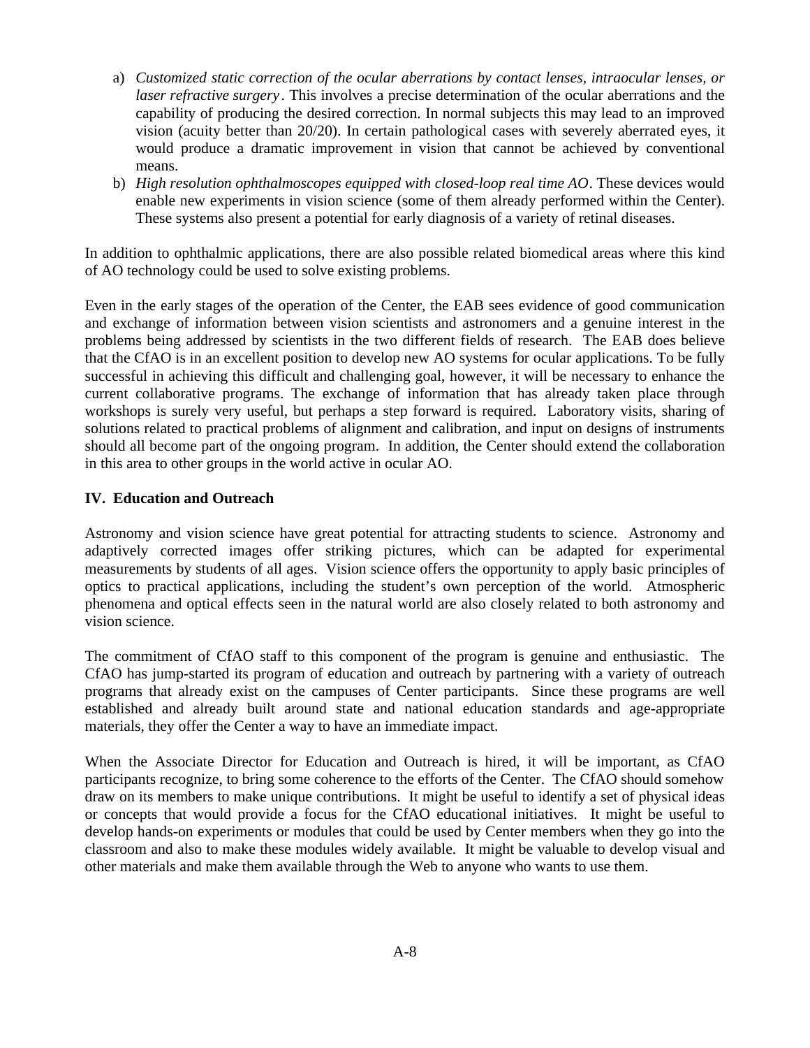a) *Customized static correction of the ocular aberrations by contact lenses, intraocular lenses, or laser refractive surgery*. This involves a precise determination of the ocular aberrations and the capability of producing the desired correction. In normal subjects this may lead to an improved vision (acuity better than 20/20). In certain pathological cases with severely aberrated eyes, it would produce a dramatic improvement in vision that cannot be achieved by conventional means.
b) *High resolution ophthalmoscopes equipped with closed-loop real time AO*. These devices would enable new experiments in vision science (some of them already performed within the Center). These systems also present a potential for early diagnosis of a variety of retinal diseases.

In addition to ophthalmic applications, there are also possible related biomedical areas where this kind of AO technology could be used to solve existing problems.

Even in the early stages of the operation of the Center, the EAB sees evidence of good communication and exchange of information between vision scientists and astronomers and a genuine interest in the problems being addressed by scientists in the two different fields of research. The EAB does believe that the CfAO is in an excellent position to develop new AO systems for ocular applications. To be fully successful in achieving this difficult and challenging goal, however, it will be necessary to enhance the current collaborative programs. The exchange of information that has already taken place through workshops is surely very useful, but perhaps a step forward is required. Laboratory visits, sharing of solutions related to practical problems of alignment and calibration, and input on designs of instruments should all become part of the ongoing program. In addition, the Center should extend the collaboration in this area to other groups in the world active in ocular AO.

## IV. Education and Outreach

Astronomy and vision science have great potential for attracting students to science. Astronomy and adaptively corrected images offer striking pictures, which can be adapted for experimental measurements by students of all ages. Vision science offers the opportunity to apply basic principles of optics to practical applications, including the student's own perception of the world. Atmospheric phenomena and optical effects seen in the natural world are also closely related to both astronomy and vision science.

The commitment of CfAO staff to this component of the program is genuine and enthusiastic. The CfAO has jump-started its program of education and outreach by partnering with a variety of outreach programs that already exist on the campuses of Center participants. Since these programs are well established and already built around state and national education standards and age-appropriate materials, they offer the Center a way to have an immediate impact.

When the Associate Director for Education and Outreach is hired, it will be important, as CfAO participants recognize, to bring some coherence to the efforts of the Center. The CfAO should somehow draw on its members to make unique contributions. It might be useful to identify a set of physical ideas or concepts that would provide a focus for the CfAO educational initiatives. It might be useful to develop hands-on experiments or modules that could be used by Center members when they go into the classroom and also to make these modules widely available. It might be valuable to develop visual and other materials and make them available through the Web to anyone who wants to use them.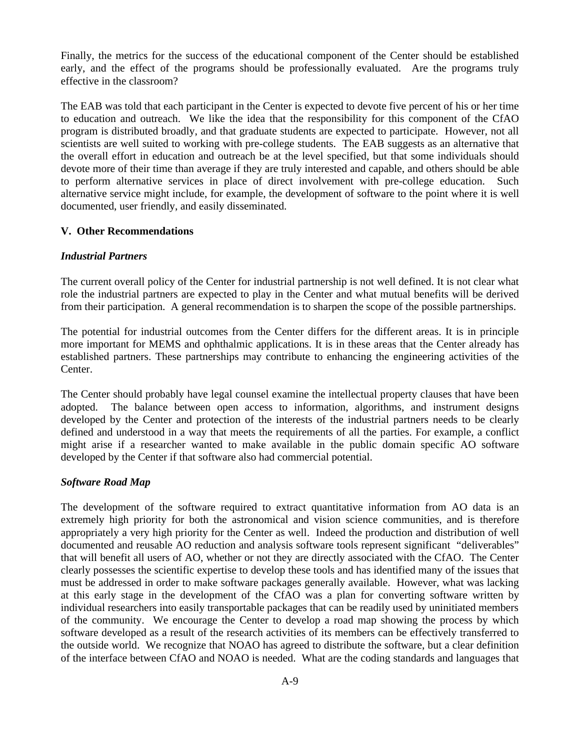Finally, the metrics for the success of the educational component of the Center should be established early, and the effect of the programs should be professionally evaluated. Are the programs truly effective in the classroom?

The EAB was told that each participant in the Center is expected to devote five percent of his or her time to education and outreach. We like the idea that the responsibility for this component of the CfAO program is distributed broadly, and that graduate students are expected to participate. However, not all scientists are well suited to working with pre-college students. The EAB suggests as an alternative that the overall effort in education and outreach be at the level specified, but that some individuals should devote more of their time than average if they are truly interested and capable, and others should be able to perform alternative services in place of direct involvement with pre-college education. Such alternative service might include, for example, the development of software to the point where it is well documented, user friendly, and easily disseminated.

### V. Other Recommendations

#### *Industrial Partners*

The current overall policy of the Center for industrial partnership is not well defined. It is not clear what role the industrial partners are expected to play in the Center and what mutual benefits will be derived from their participation. A general recommendation is to sharpen the scope of the possible partnerships.

The potential for industrial outcomes from the Center differs for the different areas. It is in principle more important for MEMS and ophthalmic applications. It is in these areas that the Center already has established partners. These partnerships may contribute to enhancing the engineering activities of the Center.

The Center should probably have legal counsel examine the intellectual property clauses that have been adopted. The balance between open access to information, algorithms, and instrument designs developed by the Center and protection of the interests of the industrial partners needs to be clearly defined and understood in a way that meets the requirements of all the parties. For example, a conflict might arise if a researcher wanted to make available in the public domain specific AO software developed by the Center if that software also had commercial potential.

#### *Software Road Map*

The development of the software required to extract quantitative information from AO data is an extremely high priority for both the astronomical and vision science communities, and is therefore appropriately a very high priority for the Center as well. Indeed the production and distribution of well documented and reusable AO reduction and analysis software tools represent significant "deliverables" that will benefit all users of AO, whether or not they are directly associated with the CfAO. The Center clearly possesses the scientific expertise to develop these tools and has identified many of the issues that must be addressed in order to make software packages generally available. However, what was lacking at this early stage in the development of the CfAO was a plan for converting software written by individual researchers into easily transportable packages that can be readily used by uninitiated members of the community. We encourage the Center to develop a road map showing the process by which software developed as a result of the research activities of its members can be effectively transferred to the outside world. We recognize that NOAO has agreed to distribute the software, but a clear definition of the interface between CfAO and NOAO is needed. What are the coding standards and languages that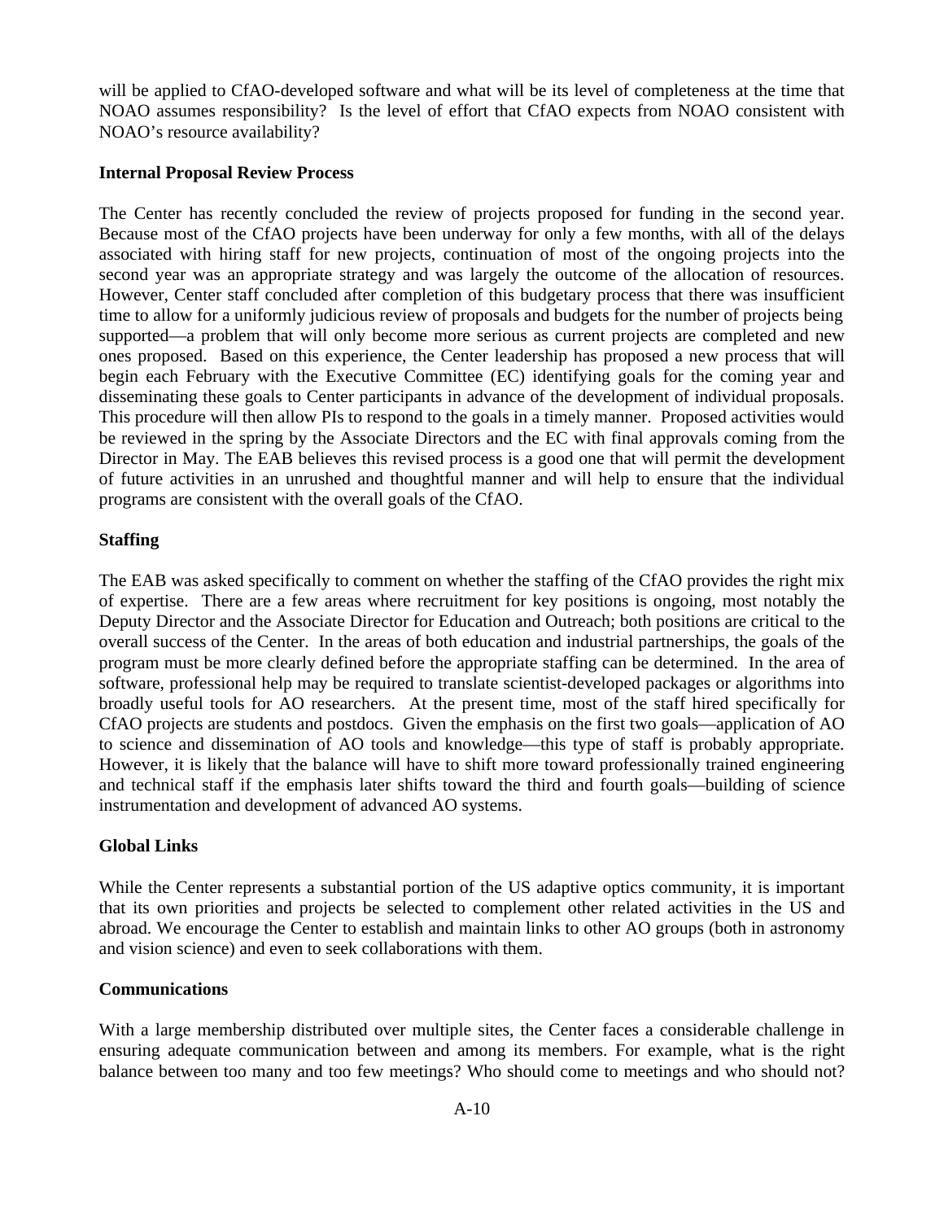will be applied to CfAO-developed software and what will be its level of completeness at the time that NOAO assumes responsibility? Is the level of effort that CfAO expects from NOAO consistent with NOAO's resource availability?

**Internal Proposal Review Process**

The Center has recently concluded the review of projects proposed for funding in the second year. Because most of the CfAO projects have been underway for only a few months, with all of the delays associated with hiring staff for new projects, continuation of most of the ongoing projects into the second year was an appropriate strategy and was largely the outcome of the allocation of resources. However, Center staff concluded after completion of this budgetary process that there was insufficient time to allow for a uniformly judicious review of proposals and budgets for the number of projects being supported—a problem that will only become more serious as current projects are completed and new ones proposed. Based on this experience, the Center leadership has proposed a new process that will begin each February with the Executive Committee (EC) identifying goals for the coming year and disseminating these goals to Center participants in advance of the development of individual proposals. This procedure will then allow PIs to respond to the goals in a timely manner. Proposed activities would be reviewed in the spring by the Associate Directors and the EC with final approvals coming from the Director in May. The EAB believes this revised process is a good one that will permit the development of future activities in an unrushed and thoughtful manner and will help to ensure that the individual programs are consistent with the overall goals of the CfAO.

**Staffing**

The EAB was asked specifically to comment on whether the staffing of the CfAO provides the right mix of expertise. There are a few areas where recruitment for key positions is ongoing, most notably the Deputy Director and the Associate Director for Education and Outreach; both positions are critical to the overall success of the Center. In the areas of both education and industrial partnerships, the goals of the program must be more clearly defined before the appropriate staffing can be determined. In the area of software, professional help may be required to translate scientist-developed packages or algorithms into broadly useful tools for AO researchers. At the present time, most of the staff hired specifically for CfAO projects are students and postdocs. Given the emphasis on the first two goals—application of AO to science and dissemination of AO tools and knowledge—this type of staff is probably appropriate. However, it is likely that the balance will have to shift more toward professionally trained engineering and technical staff if the emphasis later shifts toward the third and fourth goals—building of science instrumentation and development of advanced AO systems.

**Global Links**

While the Center represents a substantial portion of the US adaptive optics community, it is important that its own priorities and projects be selected to complement other related activities in the US and abroad. We encourage the Center to establish and maintain links to other AO groups (both in astronomy and vision science) and even to seek collaborations with them.

**Communications**

With a large membership distributed over multiple sites, the Center faces a considerable challenge in ensuring adequate communication between and among its members. For example, what is the right balance between too many and too few meetings? Who should come to meetings and who should not?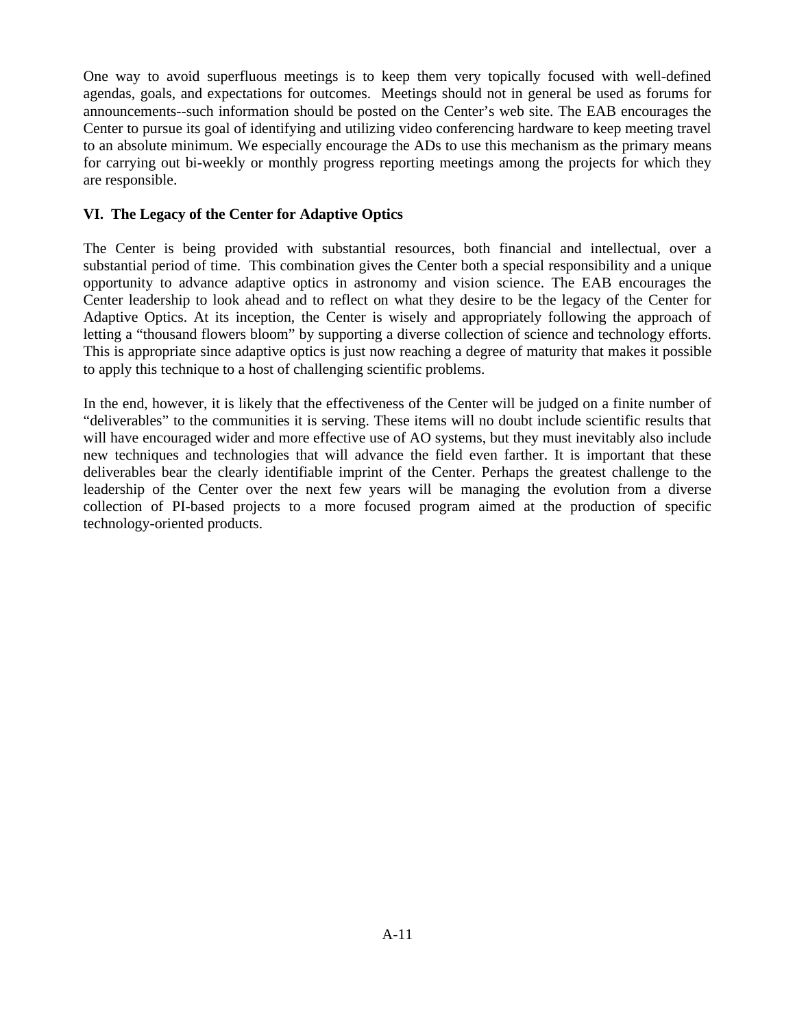One way to avoid superfluous meetings is to keep them very topically focused with well-defined agendas, goals, and expectations for outcomes. Meetings should not in general be used as forums for announcements--such information should be posted on the Center's web site. The EAB encourages the Center to pursue its goal of identifying and utilizing video conferencing hardware to keep meeting travel to an absolute minimum. We especially encourage the ADs to use this mechanism as the primary means for carrying out bi-weekly or monthly progress reporting meetings among the projects for which they are responsible.

## VI. The Legacy of the Center for Adaptive Optics

The Center is being provided with substantial resources, both financial and intellectual, over a substantial period of time. This combination gives the Center both a special responsibility and a unique opportunity to advance adaptive optics in astronomy and vision science. The EAB encourages the Center leadership to look ahead and to reflect on what they desire to be the legacy of the Center for Adaptive Optics. At its inception, the Center is wisely and appropriately following the approach of letting a "thousand flowers bloom" by supporting a diverse collection of science and technology efforts. This is appropriate since adaptive optics is just now reaching a degree of maturity that makes it possible to apply this technique to a host of challenging scientific problems.

In the end, however, it is likely that the effectiveness of the Center will be judged on a finite number of "deliverables" to the communities it is serving. These items will no doubt include scientific results that will have encouraged wider and more effective use of AO systems, but they must inevitably also include new techniques and technologies that will advance the field even farther. It is important that these deliverables bear the clearly identifiable imprint of the Center. Perhaps the greatest challenge to the leadership of the Center over the next few years will be managing the evolution from a diverse collection of PI-based projects to a more focused program aimed at the production of specific technology-oriented products.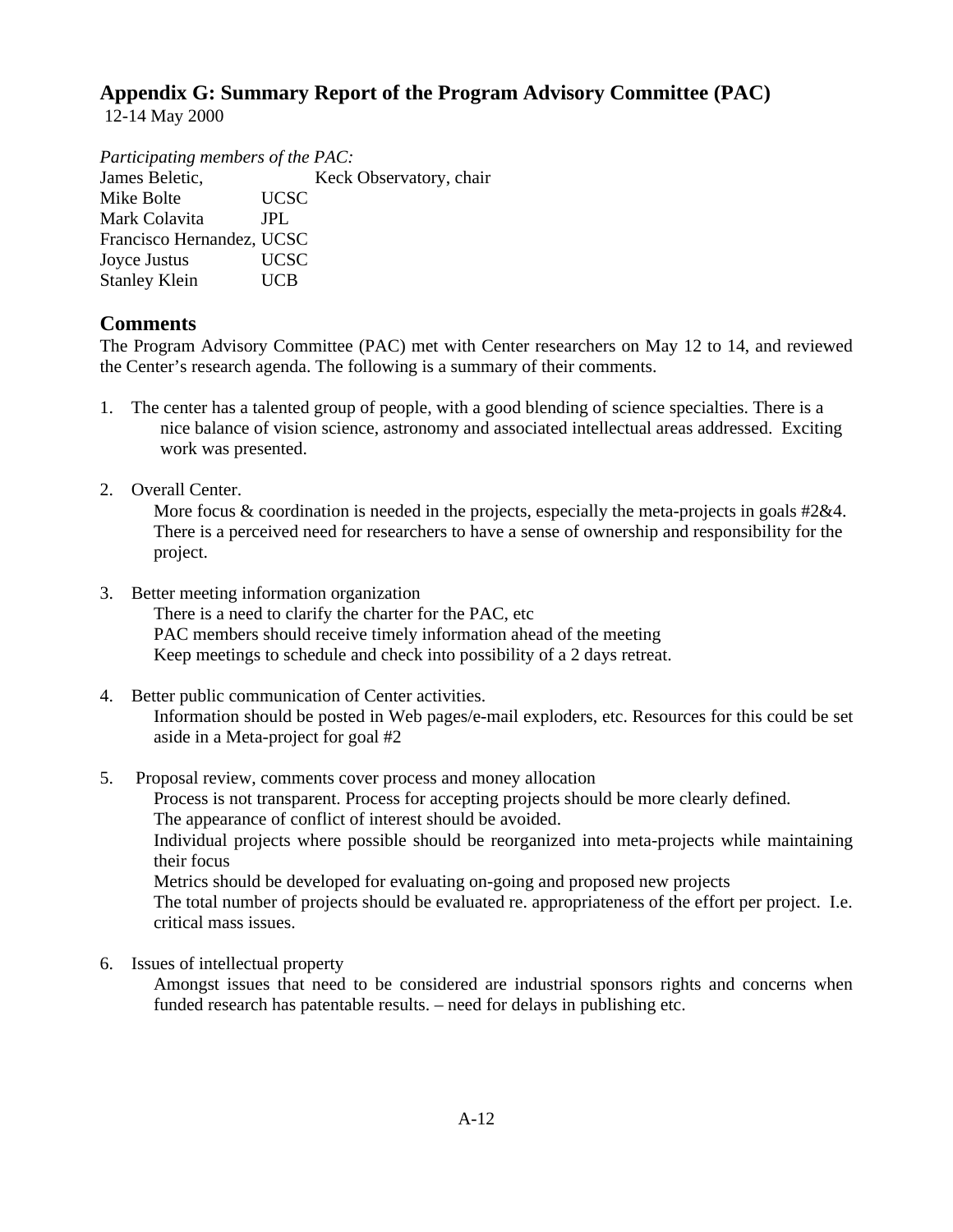## Appendix G: Summary Report of the Program Advisory Committee (PAC)

12-14 May 2000

*Participating members of the PAC:*

James Beletic, Keck Observatory, chair
Mike Bolte UCSC
Mark Colavita JPL
Francisco Hernandez, UCSC
Joyce Justus UCSC
Stanley Klein UCB

## Comments

The Program Advisory Committee (PAC) met with Center researchers on May 12 to 14, and reviewed the Center's research agenda. The following is a summary of their comments.

1. The center has a talented group of people, with a good blending of science specialties. There is a nice balance of vision science, astronomy and associated intellectual areas addressed. Exciting work was presented.

2. Overall Center.
   More focus & coordination is needed in the projects, especially the meta-projects in goals #2&4. There is a perceived need for researchers to have a sense of ownership and responsibility for the project.

3. Better meeting information organization
   There is a need to clarify the charter for the PAC, etc
   PAC members should receive timely information ahead of the meeting
   Keep meetings to schedule and check into possibility of a 2 days retreat.

4. Better public communication of Center activities.
   Information should be posted in Web pages/e-mail exploders, etc. Resources for this could be set aside in a Meta-project for goal #2

5. Proposal review, comments cover process and money allocation
   Process is not transparent. Process for accepting projects should be more clearly defined.
   The appearance of conflict of interest should be avoided.
   Individual projects where possible should be reorganized into meta-projects while maintaining their focus
   Metrics should be developed for evaluating on-going and proposed new projects
   The total number of projects should be evaluated re. appropriateness of the effort per project. I.e. critical mass issues.

6. Issues of intellectual property
   Amongst issues that need to be considered are industrial sponsors rights and concerns when funded research has patentable results. – need for delays in publishing etc.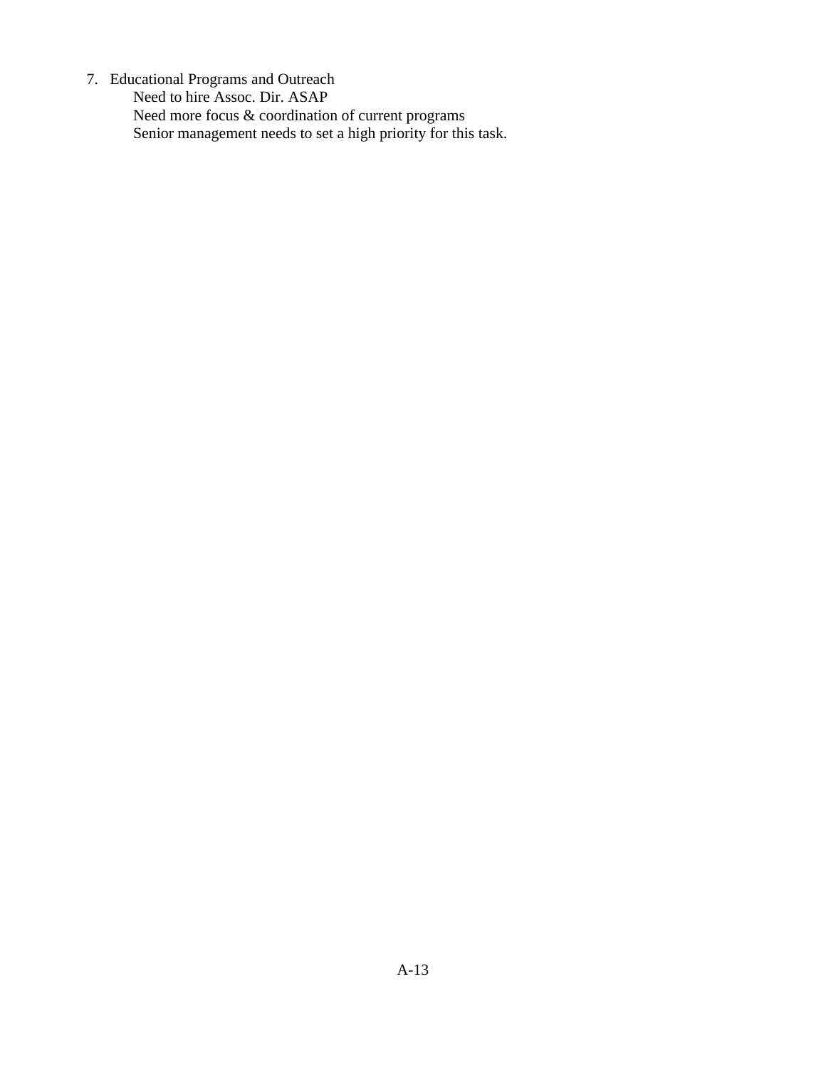7. Educational Programs and Outreach
   - Need to hire Assoc. Dir. ASAP
   - Need more focus & coordination of current programs
   - Senior management needs to set a high priority for this task.